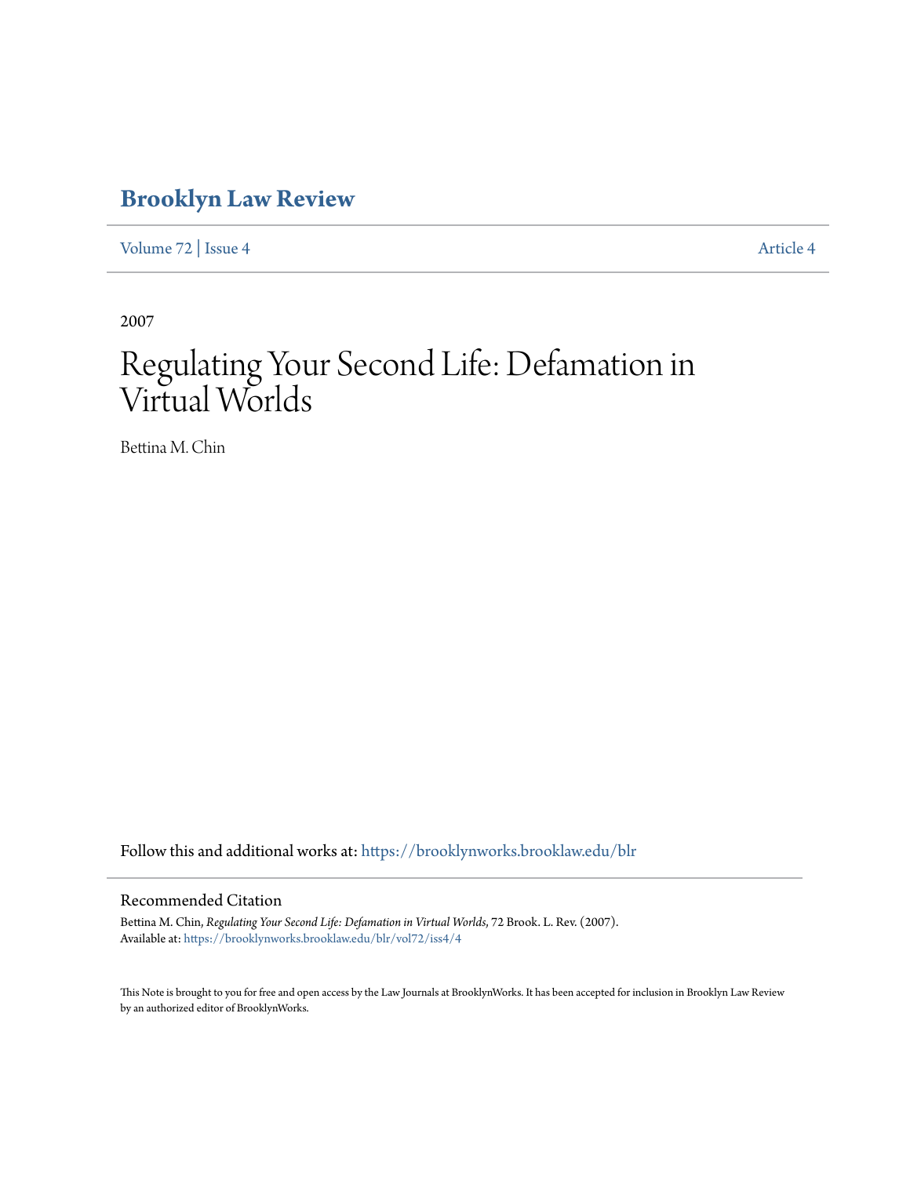# Brooklyn Law Review

Volume 72 | Issue 4 Article 4

2007

# Regulating Your Second Life: Defamation in Virtual Worlds

Bettina M. Chin

Follow this and additional works at: https://brooklynworks.brooklaw.edu/blr

## Recommended Citation

Bettina M. Chin, *Regulating Your Second Life: Defamation in Virtual Worlds*, 72 Brook. L. Rev. (2007).
Available at: https://brooklynworks.brooklaw.edu/blr/vol72/iss4/4

This Note is brought to you for free and open access by the Law Journals at BrooklynWorks. It has been accepted for inclusion in Brooklyn Law Review by an authorized editor of BrooklynWorks.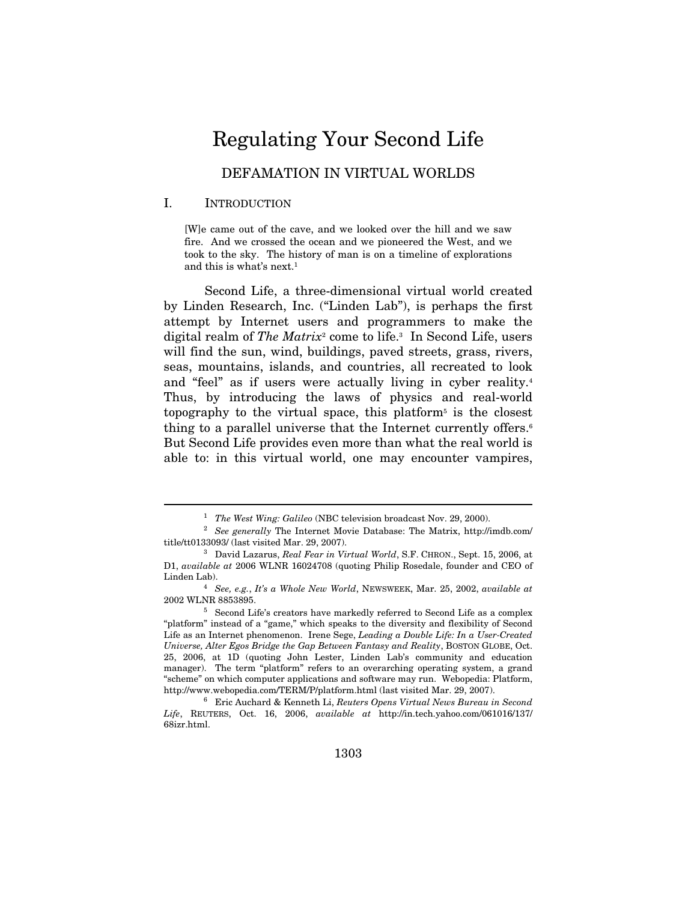# Regulating Your Second Life

## DEFAMATION IN VIRTUAL WORLDS

### I. INTRODUCTION

> [W]e came out of the cave, and we looked over the hill and we saw fire. And we crossed the ocean and we pioneered the West, and we took to the sky. The history of man is on a timeline of explorations and this is what's next.[1]

Second Life, a three-dimensional virtual world created by Linden Research, Inc. ("Linden Lab"), is perhaps the first attempt by Internet users and programmers to make the digital realm of *The Matrix*[2] come to life.[3] In Second Life, users will find the sun, wind, buildings, paved streets, grass, rivers, seas, mountains, islands, and countries, all recreated to look and "feel" as if users were actually living in cyber reality.[4] Thus, by introducing the laws of physics and real-world topography to the virtual space, this platform[5] is the closest thing to a parallel universe that the Internet currently offers.[6] But Second Life provides even more than what the real world is able to: in this virtual world, one may encounter vampires,

---

[1] *The West Wing: Galileo* (NBC television broadcast Nov. 29, 2000).

[2] *See generally* The Internet Movie Database: The Matrix, http://imdb.com/title/tt0133093/ (last visited Mar. 29, 2007).

[3] David Lazarus, *Real Fear in Virtual World*, S.F. CHRON., Sept. 15, 2006, at D1, *available at* 2006 WLNR 16024708 (quoting Philip Rosedale, founder and CEO of Linden Lab).

[4] *See, e.g.*, *It's a Whole New World*, NEWSWEEK, Mar. 25, 2002, *available at* 2002 WLNR 8853895.

[5] Second Life's creators have markedly referred to Second Life as a complex "platform" instead of a "game," which speaks to the diversity and flexibility of Second Life as an Internet phenomenon. Irene Sege, *Leading a Double Life: In a User-Created Universe, Alter Egos Bridge the Gap Between Fantasy and Reality*, BOSTON GLOBE, Oct. 25, 2006, at 1D (quoting John Lester, Linden Lab's community and education manager). The term "platform" refers to an overarching operating system, a grand "scheme" on which computer applications and software may run. Webopedia: Platform, http://www.webopedia.com/TERM/P/platform.html (last visited Mar. 29, 2007).

[6] Eric Auchard & Kenneth Li, *Reuters Opens Virtual News Bureau in Second Life*, REUTERS, Oct. 16, 2006, *available at* http://in.tech.yahoo.com/061016/137/68izr.html.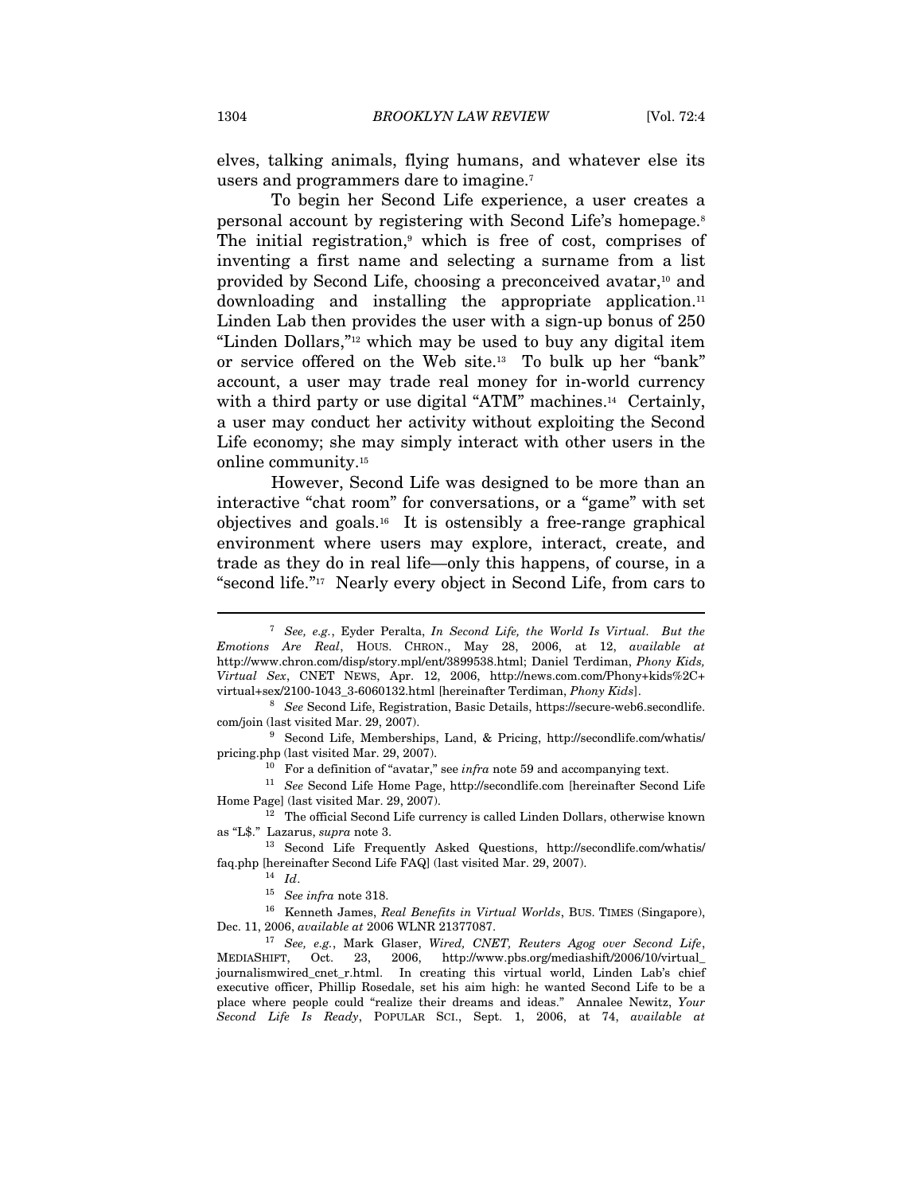elves, talking animals, flying humans, and whatever else its users and programmers dare to imagine.[7]

To begin her Second Life experience, a user creates a personal account by registering with Second Life's homepage.[8] The initial registration,[9] which is free of cost, comprises of inventing a first name and selecting a surname from a list provided by Second Life, choosing a preconceived avatar,[10] and downloading and installing the appropriate application.[11] Linden Lab then provides the user with a sign-up bonus of 250 "Linden Dollars,"[12] which may be used to buy any digital item or service offered on the Web site.[13] To bulk up her "bank" account, a user may trade real money for in-world currency with a third party or use digital "ATM" machines.[14] Certainly, a user may conduct her activity without exploiting the Second Life economy; she may simply interact with other users in the online community.[15]

However, Second Life was designed to be more than an interactive "chat room" for conversations, or a "game" with set objectives and goals.[16] It is ostensibly a free-range graphical environment where users may explore, interact, create, and trade as they do in real life—only this happens, of course, in a "second life."[17] Nearly every object in Second Life, from cars to

---

[7] *See, e.g.*, Eyder Peralta, *In Second Life, the World Is Virtual. But the Emotions Are Real*, HOUS. CHRON., May 28, 2006, at 12, *available at* http://www.chron.com/disp/story.mpl/ent/3899538.html; Daniel Terdiman, *Phony Kids, Virtual Sex*, CNET NEWS, Apr. 12, 2006, http://news.com.com/Phony+kids%2C+virtual+sex/2100-1043_3-6060132.html [hereinafter Terdiman, *Phony Kids*].

[8] *See* Second Life, Registration, Basic Details, https://secure-web6.secondlife.com/join (last visited Mar. 29, 2007).

[9] Second Life, Memberships, Land, & Pricing, http://secondlife.com/whatis/pricing.php (last visited Mar. 29, 2007).

[10] For a definition of "avatar," see *infra* note 59 and accompanying text.

[11] *See* Second Life Home Page, http://secondlife.com [hereinafter Second Life Home Page] (last visited Mar. 29, 2007).

[12] The official Second Life currency is called Linden Dollars, otherwise known as "L$." Lazarus, *supra* note 3.

[13] Second Life Frequently Asked Questions, http://secondlife.com/whatis/faq.php [hereinafter Second Life FAQ] (last visited Mar. 29, 2007).

[14] *Id*.

[15] *See infra* note 318.

[16] Kenneth James, *Real Benefits in Virtual Worlds*, BUS. TIMES (Singapore), Dec. 11, 2006, *available at* 2006 WLNR 21377087.

[17] *See, e.g.*, Mark Glaser, *Wired, CNET, Reuters Agog over Second Life*, MEDIASHIFT, Oct. 23, 2006, http://www.pbs.org/mediashift/2006/10/virtual_journalismwired_cnet_r.html. In creating this virtual world, Linden Lab's chief executive officer, Phillip Rosedale, set his aim high: he wanted Second Life to be a place where people could "realize their dreams and ideas." Annalee Newitz, *Your Second Life Is Ready*, POPULAR SCI., Sept. 1, 2006, at 74, *available at*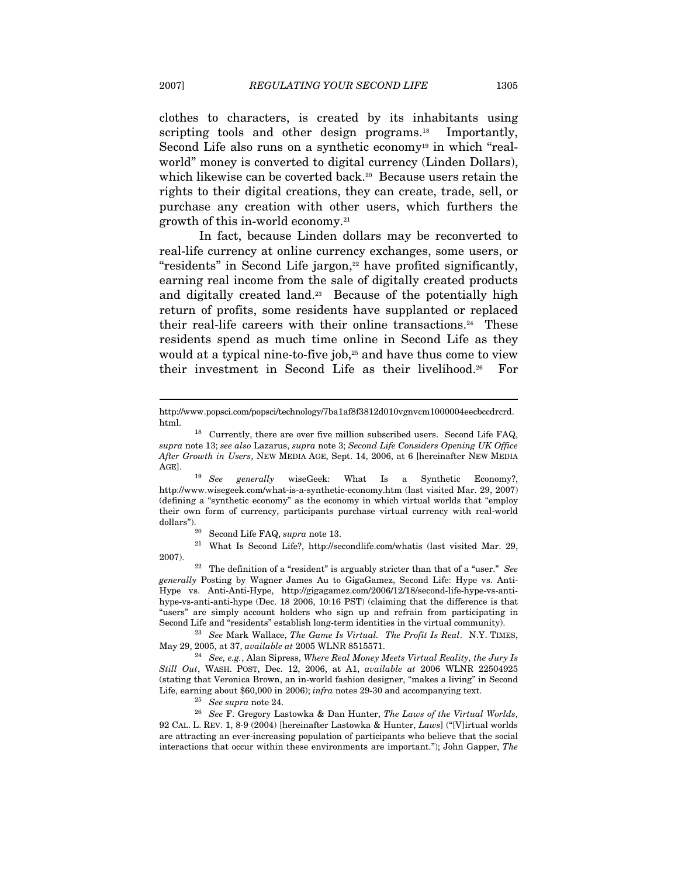clothes to characters, is created by its inhabitants using scripting tools and other design programs.[18] Importantly, Second Life also runs on a synthetic economy[19] in which "real-world" money is converted to digital currency (Linden Dollars), which likewise can be coverted back.[20] Because users retain the rights to their digital creations, they can create, trade, sell, or purchase any creation with other users, which furthers the growth of this in-world economy.[21]

In fact, because Linden dollars may be reconverted to real-life currency at online currency exchanges, some users, or "residents" in Second Life jargon,[22] have profited significantly, earning real income from the sale of digitally created products and digitally created land.[23] Because of the potentially high return of profits, some residents have supplanted or replaced their real-life careers with their online transactions.[24] These residents spend as much time online in Second Life as they would at a typical nine-to-five job,[25] and have thus come to view their investment in Second Life as their livelihood.[26] For

---

http://www.popsci.com/popsci/technology/7ba1af8f3812d010vgnvcm1000004eecbccdrcrd.html.

[18] Currently, there are over five million subscribed users. Second Life FAQ, *supra* note 13; *see also* Lazarus, *supra* note 3; *Second Life Considers Opening UK Office After Growth in Users*, NEW MEDIA AGE, Sept. 14, 2006, at 6 [hereinafter NEW MEDIA AGE].

[19] *See generally* wiseGeek: What Is a Synthetic Economy?, http://www.wisegeek.com/what-is-a-synthetic-economy.htm (last visited Mar. 29, 2007) (defining a "synthetic economy" as the economy in which virtual worlds that "employ their own form of currency, participants purchase virtual currency with real-world dollars").

[20] Second Life FAQ, *supra* note 13.

[21] What Is Second Life?, http://secondlife.com/whatis (last visited Mar. 29, 2007).

[22] The definition of a "resident" is arguably stricter than that of a "user." *See generally* Posting by Wagner James Au to GigaGamez, Second Life: Hype vs. Anti-Hype vs. Anti-Anti-Hype, http://gigagamez.com/2006/12/18/second-life-hype-vs-anti-hype-vs-anti-anti-hype (Dec. 18 2006, 10:16 PST) (claiming that the difference is that "users" are simply account holders who sign up and refrain from participating in Second Life and "residents" establish long-term identities in the virtual community).

[23] *See* Mark Wallace, *The Game Is Virtual. The Profit Is Real*. N.Y. TIMES, May 29, 2005, at 37, *available at* 2005 WLNR 8515571.

[24] *See, e.g.*, Alan Sipress, *Where Real Money Meets Virtual Reality, the Jury Is Still Out*, WASH. POST, Dec. 12, 2006, at A1, *available at* 2006 WLNR 22504925 (stating that Veronica Brown, an in-world fashion designer, "makes a living" in Second Life, earning about $60,000 in 2006); *infra* notes 29-30 and accompanying text.

[25] *See supra* note 24.

[26] *See* F. Gregory Lastowka & Dan Hunter, *The Laws of the Virtual Worlds*, 92 CAL. L. REV. 1, 8-9 (2004) [hereinafter Lastowka & Hunter, *Laws*] ("[V]irtual worlds are attracting an ever-increasing population of participants who believe that the social interactions that occur within these environments are important."); John Gapper, *The*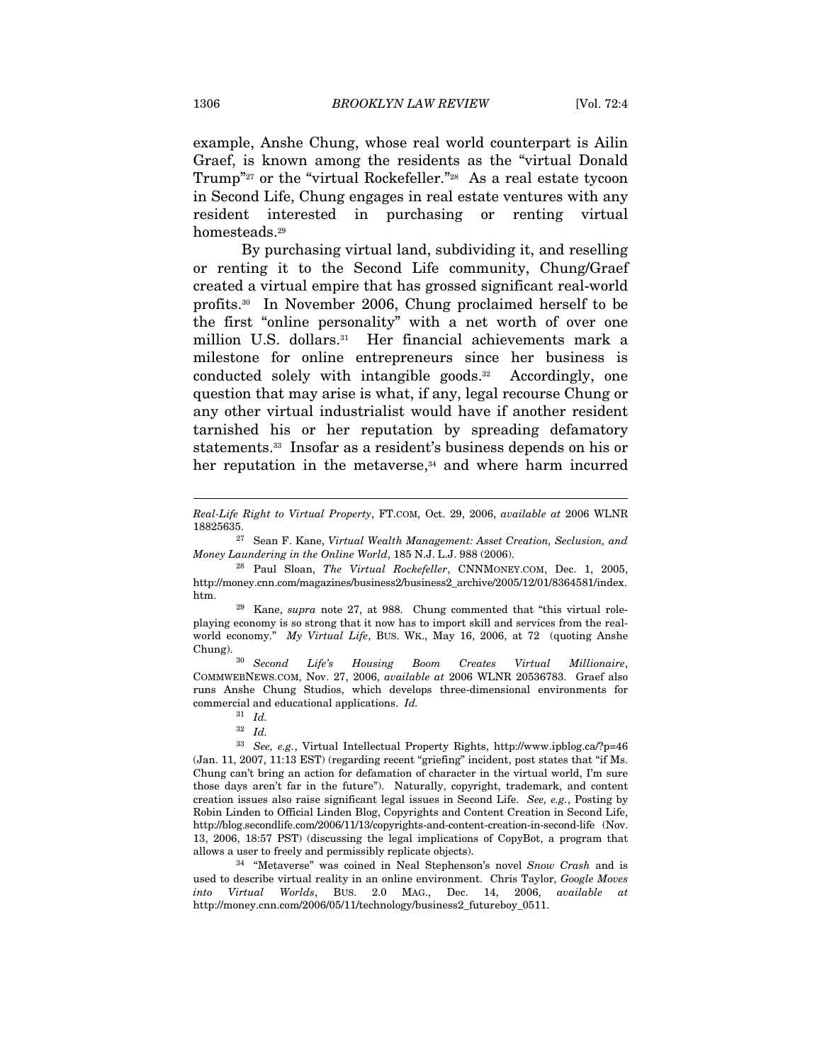example, Anshe Chung, whose real world counterpart is Ailin Graef, is known among the residents as the "virtual Donald Trump"[27] or the "virtual Rockefeller."[28] As a real estate tycoon in Second Life, Chung engages in real estate ventures with any resident interested in purchasing or renting virtual homesteads.[29]

By purchasing virtual land, subdividing it, and reselling or renting it to the Second Life community, Chung/Graef created a virtual empire that has grossed significant real-world profits.[30] In November 2006, Chung proclaimed herself to be the first "online personality" with a net worth of over one million U.S. dollars.[31] Her financial achievements mark a milestone for online entrepreneurs since her business is conducted solely with intangible goods.[32] Accordingly, one question that may arise is what, if any, legal recourse Chung or any other virtual industrialist would have if another resident tarnished his or her reputation by spreading defamatory statements.[33] Insofar as a resident's business depends on his or her reputation in the metaverse,[34] and where harm incurred

---

*Real-Life Right to Virtual Property*, FT.COM, Oct. 29, 2006, *available at* 2006 WLNR 18825635.

[27] Sean F. Kane, *Virtual Wealth Management: Asset Creation, Seclusion, and Money Laundering in the Online World*, 185 N.J. L.J. 988 (2006).

[28] Paul Sloan, *The Virtual Rockefeller*, CNNMONEY.COM, Dec. 1, 2005, http://money.cnn.com/magazines/business2/business2_archive/2005/12/01/8364581/index.htm.

[29] Kane, *supra* note 27, at 988. Chung commented that "this virtual role-playing economy is so strong that it now has to import skill and services from the real-world economy." *My Virtual Life*, BUS. WK., May 16, 2006, at 72 (quoting Anshe Chung).

[30] *Second Life's Housing Boom Creates Virtual Millionaire*, COMMWEBNEWS.COM, Nov. 27, 2006, *available at* 2006 WLNR 20536783. Graef also runs Anshe Chung Studios, which develops three-dimensional environments for commercial and educational applications. *Id.*

[31] *Id.*

[32] *Id.*

[33] *See, e.g.*, Virtual Intellectual Property Rights, http://www.ipblog.ca/?p=46 (Jan. 11, 2007, 11:13 EST) (regarding recent "griefing" incident, post states that "if Ms. Chung can't bring an action for defamation of character in the virtual world, I'm sure those days aren't far in the future"). Naturally, copyright, trademark, and content creation issues also raise significant legal issues in Second Life. *See, e.g.*, Posting by Robin Linden to Official Linden Blog, Copyrights and Content Creation in Second Life, http://blog.secondlife.com/2006/11/13/copyrights-and-content-creation-in-second-life (Nov. 13, 2006, 18:57 PST) (discussing the legal implications of CopyBot, a program that allows a user to freely and permissibly replicate objects).

[34] "Metaverse" was coined in Neal Stephenson's novel *Snow Crash* and is used to describe virtual reality in an online environment. Chris Taylor, *Google Moves into Virtual Worlds*, BUS. 2.0 MAG., Dec. 14, 2006, *available at* http://money.cnn.com/2006/05/11/technology/business2_futureboy_0511.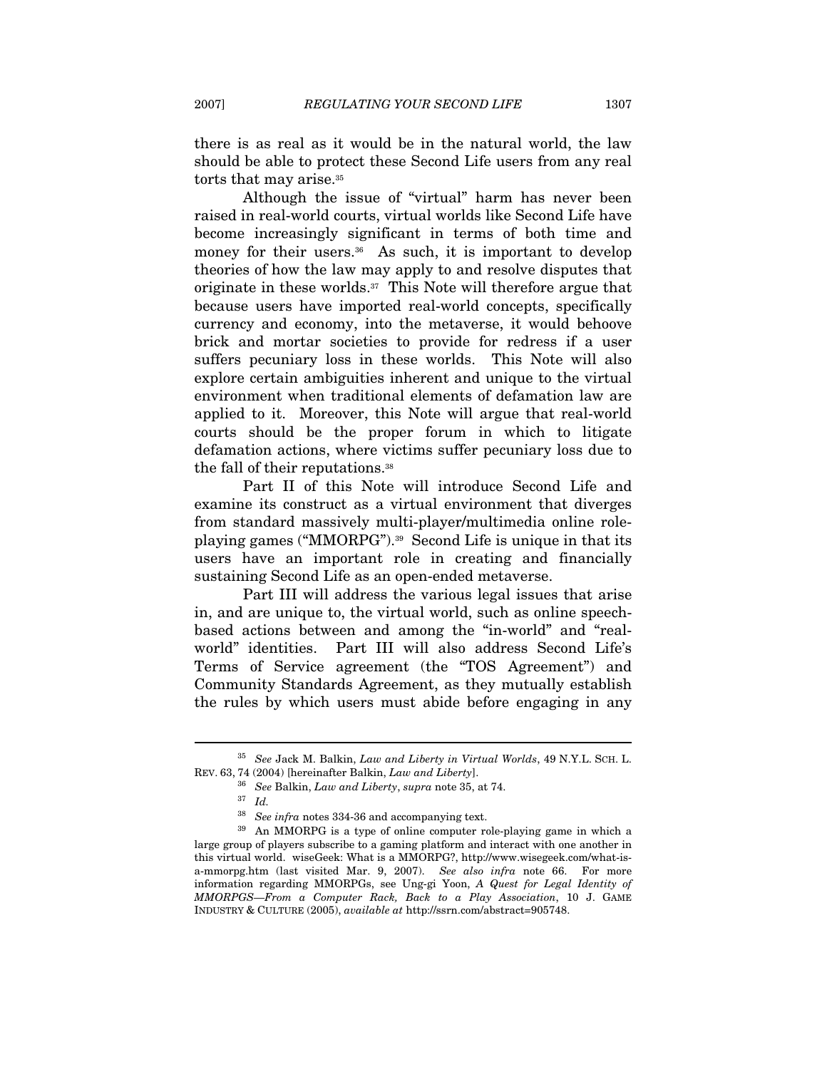there is as real as it would be in the natural world, the law should be able to protect these Second Life users from any real torts that may arise.[35]

Although the issue of "virtual" harm has never been raised in real-world courts, virtual worlds like Second Life have become increasingly significant in terms of both time and money for their users.[36] As such, it is important to develop theories of how the law may apply to and resolve disputes that originate in these worlds.[37] This Note will therefore argue that because users have imported real-world concepts, specifically currency and economy, into the metaverse, it would behoove brick and mortar societies to provide for redress if a user suffers pecuniary loss in these worlds. This Note will also explore certain ambiguities inherent and unique to the virtual environment when traditional elements of defamation law are applied to it. Moreover, this Note will argue that real-world courts should be the proper forum in which to litigate defamation actions, where victims suffer pecuniary loss due to the fall of their reputations.[38]

Part II of this Note will introduce Second Life and examine its construct as a virtual environment that diverges from standard massively multi-player/multimedia online role-playing games ("MMORPG").[39] Second Life is unique in that its users have an important role in creating and financially sustaining Second Life as an open-ended metaverse.

Part III will address the various legal issues that arise in, and are unique to, the virtual world, such as online speech-based actions between and among the "in-world" and "real-world" identities. Part III will also address Second Life's Terms of Service agreement (the "TOS Agreement") and Community Standards Agreement, as they mutually establish the rules by which users must abide before engaging in any

---

[35] *See* Jack M. Balkin, *Law and Liberty in Virtual Worlds*, 49 N.Y.L. SCH. L. REV. 63, 74 (2004) [hereinafter Balkin, *Law and Liberty*].

[36] *See* Balkin, *Law and Liberty*, *supra* note 35, at 74.

[37] *Id.*

[38] *See infra* notes 334-36 and accompanying text.

[39] An MMORPG is a type of online computer role-playing game in which a large group of players subscribe to a gaming platform and interact with one another in this virtual world. wiseGeek: What is a MMORPG?, http://www.wisegeek.com/what-is-a-mmorpg.htm (last visited Mar. 9, 2007). *See also infra* note 66. For more information regarding MMORPGs, see Ung-gi Yoon, *A Quest for Legal Identity of MMORPGS—From a Computer Rack, Back to a Play Association*, 10 J. GAME INDUSTRY & CULTURE (2005), *available at* http://ssrn.com/abstract=905748.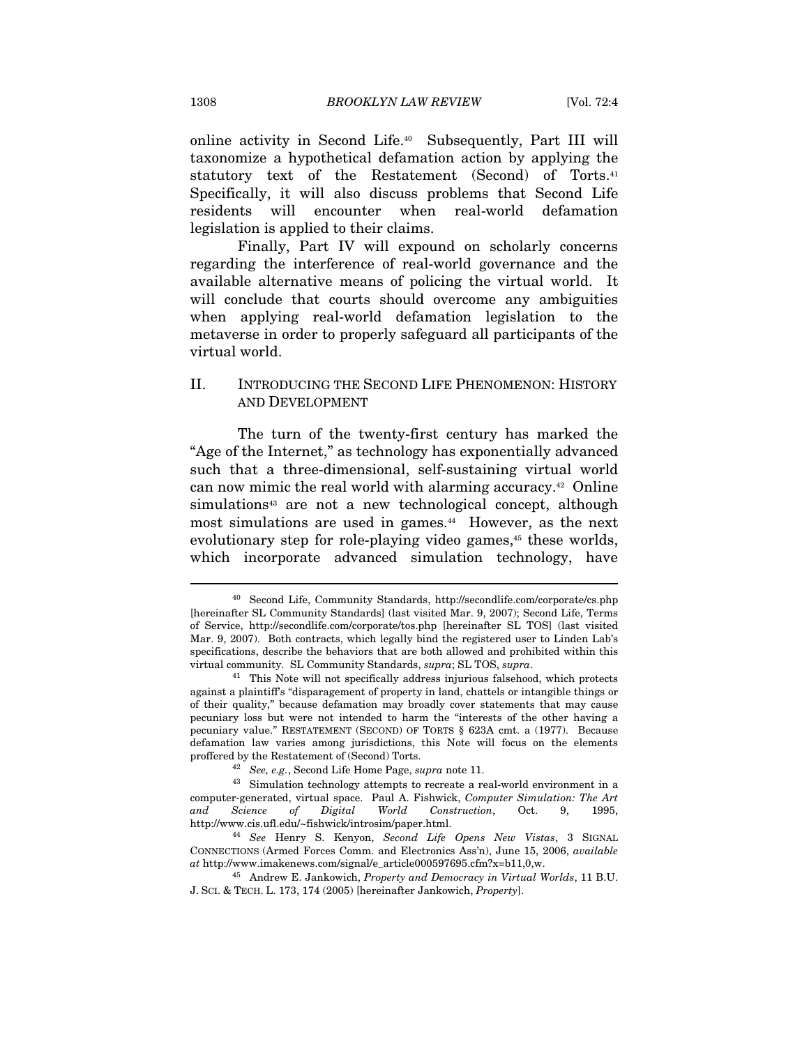online activity in Second Life.[40] Subsequently, Part III will taxonomize a hypothetical defamation action by applying the statutory text of the Restatement (Second) of Torts.[41] Specifically, it will also discuss problems that Second Life residents will encounter when real-world defamation legislation is applied to their claims.

Finally, Part IV will expound on scholarly concerns regarding the interference of real-world governance and the available alternative means of policing the virtual world. It will conclude that courts should overcome any ambiguities when applying real-world defamation legislation to the metaverse in order to properly safeguard all participants of the virtual world.

## II. INTRODUCING THE SECOND LIFE PHENOMENON: HISTORY AND DEVELOPMENT

The turn of the twenty-first century has marked the "Age of the Internet," as technology has exponentially advanced such that a three-dimensional, self-sustaining virtual world can now mimic the real world with alarming accuracy.[42] Online simulations[43] are not a new technological concept, although most simulations are used in games.[44] However, as the next evolutionary step for role-playing video games,[45] these worlds, which incorporate advanced simulation technology, have

---

[40] Second Life, Community Standards, http://secondlife.com/corporate/cs.php [hereinafter SL Community Standards] (last visited Mar. 9, 2007); Second Life, Terms of Service, http://secondlife.com/corporate/tos.php [hereinafter SL TOS] (last visited Mar. 9, 2007). Both contracts, which legally bind the registered user to Linden Lab's specifications, describe the behaviors that are both allowed and prohibited within this virtual community. SL Community Standards, *supra*; SL TOS, *supra*.

[41] This Note will not specifically address injurious falsehood, which protects against a plaintiff's "disparagement of property in land, chattels or intangible things or of their quality," because defamation may broadly cover statements that may cause pecuniary loss but were not intended to harm the "interests of the other having a pecuniary value." RESTATEMENT (SECOND) OF TORTS § 623A cmt. a (1977). Because defamation law varies among jurisdictions, this Note will focus on the elements proffered by the Restatement of (Second) Torts.

[42] *See, e.g.*, Second Life Home Page, *supra* note 11.

[43] Simulation technology attempts to recreate a real-world environment in a computer-generated, virtual space. Paul A. Fishwick, *Computer Simulation: The Art and Science of Digital World Construction*, Oct. 9, 1995, http://www.cis.ufl.edu/~fishwick/introsim/paper.html.

[44] *See* Henry S. Kenyon, *Second Life Opens New Vistas*, 3 SIGNAL CONNECTIONS (Armed Forces Comm. and Electronics Ass'n), June 15, 2006, *available at* http://www.imakenews.com/signal/e_article000597695.cfm?x=b11,0,w.

[45] Andrew E. Jankowich, *Property and Democracy in Virtual Worlds*, 11 B.U. J. SCI. & TECH. L. 173, 174 (2005) [hereinafter Jankowich, *Property*].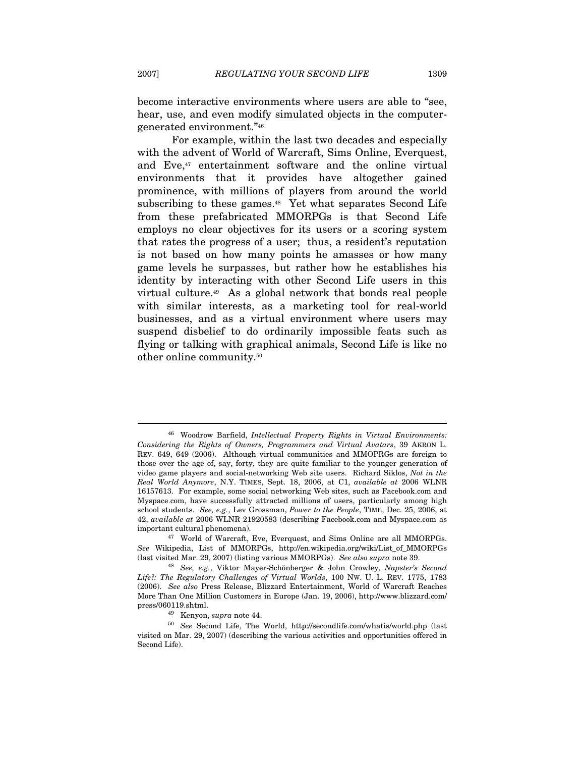become interactive environments where users are able to "see, hear, use, and even modify simulated objects in the computer-generated environment."[46]

For example, within the last two decades and especially with the advent of World of Warcraft, Sims Online, Everquest, and Eve,[47] entertainment software and the online virtual environments that it provides have altogether gained prominence, with millions of players from around the world subscribing to these games.[48] Yet what separates Second Life from these prefabricated MMORPGs is that Second Life employs no clear objectives for its users or a scoring system that rates the progress of a user; thus, a resident's reputation is not based on how many points he amasses or how many game levels he surpasses, but rather how he establishes his identity by interacting with other Second Life users in this virtual culture.[49] As a global network that bonds real people with similar interests, as a marketing tool for real-world businesses, and as a virtual environment where users may suspend disbelief to do ordinarily impossible feats such as flying or talking with graphical animals, Second Life is like no other online community.[50]

---

[46] Woodrow Barfield, *Intellectual Property Rights in Virtual Environments: Considering the Rights of Owners, Programmers and Virtual Avatars*, 39 AKRON L. REV. 649, 649 (2006). Although virtual communities and MMOPRGs are foreign to those over the age of, say, forty, they are quite familiar to the younger generation of video game players and social-networking Web site users. Richard Siklos, *Not in the Real World Anymore*, N.Y. TIMES, Sept. 18, 2006, at C1, *available at* 2006 WLNR 16157613. For example, some social networking Web sites, such as Facebook.com and Myspace.com, have successfully attracted millions of users, particularly among high school students. *See, e.g.*, Lev Grossman, *Power to the People*, TIME, Dec. 25, 2006, at 42, *available at* 2006 WLNR 21920583 (describing Facebook.com and Myspace.com as important cultural phenomena).

[47] World of Warcraft, Eve, Everquest, and Sims Online are all MMORPGs. *See* Wikipedia, List of MMORPGs, http://en.wikipedia.org/wiki/List_of_MMORPGs (last visited Mar. 29, 2007) (listing various MMORPGs). *See also supra* note 39.

[48] *See, e.g.*, Viktor Mayer-Schönberger & John Crowley, *Napster's Second Life?: The Regulatory Challenges of Virtual Worlds*, 100 NW. U. L. REV. 1775, 1783 (2006). *See also* Press Release, Blizzard Entertainment, World of Warcraft Reaches More Than One Million Customers in Europe (Jan. 19, 2006), http://www.blizzard.com/press/060119.shtml.

[49] Kenyon, *supra* note 44.

[50] *See* Second Life, The World, http://secondlife.com/whatis/world.php (last visited on Mar. 29, 2007) (describing the various activities and opportunities offered in Second Life).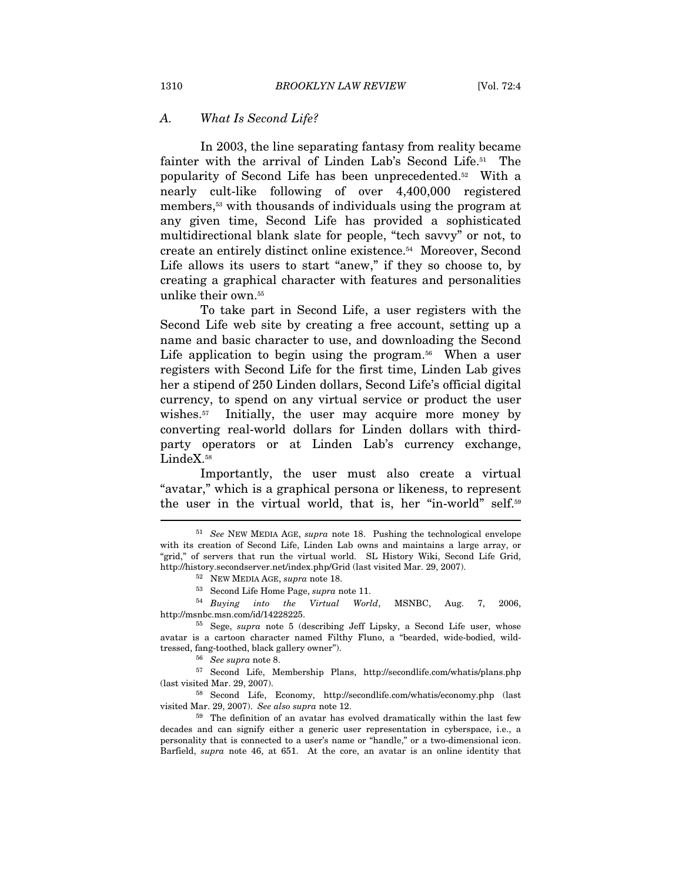### A. *What Is Second Life?*

In 2003, the line separating fantasy from reality became fainter with the arrival of Linden Lab's Second Life.[51] The popularity of Second Life has been unprecedented.[52] With a nearly cult-like following of over 4,400,000 registered members,[53] with thousands of individuals using the program at any given time, Second Life has provided a sophisticated multidirectional blank slate for people, "tech savvy" or not, to create an entirely distinct online existence.[54] Moreover, Second Life allows its users to start "anew," if they so choose to, by creating a graphical character with features and personalities unlike their own.[55]

To take part in Second Life, a user registers with the Second Life web site by creating a free account, setting up a name and basic character to use, and downloading the Second Life application to begin using the program.[56] When a user registers with Second Life for the first time, Linden Lab gives her a stipend of 250 Linden dollars, Second Life's official digital currency, to spend on any virtual service or product the user wishes.[57] Initially, the user may acquire more money by converting real-world dollars for Linden dollars with third-party operators or at Linden Lab's currency exchange, LindeX.[58]

Importantly, the user must also create a virtual "avatar," which is a graphical persona or likeness, to represent the user in the virtual world, that is, her "in-world" self.[59]

---

[51] *See* NEW MEDIA AGE, *supra* note 18. Pushing the technological envelope with its creation of Second Life, Linden Lab owns and maintains a large array, or "grid," of servers that run the virtual world. SL History Wiki, Second Life Grid, http://history.secondserver.net/index.php/Grid (last visited Mar. 29, 2007).

[52] NEW MEDIA AGE, *supra* note 18.

[53] Second Life Home Page, *supra* note 11.

[54] *Buying into the Virtual World*, MSNBC, Aug. 7, 2006, http://msnbc.msn.com/id/14228225.

[55] Sege, *supra* note 5 (describing Jeff Lipsky, a Second Life user, whose avatar is a cartoon character named Filthy Fluno, a "bearded, wide-bodied, wild-tressed, fang-toothed, black gallery owner").

[56] *See supra* note 8.

[57] Second Life, Membership Plans, http://secondlife.com/whatis/plans.php (last visited Mar. 29, 2007).

[58] Second Life, Economy, http://secondlife.com/whatis/economy.php (last visited Mar. 29, 2007). *See also supra* note 12.

[59] The definition of an avatar has evolved dramatically within the last few decades and can signify either a generic user representation in cyberspace, i.e., a personality that is connected to a user's name or "handle," or a two-dimensional icon. Barfield, *supra* note 46, at 651. At the core, an avatar is an online identity that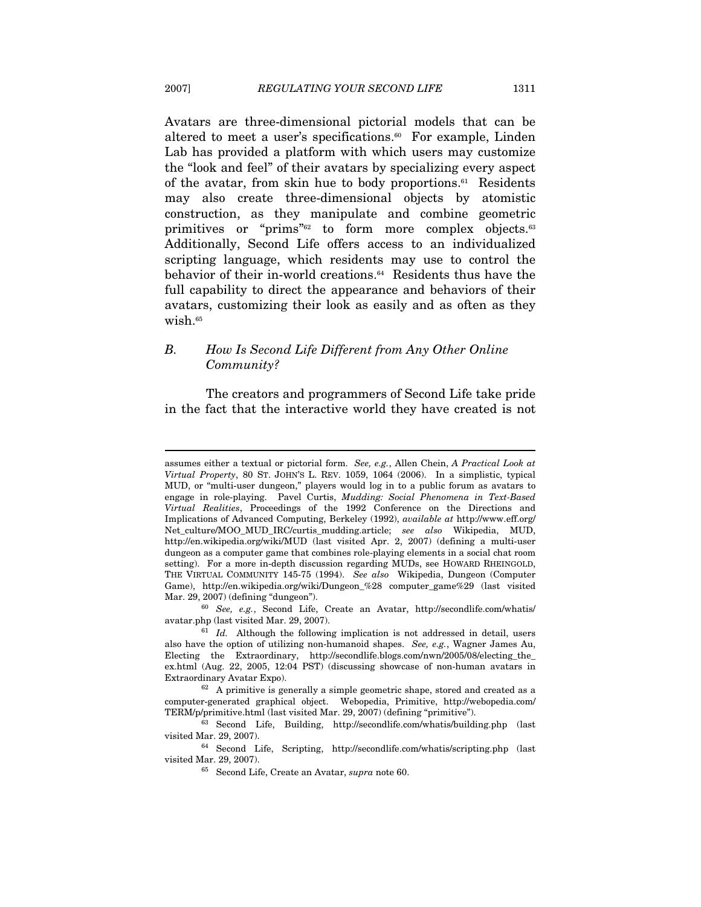Avatars are three-dimensional pictorial models that can be altered to meet a user's specifications.[60] For example, Linden Lab has provided a platform with which users may customize the "look and feel" of their avatars by specializing every aspect of the avatar, from skin hue to body proportions.[61] Residents may also create three-dimensional objects by atomistic construction, as they manipulate and combine geometric primitives or "prims"[62] to form more complex objects.[63] Additionally, Second Life offers access to an individualized scripting language, which residents may use to control the behavior of their in-world creations.[64] Residents thus have the full capability to direct the appearance and behaviors of their avatars, customizing their look as easily and as often as they wish.[65]

## B. *How Is Second Life Different from Any Other Online Community?*

The creators and programmers of Second Life take pride in the fact that the interactive world they have created is not

---

assumes either a textual or pictorial form. *See, e.g.*, Allen Chein, *A Practical Look at Virtual Property*, 80 ST. JOHN'S L. REV. 1059, 1064 (2006). In a simplistic, typical MUD, or "multi-user dungeon," players would log in to a public forum as avatars to engage in role-playing. Pavel Curtis, *Mudding: Social Phenomena in Text-Based Virtual Realities*, Proceedings of the 1992 Conference on the Directions and Implications of Advanced Computing, Berkeley (1992), *available at* http://www.eff.org/Net_culture/MOO_MUD_IRC/curtis_mudding.article; *see also* Wikipedia, MUD, http://en.wikipedia.org/wiki/MUD (last visited Apr. 2, 2007) (defining a multi-user dungeon as a computer game that combines role-playing elements in a social chat room setting). For a more in-depth discussion regarding MUDs, see HOWARD RHEINGOLD, THE VIRTUAL COMMUNITY 145-75 (1994). *See also* Wikipedia, Dungeon (Computer Game), http://en.wikipedia.org/wiki/Dungeon_%28 computer_game%29 (last visited Mar. 29, 2007) (defining "dungeon").

[60] *See, e.g.*, Second Life, Create an Avatar, http://secondlife.com/whatis/avatar.php (last visited Mar. 29, 2007).

[61] *Id.* Although the following implication is not addressed in detail, users also have the option of utilizing non-humanoid shapes. *See, e.g.*, Wagner James Au, Electing the Extraordinary, http://secondlife.blogs.com/nwn/2005/08/electing_the_ex.html (Aug. 22, 2005, 12:04 PST) (discussing showcase of non-human avatars in Extraordinary Avatar Expo).

[62] A primitive is generally a simple geometric shape, stored and created as a computer-generated graphical object. Webopedia, Primitive, http://webopedia.com/TERM/p/primitive.html (last visited Mar. 29, 2007) (defining "primitive").

[63] Second Life, Building, http://secondlife.com/whatis/building.php (last visited Mar. 29, 2007).

[64] Second Life, Scripting, http://secondlife.com/whatis/scripting.php (last visited Mar. 29, 2007).

[65] Second Life, Create an Avatar, *supra* note 60.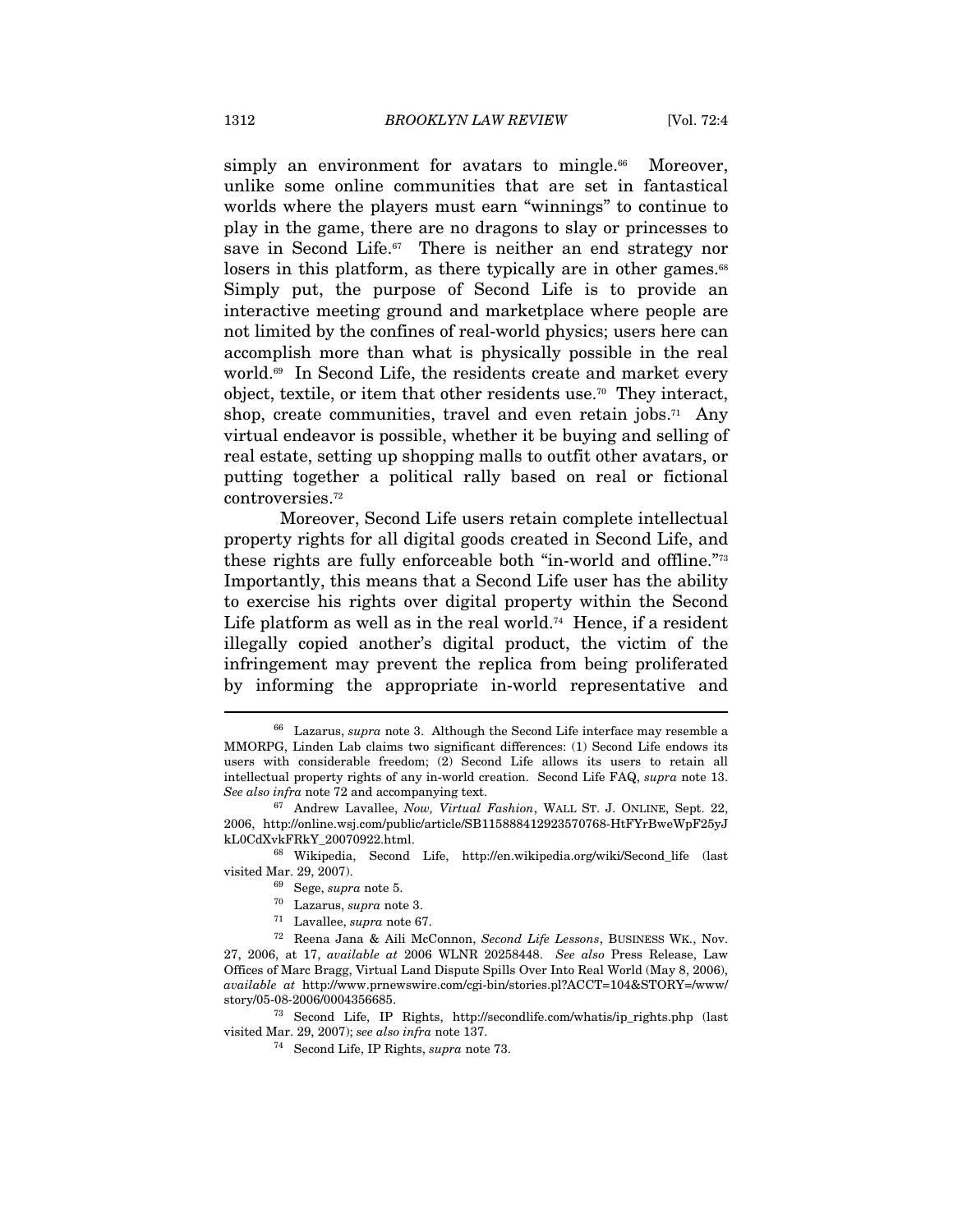simply an environment for avatars to mingle.[66] Moreover, unlike some online communities that are set in fantastical worlds where the players must earn "winnings" to continue to play in the game, there are no dragons to slay or princesses to save in Second Life.[67] There is neither an end strategy nor losers in this platform, as there typically are in other games.[68] Simply put, the purpose of Second Life is to provide an interactive meeting ground and marketplace where people are not limited by the confines of real-world physics; users here can accomplish more than what is physically possible in the real world.[69] In Second Life, the residents create and market every object, textile, or item that other residents use.[70] They interact, shop, create communities, travel and even retain jobs.[71] Any virtual endeavor is possible, whether it be buying and selling of real estate, setting up shopping malls to outfit other avatars, or putting together a political rally based on real or fictional controversies.[72]

Moreover, Second Life users retain complete intellectual property rights for all digital goods created in Second Life, and these rights are fully enforceable both "in-world and offline."[73] Importantly, this means that a Second Life user has the ability to exercise his rights over digital property within the Second Life platform as well as in the real world.[74] Hence, if a resident illegally copied another's digital product, the victim of the infringement may prevent the replica from being proliferated by informing the appropriate in-world representative and

---

[66] Lazarus, *supra* note 3. Although the Second Life interface may resemble a MMORPG, Linden Lab claims two significant differences: (1) Second Life endows its users with considerable freedom; (2) Second Life allows its users to retain all intellectual property rights of any in-world creation. Second Life FAQ, *supra* note 13. *See also infra* note 72 and accompanying text.

[67] Andrew Lavallee, *Now, Virtual Fashion*, WALL ST. J. ONLINE, Sept. 22, 2006, http://online.wsj.com/public/article/SB115888412923570768-HtFYrBweWpF25yJkL0CdXvkFRkY_20070922.html.

[68] Wikipedia, Second Life, http://en.wikipedia.org/wiki/Second_life (last visited Mar. 29, 2007).

[69] Sege, *supra* note 5.

[70] Lazarus, *supra* note 3.

[71] Lavallee, *supra* note 67.

[72] Reena Jana & Aili McConnon, *Second Life Lessons*, BUSINESS WK., Nov. 27, 2006, at 17, *available at* 2006 WLNR 20258448. *See also* Press Release, Law Offices of Marc Bragg, Virtual Land Dispute Spills Over Into Real World (May 8, 2006), *available at* http://www.prnewswire.com/cgi-bin/stories.pl?ACCT=104&STORY=/www/story/05-08-2006/0004356685.

[73] Second Life, IP Rights, http://secondlife.com/whatis/ip_rights.php (last visited Mar. 29, 2007); *see also infra* note 137.

[74] Second Life, IP Rights, *supra* note 73.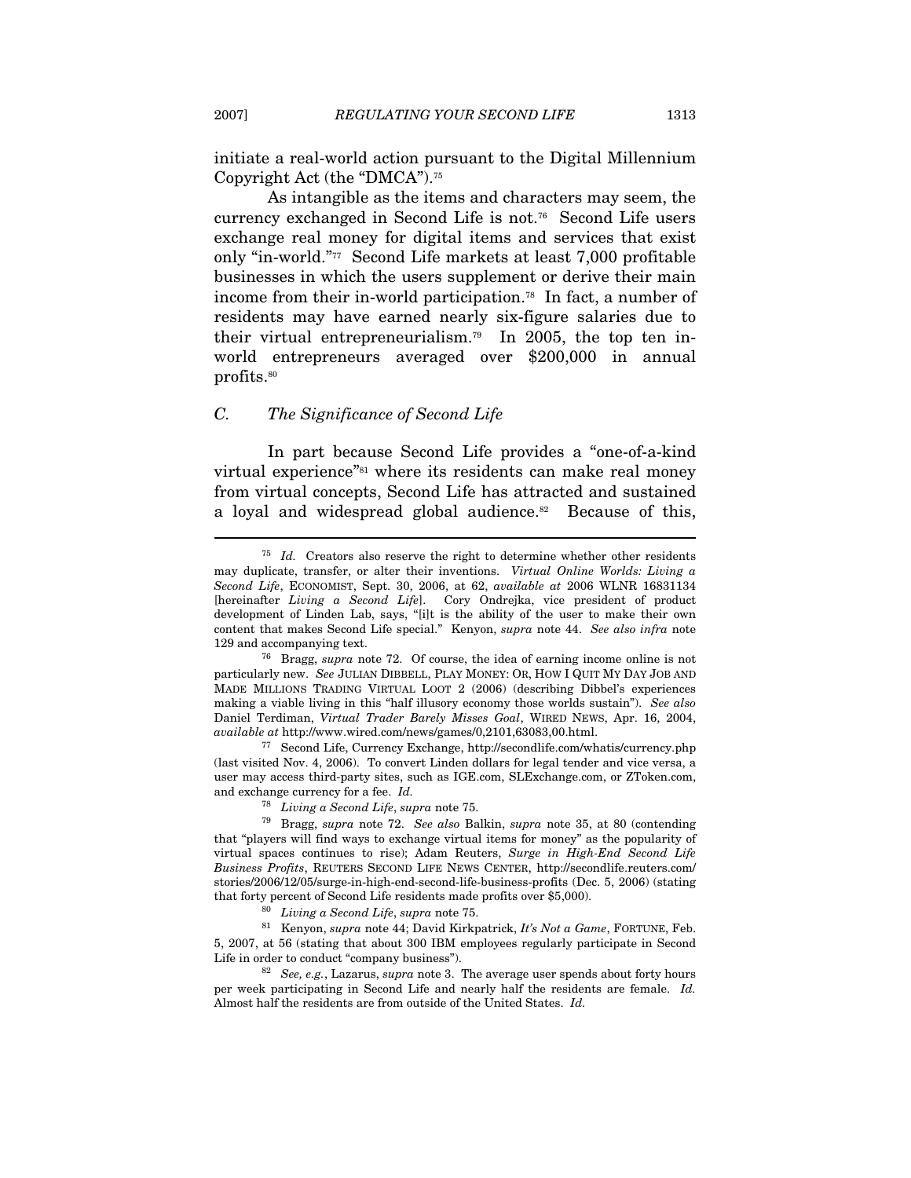initiate a real-world action pursuant to the Digital Millennium Copyright Act (the "DMCA").[75]

As intangible as the items and characters may seem, the currency exchanged in Second Life is not.[76] Second Life users exchange real money for digital items and services that exist only "in-world."[77] Second Life markets at least 7,000 profitable businesses in which the users supplement or derive their main income from their in-world participation.[78] In fact, a number of residents may have earned nearly six-figure salaries due to their virtual entrepreneurialism.[79] In 2005, the top ten in-world entrepreneurs averaged over $200,000 in annual profits.[80]

### *C. The Significance of Second Life*

In part because Second Life provides a "one-of-a-kind virtual experience"[81] where its residents can make real money from virtual concepts, Second Life has attracted and sustained a loyal and widespread global audience.[82] Because of this,

---

[75] *Id.* Creators also reserve the right to determine whether other residents may duplicate, transfer, or alter their inventions. *Virtual Online Worlds: Living a Second Life*, ECONOMIST, Sept. 30, 2006, at 62, *available at* 2006 WLNR 16831134 [hereinafter *Living a Second Life*]. Cory Ondrejka, vice president of product development of Linden Lab, says, "[i]t is the ability of the user to make their own content that makes Second Life special." Kenyon, *supra* note 44. *See also infra* note 129 and accompanying text.

[76] Bragg, *supra* note 72. Of course, the idea of earning income online is not particularly new. *See* JULIAN DIBBELL, PLAY MONEY: OR, HOW I QUIT MY DAY JOB AND MADE MILLIONS TRADING VIRTUAL LOOT 2 (2006) (describing Dibbel's experiences making a viable living in this "half illusory economy those worlds sustain"). *See also* Daniel Terdiman, *Virtual Trader Barely Misses Goal*, WIRED NEWS, Apr. 16, 2004, *available at* http://www.wired.com/news/games/0,2101,63083,00.html.

[77] Second Life, Currency Exchange, http://secondlife.com/whatis/currency.php (last visited Nov. 4, 2006). To convert Linden dollars for legal tender and vice versa, a user may access third-party sites, such as IGE.com, SLExchange.com, or ZToken.com, and exchange currency for a fee. *Id.*

[78] *Living a Second Life*, *supra* note 75.

[79] Bragg, *supra* note 72. *See also* Balkin, *supra* note 35, at 80 (contending that "players will find ways to exchange virtual items for money" as the popularity of virtual spaces continues to rise); Adam Reuters, *Surge in High-End Second Life Business Profits*, REUTERS SECOND LIFE NEWS CENTER, http://secondlife.reuters.com/stories/2006/12/05/surge-in-high-end-second-life-business-profits (Dec. 5, 2006) (stating that forty percent of Second Life residents made profits over $5,000).

[80] *Living a Second Life*, *supra* note 75.

[81] Kenyon, *supra* note 44; David Kirkpatrick, *It's Not a Game*, FORTUNE, Feb. 5, 2007, at 56 (stating that about 300 IBM employees regularly participate in Second Life in order to conduct "company business").

[82] *See, e.g.*, Lazarus, *supra* note 3. The average user spends about forty hours per week participating in Second Life and nearly half the residents are female. *Id.* Almost half the residents are from outside of the United States. *Id.*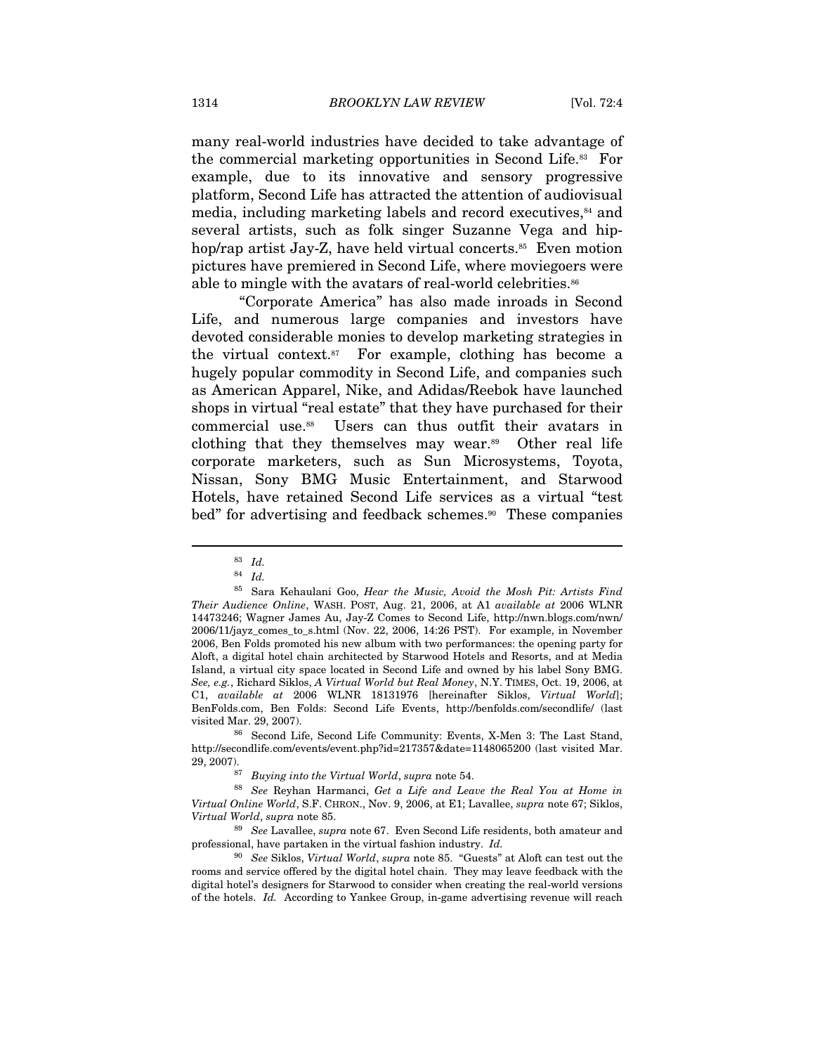many real-world industries have decided to take advantage of the commercial marketing opportunities in Second Life.[83] For example, due to its innovative and sensory progressive platform, Second Life has attracted the attention of audiovisual media, including marketing labels and record executives,[84] and several artists, such as folk singer Suzanne Vega and hip-hop/rap artist Jay-Z, have held virtual concerts.[85] Even motion pictures have premiered in Second Life, where moviegoers were able to mingle with the avatars of real-world celebrities.[86]

"Corporate America" has also made inroads in Second Life, and numerous large companies and investors have devoted considerable monies to develop marketing strategies in the virtual context.[87] For example, clothing has become a hugely popular commodity in Second Life, and companies such as American Apparel, Nike, and Adidas/Reebok have launched shops in virtual "real estate" that they have purchased for their commercial use.[88] Users can thus outfit their avatars in clothing that they themselves may wear.[89] Other real life corporate marketers, such as Sun Microsystems, Toyota, Nissan, Sony BMG Music Entertainment, and Starwood Hotels, have retained Second Life services as a virtual "test bed" for advertising and feedback schemes.[90] These companies

---

[83] *Id.*

[84] *Id.*

[85] Sara Kehaulani Goo, *Hear the Music, Avoid the Mosh Pit: Artists Find Their Audience Online*, WASH. POST, Aug. 21, 2006, at A1 *available at* 2006 WLNR 14473246; Wagner James Au, Jay-Z Comes to Second Life, http://nwn.blogs.com/nwn/2006/11/jayz_comes_to_s.html (Nov. 22, 2006, 14:26 PST). For example, in November 2006, Ben Folds promoted his new album with two performances: the opening party for Aloft, a digital hotel chain architected by Starwood Hotels and Resorts, and at Media Island, a virtual city space located in Second Life and owned by his label Sony BMG. *See, e.g.*, Richard Siklos, *A Virtual World but Real Money*, N.Y. TIMES, Oct. 19, 2006, at C1, *available at* 2006 WLNR 18131976 [hereinafter Siklos, *Virtual World*]; BenFolds.com, Ben Folds: Second Life Events, http://benfolds.com/secondlife/ (last visited Mar. 29, 2007).

[86] Second Life, Second Life Community: Events, X-Men 3: The Last Stand, http://secondlife.com/events/event.php?id=217357&date=1148065200 (last visited Mar. 29, 2007).

[87] *Buying into the Virtual World*, *supra* note 54.

[88] *See* Reyhan Harmanci, *Get a Life and Leave the Real You at Home in Virtual Online World*, S.F. CHRON., Nov. 9, 2006, at E1; Lavallee, *supra* note 67; Siklos, *Virtual World*, *supra* note 85.

[89] *See* Lavallee, *supra* note 67. Even Second Life residents, both amateur and professional, have partaken in the virtual fashion industry. *Id.*

[90] *See* Siklos, *Virtual World*, *supra* note 85. "Guests" at Aloft can test out the rooms and service offered by the digital hotel chain. They may leave feedback with the digital hotel's designers for Starwood to consider when creating the real-world versions of the hotels. *Id.* According to Yankee Group, in-game advertising revenue will reach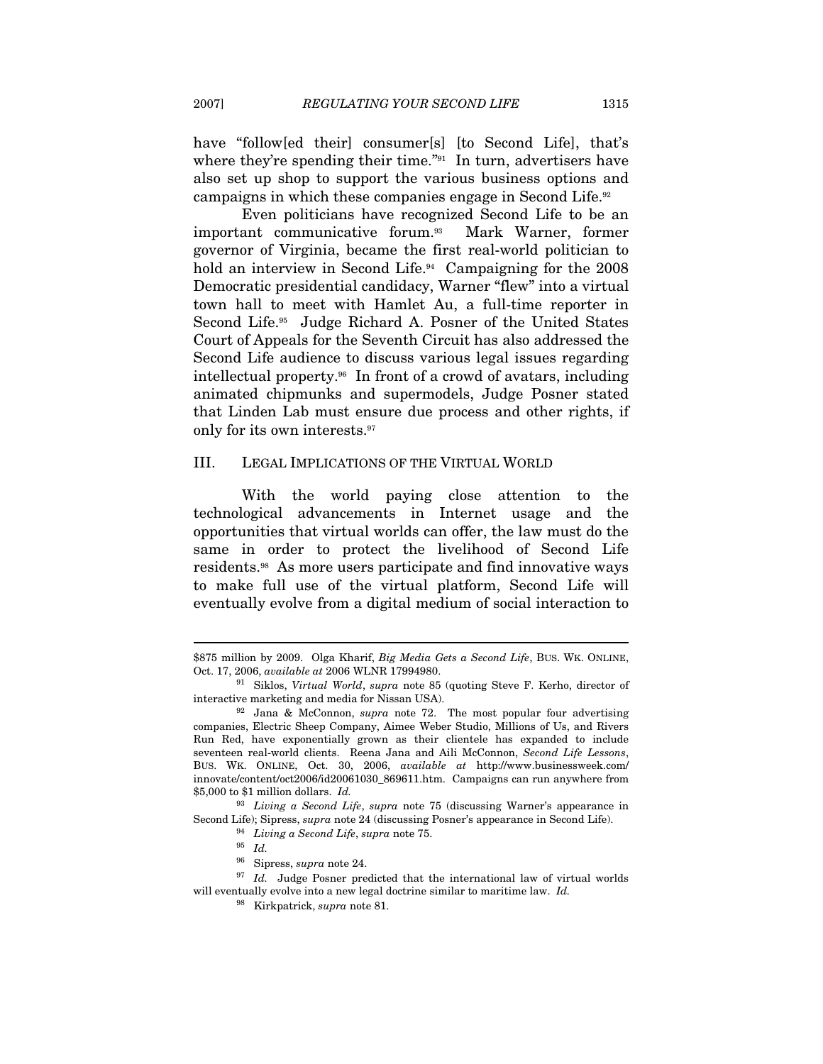have "follow[ed their] consumer[s] [to Second Life], that's where they're spending their time."[91] In turn, advertisers have also set up shop to support the various business options and campaigns in which these companies engage in Second Life.[92]

Even politicians have recognized Second Life to be an important communicative forum.[93] Mark Warner, former governor of Virginia, became the first real-world politician to hold an interview in Second Life.[94] Campaigning for the 2008 Democratic presidential candidacy, Warner "flew" into a virtual town hall to meet with Hamlet Au, a full-time reporter in Second Life.[95] Judge Richard A. Posner of the United States Court of Appeals for the Seventh Circuit has also addressed the Second Life audience to discuss various legal issues regarding intellectual property.[96] In front of a crowd of avatars, including animated chipmunks and supermodels, Judge Posner stated that Linden Lab must ensure due process and other rights, if only for its own interests.[97]

## III. LEGAL IMPLICATIONS OF THE VIRTUAL WORLD

With the world paying close attention to the technological advancements in Internet usage and the opportunities that virtual worlds can offer, the law must do the same in order to protect the livelihood of Second Life residents.[98] As more users participate and find innovative ways to make full use of the virtual platform, Second Life will eventually evolve from a digital medium of social interaction to

---

$875 million by 2009. Olga Kharif, *Big Media Gets a Second Life*, BUS. WK. ONLINE, Oct. 17, 2006, *available at* 2006 WLNR 17994980.

[91] Siklos, *Virtual World*, *supra* note 85 (quoting Steve F. Kerho, director of interactive marketing and media for Nissan USA).

[92] Jana & McConnon, *supra* note 72. The most popular four advertising companies, Electric Sheep Company, Aimee Weber Studio, Millions of Us, and Rivers Run Red, have exponentially grown as their clientele has expanded to include seventeen real-world clients. Reena Jana and Aili McConnon, *Second Life Lessons*, BUS. WK. ONLINE, Oct. 30, 2006, *available at* http://www.businessweek.com/innovate/content/oct2006/id20061030_869611.htm. Campaigns can run anywhere from $5,000 to $1 million dollars. *Id.*

[93] *Living a Second Life*, *supra* note 75 (discussing Warner's appearance in Second Life); Sipress, *supra* note 24 (discussing Posner's appearance in Second Life).

[94] *Living a Second Life*, *supra* note 75.

[95] *Id.*

[96] Sipress, *supra* note 24.

[97] *Id.* Judge Posner predicted that the international law of virtual worlds will eventually evolve into a new legal doctrine similar to maritime law. *Id.*

[98] Kirkpatrick, *supra* note 81.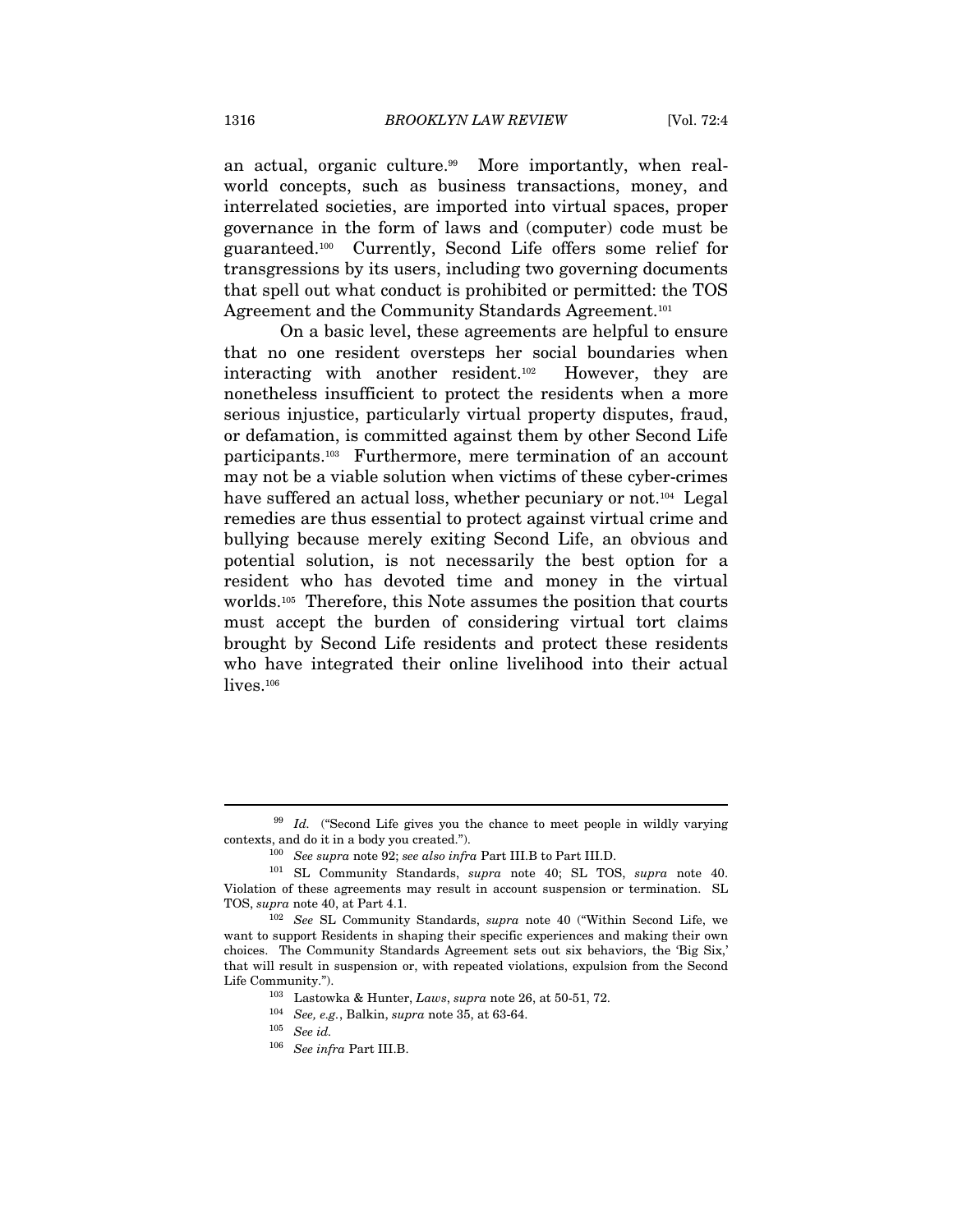an actual, organic culture.[99] More importantly, when real-world concepts, such as business transactions, money, and interrelated societies, are imported into virtual spaces, proper governance in the form of laws and (computer) code must be guaranteed.[100] Currently, Second Life offers some relief for transgressions by its users, including two governing documents that spell out what conduct is prohibited or permitted: the TOS Agreement and the Community Standards Agreement.[101]

On a basic level, these agreements are helpful to ensure that no one resident oversteps her social boundaries when interacting with another resident.[102] However, they are nonetheless insufficient to protect the residents when a more serious injustice, particularly virtual property disputes, fraud, or defamation, is committed against them by other Second Life participants.[103] Furthermore, mere termination of an account may not be a viable solution when victims of these cyber-crimes have suffered an actual loss, whether pecuniary or not.[104] Legal remedies are thus essential to protect against virtual crime and bullying because merely exiting Second Life, an obvious and potential solution, is not necessarily the best option for a resident who has devoted time and money in the virtual worlds.[105] Therefore, this Note assumes the position that courts must accept the burden of considering virtual tort claims brought by Second Life residents and protect these residents who have integrated their online livelihood into their actual lives.[106]

---

[99] *Id.* ("Second Life gives you the chance to meet people in wildly varying contexts, and do it in a body you created.").

[100] *See supra* note 92; *see also infra* Part III.B to Part III.D.

[101] SL Community Standards, *supra* note 40; SL TOS, *supra* note 40. Violation of these agreements may result in account suspension or termination. SL TOS, *supra* note 40, at Part 4.1.

[102] *See* SL Community Standards, *supra* note 40 ("Within Second Life, we want to support Residents in shaping their specific experiences and making their own choices. The Community Standards Agreement sets out six behaviors, the 'Big Six,' that will result in suspension or, with repeated violations, expulsion from the Second Life Community.").

[103] Lastowka & Hunter, *Laws*, *supra* note 26, at 50-51, 72.

[104] *See, e.g.*, Balkin, *supra* note 35, at 63-64.

[105] *See id.*

[106] *See infra* Part III.B.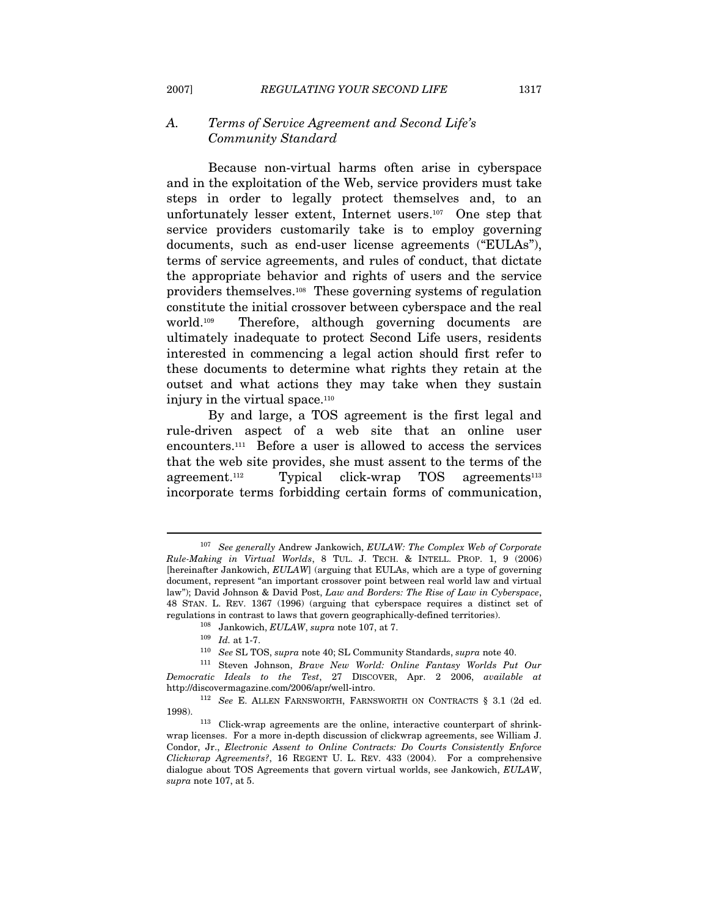### A. *Terms of Service Agreement and Second Life's Community Standard*

Because non-virtual harms often arise in cyberspace and in the exploitation of the Web, service providers must take steps in order to legally protect themselves and, to an unfortunately lesser extent, Internet users.[107] One step that service providers customarily take is to employ governing documents, such as end-user license agreements ("EULAs"), terms of service agreements, and rules of conduct, that dictate the appropriate behavior and rights of users and the service providers themselves.[108] These governing systems of regulation constitute the initial crossover between cyberspace and the real world.[109] Therefore, although governing documents are ultimately inadequate to protect Second Life users, residents interested in commencing a legal action should first refer to these documents to determine what rights they retain at the outset and what actions they may take when they sustain injury in the virtual space.[110]

By and large, a TOS agreement is the first legal and rule-driven aspect of a web site that an online user encounters.[111] Before a user is allowed to access the services that the web site provides, she must assent to the terms of the agreement.[112] Typical click-wrap TOS agreements[113] incorporate terms forbidding certain forms of communication,

---

[107] *See generally* Andrew Jankowich, *EULAW: The Complex Web of Corporate Rule-Making in Virtual Worlds*, 8 TUL. J. TECH. & INTELL. PROP. 1, 9 (2006) [hereinafter Jankowich, *EULAW*] (arguing that EULAs, which are a type of governing document, represent "an important crossover point between real world law and virtual law"); David Johnson & David Post, *Law and Borders: The Rise of Law in Cyberspace*, 48 STAN. L. REV. 1367 (1996) (arguing that cyberspace requires a distinct set of regulations in contrast to laws that govern geographically-defined territories).

[108] Jankowich, *EULAW*, *supra* note 107, at 7.

[109] *Id.* at 1-7.

[110] *See* SL TOS, *supra* note 40; SL Community Standards, *supra* note 40.

[111] Steven Johnson, *Brave New World: Online Fantasy Worlds Put Our Democratic Ideals to the Test*, 27 DISCOVER, Apr. 2 2006, *available at* http://discovermagazine.com/2006/apr/well-intro.

[112] *See* E. ALLEN FARNSWORTH, FARNSWORTH ON CONTRACTS § 3.1 (2d ed. 1998).

[113] Click-wrap agreements are the online, interactive counterpart of shrink-wrap licenses. For a more in-depth discussion of clickwrap agreements, see William J. Condor, Jr., *Electronic Assent to Online Contracts: Do Courts Consistently Enforce Clickwrap Agreements?*, 16 REGENT U. L. REV. 433 (2004). For a comprehensive dialogue about TOS Agreements that govern virtual worlds, see Jankowich, *EULAW*, *supra* note 107, at 5.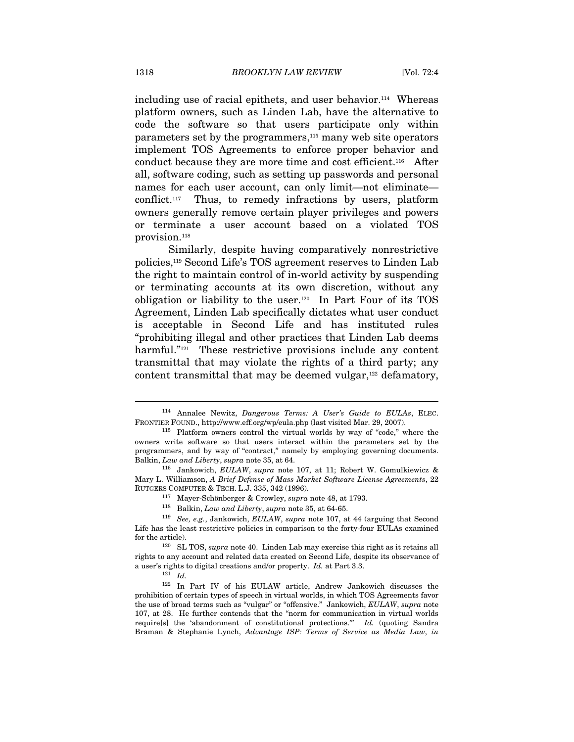including use of racial epithets, and user behavior.[114] Whereas platform owners, such as Linden Lab, have the alternative to code the software so that users participate only within parameters set by the programmers,[115] many web site operators implement TOS Agreements to enforce proper behavior and conduct because they are more time and cost efficient.[116] After all, software coding, such as setting up passwords and personal names for each user account, can only limit—not eliminate—conflict.[117] Thus, to remedy infractions by users, platform owners generally remove certain player privileges and powers or terminate a user account based on a violated TOS provision.[118]

Similarly, despite having comparatively nonrestrictive policies,[119] Second Life's TOS agreement reserves to Linden Lab the right to maintain control of in-world activity by suspending or terminating accounts at its own discretion, without any obligation or liability to the user.[120] In Part Four of its TOS Agreement, Linden Lab specifically dictates what user conduct is acceptable in Second Life and has instituted rules "prohibiting illegal and other practices that Linden Lab deems harmful."[121] These restrictive provisions include any content transmittal that may violate the rights of a third party; any content transmittal that may be deemed vulgar,[122] defamatory,

---

[114] Annalee Newitz, *Dangerous Terms: A User's Guide to EULAs*, ELEC. FRONTIER FOUND., http://www.eff.org/wp/eula.php (last visited Mar. 29, 2007).

[115] Platform owners control the virtual worlds by way of "code," where the owners write software so that users interact within the parameters set by the programmers, and by way of "contract," namely by employing governing documents. Balkin, *Law and Liberty*, *supra* note 35, at 64.

[116] Jankowich, *EULAW*, *supra* note 107, at 11; Robert W. Gomulkiewicz & Mary L. Williamson, *A Brief Defense of Mass Market Software License Agreements*, 22 RUTGERS COMPUTER & TECH. L.J. 335, 342 (1996).

[117] Mayer-Schönberger & Crowley, *supra* note 48, at 1793.

[118] Balkin, *Law and Liberty*, *supra* note 35, at 64-65.

[119] *See, e.g.*, Jankowich, *EULAW*, *supra* note 107, at 44 (arguing that Second Life has the least restrictive policies in comparison to the forty-four EULAs examined for the article).

[120] SL TOS, *supra* note 40. Linden Lab may exercise this right as it retains all rights to any account and related data created on Second Life, despite its observance of a user's rights to digital creations and/or property. *Id.* at Part 3.3.

[121] *Id.*

[122] In Part IV of his EULAW article, Andrew Jankowich discusses the prohibition of certain types of speech in virtual worlds, in which TOS Agreements favor the use of broad terms such as "vulgar" or "offensive." Jankowich, *EULAW*, *supra* note 107, at 28. He further contends that the "norm for communication in virtual worlds require[s] the 'abandonment of constitutional protections.'" *Id.* (quoting Sandra Braman & Stephanie Lynch, *Advantage ISP: Terms of Service as Media Law*, *in*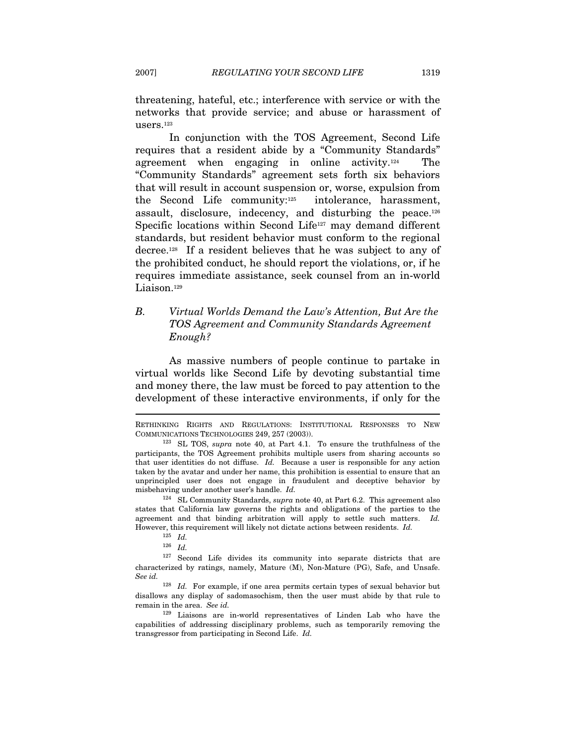threatening, hateful, etc.; interference with service or with the networks that provide service; and abuse or harassment of users.[123]

In conjunction with the TOS Agreement, Second Life requires that a resident abide by a "Community Standards" agreement when engaging in online activity.[124] The "Community Standards" agreement sets forth six behaviors that will result in account suspension or, worse, expulsion from the Second Life community:[125] intolerance, harassment, assault, disclosure, indecency, and disturbing the peace.[126] Specific locations within Second Life[127] may demand different standards, but resident behavior must conform to the regional decree.[128] If a resident believes that he was subject to any of the prohibited conduct, he should report the violations, or, if he requires immediate assistance, seek counsel from an in-world Liaison.[129]

### *B. Virtual Worlds Demand the Law's Attention, But Are the TOS Agreement and Community Standards Agreement Enough?*

As massive numbers of people continue to partake in virtual worlds like Second Life by devoting substantial time and money there, the law must be forced to pay attention to the development of these interactive environments, if only for the

---

RETHINKING RIGHTS AND REGULATIONS: INSTITUTIONAL RESPONSES TO NEW COMMUNICATIONS TECHNOLOGIES 249, 257 (2003)).

[123] SL TOS, *supra* note 40, at Part 4.1. To ensure the truthfulness of the participants, the TOS Agreement prohibits multiple users from sharing accounts so that user identities do not diffuse. *Id.* Because a user is responsible for any action taken by the avatar and under her name, this prohibition is essential to ensure that an unprincipled user does not engage in fraudulent and deceptive behavior by misbehaving under another user's handle. *Id.*

[124] SL Community Standards, *supra* note 40, at Part 6.2. This agreement also states that California law governs the rights and obligations of the parties to the agreement and that binding arbitration will apply to settle such matters. *Id.* However, this requirement will likely not dictate actions between residents. *Id.*

[125] *Id.*

[126] *Id.*

[127] Second Life divides its community into separate districts that are characterized by ratings, namely, Mature (M), Non-Mature (PG), Safe, and Unsafe. *See id.*

[128] *Id.* For example, if one area permits certain types of sexual behavior but disallows any display of sadomasochism, then the user must abide by that rule to remain in the area. *See id.*

[129] Liaisons are in-world representatives of Linden Lab who have the capabilities of addressing disciplinary problems, such as temporarily removing the transgressor from participating in Second Life. *Id.*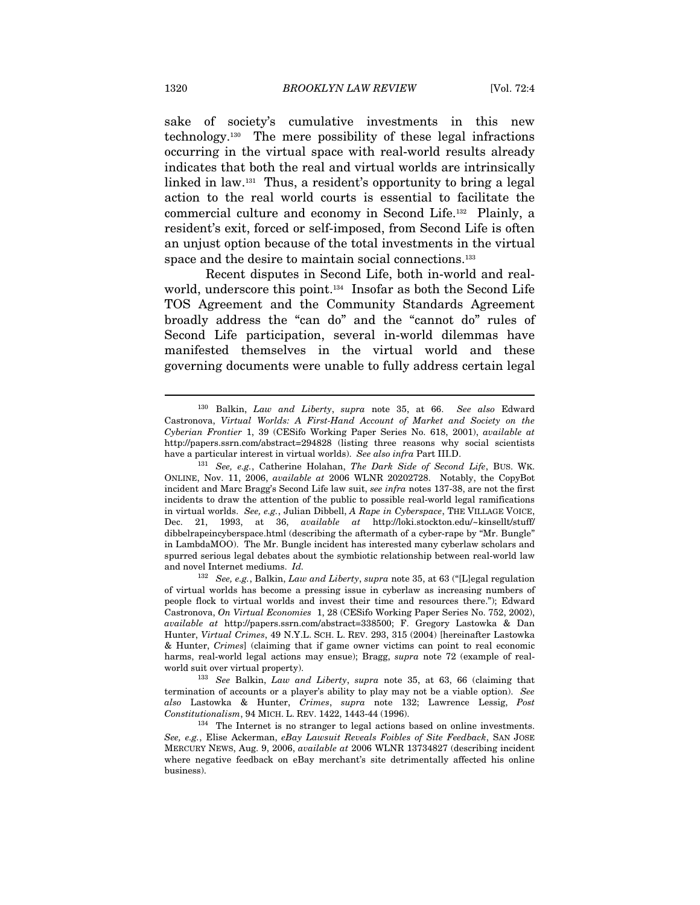sake of society's cumulative investments in this new technology.[130] The mere possibility of these legal infractions occurring in the virtual space with real-world results already indicates that both the real and virtual worlds are intrinsically linked in law.[131] Thus, a resident's opportunity to bring a legal action to the real world courts is essential to facilitate the commercial culture and economy in Second Life.[132] Plainly, a resident's exit, forced or self-imposed, from Second Life is often an unjust option because of the total investments in the virtual space and the desire to maintain social connections.[133]

Recent disputes in Second Life, both in-world and real-world, underscore this point.[134] Insofar as both the Second Life TOS Agreement and the Community Standards Agreement broadly address the "can do" and the "cannot do" rules of Second Life participation, several in-world dilemmas have manifested themselves in the virtual world and these governing documents were unable to fully address certain legal

---

[130] Balkin, *Law and Liberty*, *supra* note 35, at 66. *See also* Edward Castronova, *Virtual Worlds: A First-Hand Account of Market and Society on the Cyberian Frontier* 1, 39 (CESifo Working Paper Series No. 618, 2001), *available at* http://papers.ssrn.com/abstract=294828 (listing three reasons why social scientists have a particular interest in virtual worlds). *See also infra* Part III.D.

[131] *See, e.g.*, Catherine Holahan, *The Dark Side of Second Life*, BUS. WK. ONLINE, Nov. 11, 2006, *available at* 2006 WLNR 20202728. Notably, the CopyBot incident and Marc Bragg's Second Life law suit, *see infra* notes 137-38, are not the first incidents to draw the attention of the public to possible real-world legal ramifications in virtual worlds. *See, e.g.*, Julian Dibbell, *A Rape in Cyberspace*, THE VILLAGE VOICE, Dec. 21, 1993, at 36, *available at* http://loki.stockton.edu/~kinsellt/stuff/dibbelrapeincyberspace.html (describing the aftermath of a cyber-rape by "Mr. Bungle" in LambdaMOO). The Mr. Bungle incident has interested many cyberlaw scholars and spurred serious legal debates about the symbiotic relationship between real-world law and novel Internet mediums. *Id.*

[132] *See, e.g.*, Balkin, *Law and Liberty*, *supra* note 35, at 63 ("[L]egal regulation of virtual worlds has become a pressing issue in cyberlaw as increasing numbers of people flock to virtual worlds and invest their time and resources there."); Edward Castronova, *On Virtual Economies* 1, 28 (CESifo Working Paper Series No. 752, 2002), *available at* http://papers.ssrn.com/abstract=338500; F. Gregory Lastowka & Dan Hunter, *Virtual Crimes*, 49 N.Y.L. SCH. L. REV. 293, 315 (2004) [hereinafter Lastowka & Hunter, *Crimes*] (claiming that if game owner victims can point to real economic harms, real-world legal actions may ensue); Bragg, *supra* note 72 (example of real-world suit over virtual property).

[133] *See* Balkin, *Law and Liberty*, *supra* note 35, at 63, 66 (claiming that termination of accounts or a player's ability to play may not be a viable option). *See also* Lastowka & Hunter, *Crimes*, *supra* note 132; Lawrence Lessig, *Post Constitutionalism*, 94 MICH. L. REV. 1422, 1443-44 (1996).

[134] The Internet is no stranger to legal actions based on online investments. *See, e.g.*, Elise Ackerman, *eBay Lawsuit Reveals Foibles of Site Feedback*, SAN JOSE MERCURY NEWS, Aug. 9, 2006, *available at* 2006 WLNR 13734827 (describing incident where negative feedback on eBay merchant's site detrimentally affected his online business).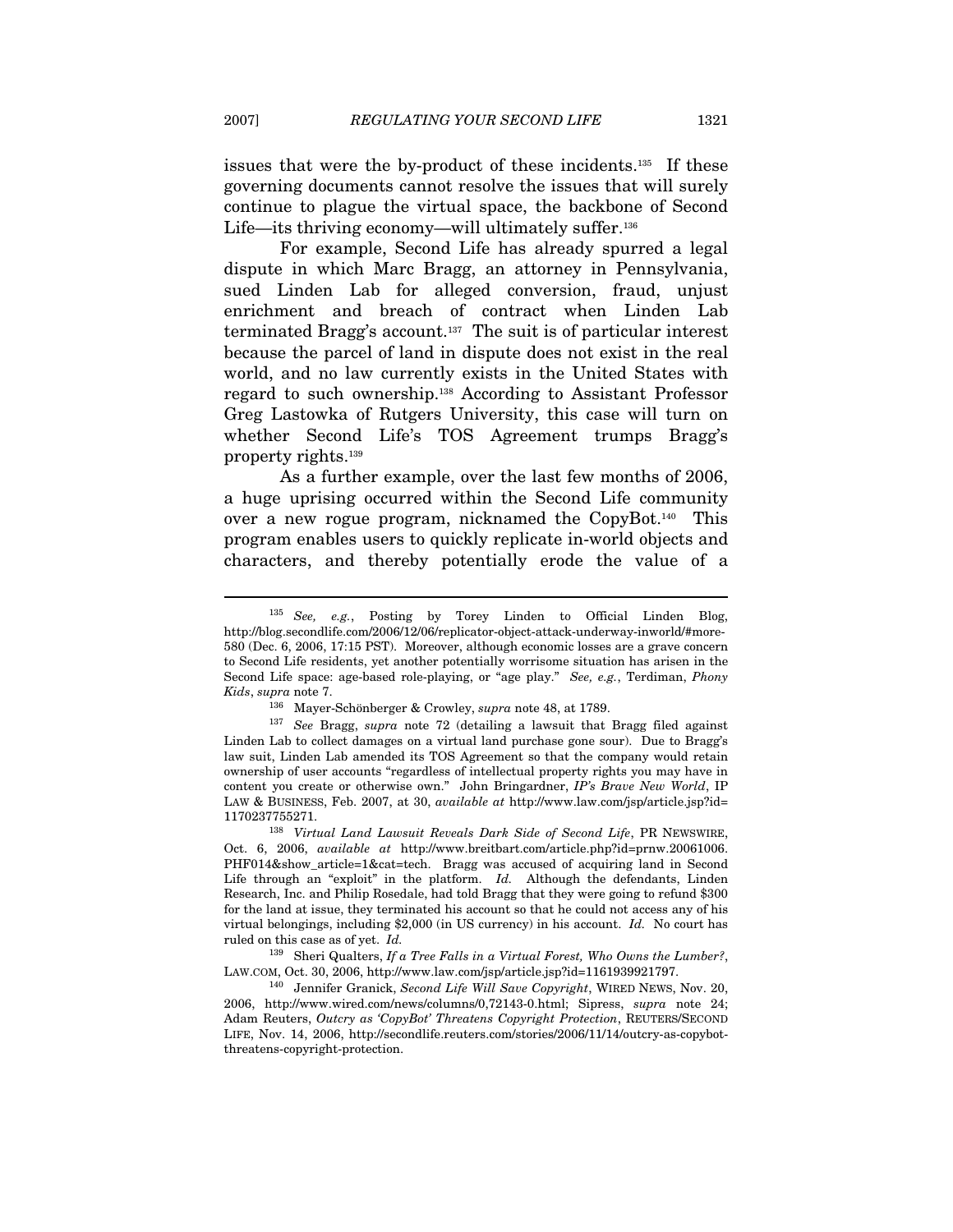issues that were the by-product of these incidents.[135] If these governing documents cannot resolve the issues that will surely continue to plague the virtual space, the backbone of Second Life—its thriving economy—will ultimately suffer.[136]

For example, Second Life has already spurred a legal dispute in which Marc Bragg, an attorney in Pennsylvania, sued Linden Lab for alleged conversion, fraud, unjust enrichment and breach of contract when Linden Lab terminated Bragg's account.[137] The suit is of particular interest because the parcel of land in dispute does not exist in the real world, and no law currently exists in the United States with regard to such ownership.[138] According to Assistant Professor Greg Lastowka of Rutgers University, this case will turn on whether Second Life's TOS Agreement trumps Bragg's property rights.[139]

As a further example, over the last few months of 2006, a huge uprising occurred within the Second Life community over a new rogue program, nicknamed the CopyBot.[140] This program enables users to quickly replicate in-world objects and characters, and thereby potentially erode the value of a

---

[135] *See, e.g.*, Posting by Torey Linden to Official Linden Blog, http://blog.secondlife.com/2006/12/06/replicator-object-attack-underway-inworld/#more-580 (Dec. 6, 2006, 17:15 PST). Moreover, although economic losses are a grave concern to Second Life residents, yet another potentially worrisome situation has arisen in the Second Life space: age-based role-playing, or "age play." *See, e.g.*, Terdiman, *Phony Kids*, *supra* note 7.

[136] Mayer-Schönberger & Crowley, *supra* note 48, at 1789.

[137] *See* Bragg, *supra* note 72 (detailing a lawsuit that Bragg filed against Linden Lab to collect damages on a virtual land purchase gone sour). Due to Bragg's law suit, Linden Lab amended its TOS Agreement so that the company would retain ownership of user accounts "regardless of intellectual property rights you may have in content you create or otherwise own." John Bringardner, *IP's Brave New World*, IP LAW & BUSINESS, Feb. 2007, at 30, *available at* http://www.law.com/jsp/article.jsp?id=1170237755271.

[138] *Virtual Land Lawsuit Reveals Dark Side of Second Life*, PR NEWSWIRE, Oct. 6, 2006, *available at* http://www.breitbart.com/article.php?id=prnw.20061006.PHF014&show_article=1&cat=tech. Bragg was accused of acquiring land in Second Life through an "exploit" in the platform. *Id.* Although the defendants, Linden Research, Inc. and Philip Rosedale, had told Bragg that they were going to refund $300 for the land at issue, they terminated his account so that he could not access any of his virtual belongings, including $2,000 (in US currency) in his account. *Id.* No court has ruled on this case as of yet. *Id.*

[139] Sheri Qualters, *If a Tree Falls in a Virtual Forest, Who Owns the Lumber?*, LAW.COM, Oct. 30, 2006, http://www.law.com/jsp/article.jsp?id=1161939921797.

[140] Jennifer Granick, *Second Life Will Save Copyright*, WIRED NEWS, Nov. 20, 2006, http://www.wired.com/news/columns/0,72143-0.html; Sipress, *supra* note 24; Adam Reuters, *Outcry as 'CopyBot' Threatens Copyright Protection*, REUTERS/SECOND LIFE, Nov. 14, 2006, http://secondlife.reuters.com/stories/2006/11/14/outcry-as-copybot-threatens-copyright-protection.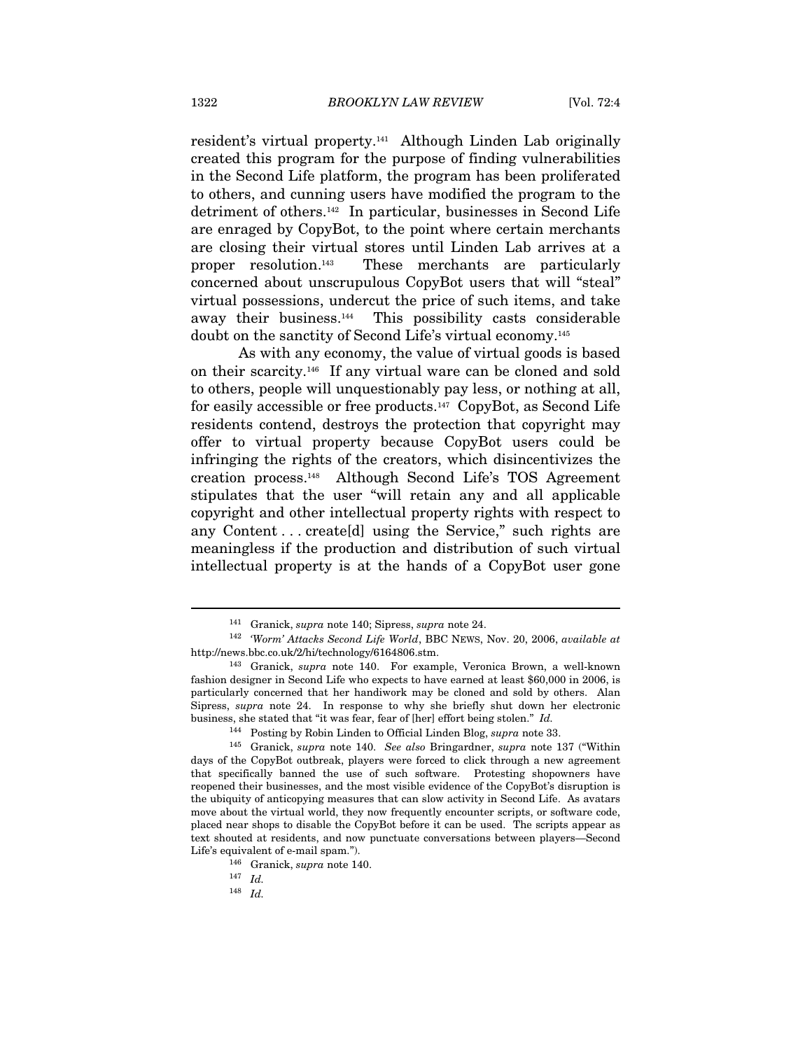resident's virtual property.[141] Although Linden Lab originally created this program for the purpose of finding vulnerabilities in the Second Life platform, the program has been proliferated to others, and cunning users have modified the program to the detriment of others.[142] In particular, businesses in Second Life are enraged by CopyBot, to the point where certain merchants are closing their virtual stores until Linden Lab arrives at a proper resolution.[143] These merchants are particularly concerned about unscrupulous CopyBot users that will "steal" virtual possessions, undercut the price of such items, and take away their business.[144] This possibility casts considerable doubt on the sanctity of Second Life's virtual economy.[145]

As with any economy, the value of virtual goods is based on their scarcity.[146] If any virtual ware can be cloned and sold to others, people will unquestionably pay less, or nothing at all, for easily accessible or free products.[147] CopyBot, as Second Life residents contend, destroys the protection that copyright may offer to virtual property because CopyBot users could be infringing the rights of the creators, which disincentivizes the creation process.[148] Although Second Life's TOS Agreement stipulates that the user "will retain any and all applicable copyright and other intellectual property rights with respect to any Content . . . create[d] using the Service," such rights are meaningless if the production and distribution of such virtual intellectual property is at the hands of a CopyBot user gone

---

[141] Granick, *supra* note 140; Sipress, *supra* note 24.

[142] *'Worm' Attacks Second Life World*, BBC NEWS, Nov. 20, 2006, *available at* http://news.bbc.co.uk/2/hi/technology/6164806.stm.

[143] Granick, *supra* note 140. For example, Veronica Brown, a well-known fashion designer in Second Life who expects to have earned at least $60,000 in 2006, is particularly concerned that her handiwork may be cloned and sold by others. Alan Sipress, *supra* note 24. In response to why she briefly shut down her electronic business, she stated that "it was fear, fear of [her] effort being stolen." *Id.*

[144] Posting by Robin Linden to Official Linden Blog, *supra* note 33.

[145] Granick, *supra* note 140. *See also* Bringardner, *supra* note 137 ("Within days of the CopyBot outbreak, players were forced to click through a new agreement that specifically banned the use of such software. Protesting shopowners have reopened their businesses, and the most visible evidence of the CopyBot's disruption is the ubiquity of anticopying measures that can slow activity in Second Life. As avatars move about the virtual world, they now frequently encounter scripts, or software code, placed near shops to disable the CopyBot before it can be used. The scripts appear as text shouted at residents, and now punctuate conversations between players—Second Life's equivalent of e-mail spam.").

[146] Granick, *supra* note 140.

[147] *Id.*

[148] *Id.*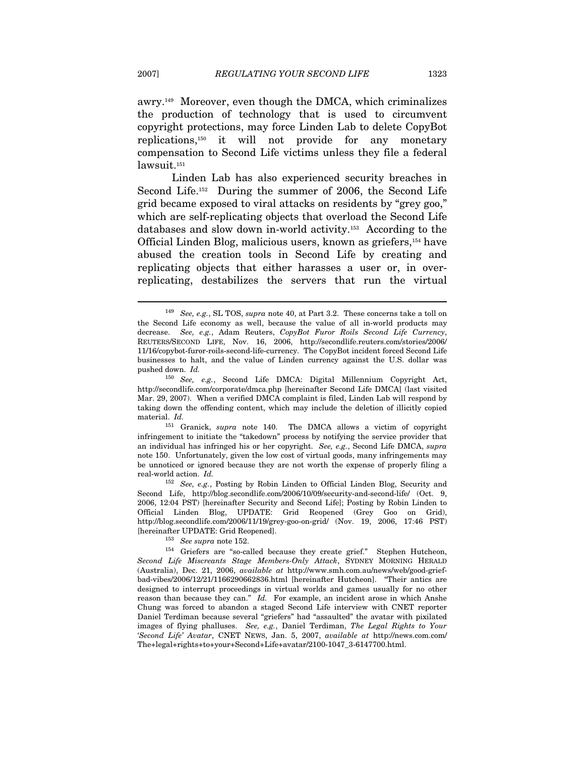awry.[149] Moreover, even though the DMCA, which criminalizes the production of technology that is used to circumvent copyright protections, may force Linden Lab to delete CopyBot replications,[150] it will not provide for any monetary compensation to Second Life victims unless they file a federal lawsuit.[151]

Linden Lab has also experienced security breaches in Second Life.[152] During the summer of 2006, the Second Life grid became exposed to viral attacks on residents by "grey goo," which are self-replicating objects that overload the Second Life databases and slow down in-world activity.[153] According to the Official Linden Blog, malicious users, known as griefers,[154] have abused the creation tools in Second Life by creating and replicating objects that either harasses a user or, in over-replicating, destabilizes the servers that run the virtual

---

[149] *See, e.g.*, SL TOS, *supra* note 40, at Part 3.2. These concerns take a toll on the Second Life economy as well, because the value of all in-world products may decrease. *See, e.g.*, Adam Reuters, *CopyBot Furor Roils Second Life Currency*, REUTERS/SECOND LIFE, Nov. 16, 2006, http://secondlife.reuters.com/stories/2006/11/16/copybot-furor-roils-second-life-currency. The CopyBot incident forced Second Life businesses to halt, and the value of Linden currency against the U.S. dollar was pushed down. *Id.*

[150] *See, e.g.*, Second Life DMCA: Digital Millennium Copyright Act, http://secondlife.com/corporate/dmca.php [hereinafter Second Life DMCA] (last visited Mar. 29, 2007). When a verified DMCA complaint is filed, Linden Lab will respond by taking down the offending content, which may include the deletion of illicitly copied material. *Id.*

[151] Granick, *supra* note 140. The DMCA allows a victim of copyright infringement to initiate the "takedown" process by notifying the service provider that an individual has infringed his or her copyright. *See, e.g.*, Second Life DMCA, *supra* note 150. Unfortunately, given the low cost of virtual goods, many infringements may be unnoticed or ignored because they are not worth the expense of properly filing a real-world action. *Id.*

[152] *See, e.g.*, Posting by Robin Linden to Official Linden Blog, Security and Second Life, http://blog.secondlife.com/2006/10/09/security-and-second-life/ (Oct. 9, 2006, 12:04 PST) [hereinafter Security and Second Life]; Posting by Robin Linden to Official Linden Blog, UPDATE: Grid Reopened (Grey Goo on Grid), http://blog.secondlife.com/2006/11/19/grey-goo-on-grid/ (Nov. 19, 2006, 17:46 PST) [hereinafter UPDATE: Grid Reopened].

[153] *See supra* note 152.

[154] Griefers are "so-called because they create grief." Stephen Hutcheon, *Second Life Miscreants Stage Members-Only Attack*, SYDNEY MORNING HERALD (Australia), Dec. 21, 2006, *available at* http://www.smh.com.au/news/web/good-grief-bad-vibes/2006/12/21/1166290662836.html [hereinafter Hutcheon]. "Their antics are designed to interrupt proceedings in virtual worlds and games usually for no other reason than because they can." *Id.* For example, an incident arose in which Anshe Chung was forced to abandon a staged Second Life interview with CNET reporter Daniel Terdiman because several "griefers" had "assaulted" the avatar with pixilated images of flying phalluses. *See, e.g.*, Daniel Terdiman, *The Legal Rights to Your 'Second Life' Avatar*, CNET NEWS, Jan. 5, 2007, *available at* http://news.com.com/The+legal+rights+to+your+Second+Life+avatar/2100-1047_3-6147700.html.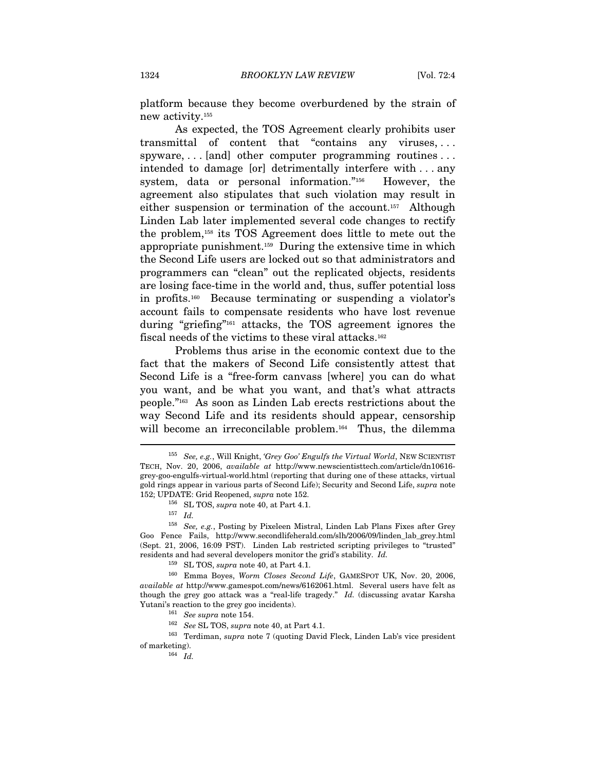platform because they become overburdened by the strain of new activity.[155]

As expected, the TOS Agreement clearly prohibits user transmittal of content that "contains any viruses, . . . spyware, . . . [and] other computer programming routines . . . intended to damage [or] detrimentally interfere with . . . any system, data or personal information."[156] However, the agreement also stipulates that such violation may result in either suspension or termination of the account.[157] Although Linden Lab later implemented several code changes to rectify the problem,[158] its TOS Agreement does little to mete out the appropriate punishment.[159] During the extensive time in which the Second Life users are locked out so that administrators and programmers can "clean" out the replicated objects, residents are losing face-time in the world and, thus, suffer potential loss in profits.[160] Because terminating or suspending a violator's account fails to compensate residents who have lost revenue during "griefing"[161] attacks, the TOS agreement ignores the fiscal needs of the victims to these viral attacks.[162]

Problems thus arise in the economic context due to the fact that the makers of Second Life consistently attest that Second Life is a "free-form canvass [where] you can do what you want, and be what you want, and that's what attracts people."[163] As soon as Linden Lab erects restrictions about the way Second Life and its residents should appear, censorship will become an irreconcilable problem.[164] Thus, the dilemma

---

[155] *See, e.g.*, Will Knight, *'Grey Goo' Engulfs the Virtual World*, NEW SCIENTIST TECH, Nov. 20, 2006, *available at* http://www.newscientisttech.com/article/dn10616-grey-goo-engulfs-virtual-world.html (reporting that during one of these attacks, virtual gold rings appear in various parts of Second Life); Security and Second Life, *supra* note 152; UPDATE: Grid Reopened, *supra* note 152.

[156] SL TOS, *supra* note 40, at Part 4.1.

[157] *Id.*

[158] *See, e.g.*, Posting by Pixeleen Mistral, Linden Lab Plans Fixes after Grey Goo Fence Fails, http://www.secondlifeherald.com/slh/2006/09/linden_lab_grey.html (Sept. 21, 2006, 16:09 PST). Linden Lab restricted scripting privileges to "trusted" residents and had several developers monitor the grid's stability. *Id.*

[159] SL TOS, *supra* note 40, at Part 4.1.

[160] Emma Boyes, *Worm Closes Second Life*, GAMESPOT UK, Nov. 20, 2006, *available at* http://www.gamespot.com/news/6162061.html. Several users have felt as though the grey goo attack was a "real-life tragedy." *Id.* (discussing avatar Karsha Yutani's reaction to the grey goo incidents).

[161] *See supra* note 154.

[162] *See* SL TOS, *supra* note 40, at Part 4.1.

[163] Terdiman, *supra* note 7 (quoting David Fleck, Linden Lab's vice president of marketing).

[164] *Id.*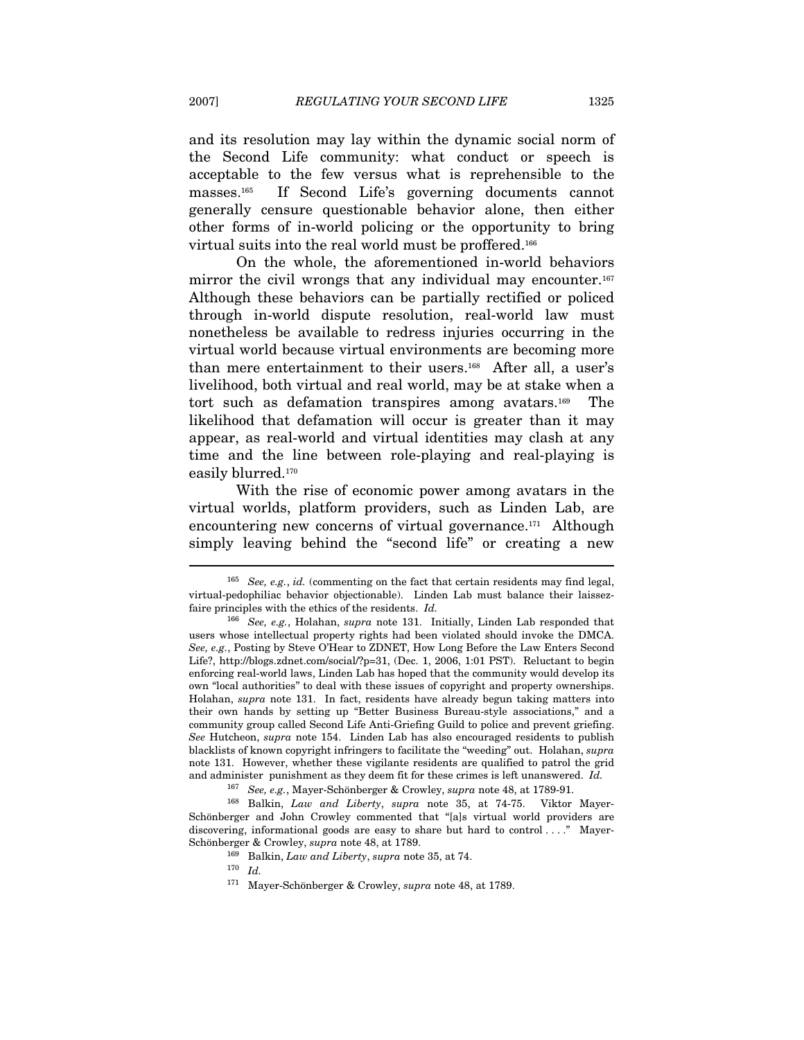and its resolution may lay within the dynamic social norm of the Second Life community: what conduct or speech is acceptable to the few versus what is reprehensible to the masses.[165] If Second Life's governing documents cannot generally censure questionable behavior alone, then either other forms of in-world policing or the opportunity to bring virtual suits into the real world must be proffered.[166]

On the whole, the aforementioned in-world behaviors mirror the civil wrongs that any individual may encounter.[167] Although these behaviors can be partially rectified or policed through in-world dispute resolution, real-world law must nonetheless be available to redress injuries occurring in the virtual world because virtual environments are becoming more than mere entertainment to their users.[168] After all, a user's livelihood, both virtual and real world, may be at stake when a tort such as defamation transpires among avatars.[169] The likelihood that defamation will occur is greater than it may appear, as real-world and virtual identities may clash at any time and the line between role-playing and real-playing is easily blurred.[170]

With the rise of economic power among avatars in the virtual worlds, platform providers, such as Linden Lab, are encountering new concerns of virtual governance.[171] Although simply leaving behind the "second life" or creating a new

---

[165] *See, e.g.*, *id.* (commenting on the fact that certain residents may find legal, virtual-pedophiliac behavior objectionable). Linden Lab must balance their laissez-faire principles with the ethics of the residents. *Id.*

[166] *See, e.g.*, Holahan, *supra* note 131. Initially, Linden Lab responded that users whose intellectual property rights had been violated should invoke the DMCA. *See, e.g.*, Posting by Steve O'Hear to ZDNET, How Long Before the Law Enters Second Life?, http://blogs.zdnet.com/social/?p=31, (Dec. 1, 2006, 1:01 PST). Reluctant to begin enforcing real-world laws, Linden Lab has hoped that the community would develop its own "local authorities" to deal with these issues of copyright and property ownerships. Holahan, *supra* note 131. In fact, residents have already begun taking matters into their own hands by setting up "Better Business Bureau-style associations," and a community group called Second Life Anti-Griefing Guild to police and prevent griefing. *See* Hutcheon, *supra* note 154. Linden Lab has also encouraged residents to publish blacklists of known copyright infringers to facilitate the "weeding" out. Holahan, *supra* note 131. However, whether these vigilante residents are qualified to patrol the grid and administer punishment as they deem fit for these crimes is left unanswered. *Id.*

[167] *See, e.g.*, Mayer-Schönberger & Crowley, *supra* note 48, at 1789-91.

[168] Balkin, *Law and Liberty*, *supra* note 35, at 74-75. Viktor Mayer-Schönberger and John Crowley commented that "[a]s virtual world providers are discovering, informational goods are easy to share but hard to control . . . ." Mayer-Schönberger & Crowley, *supra* note 48, at 1789.

[169] Balkin, *Law and Liberty*, *supra* note 35, at 74.

[170] *Id.*

[171] Mayer-Schönberger & Crowley, *supra* note 48, at 1789.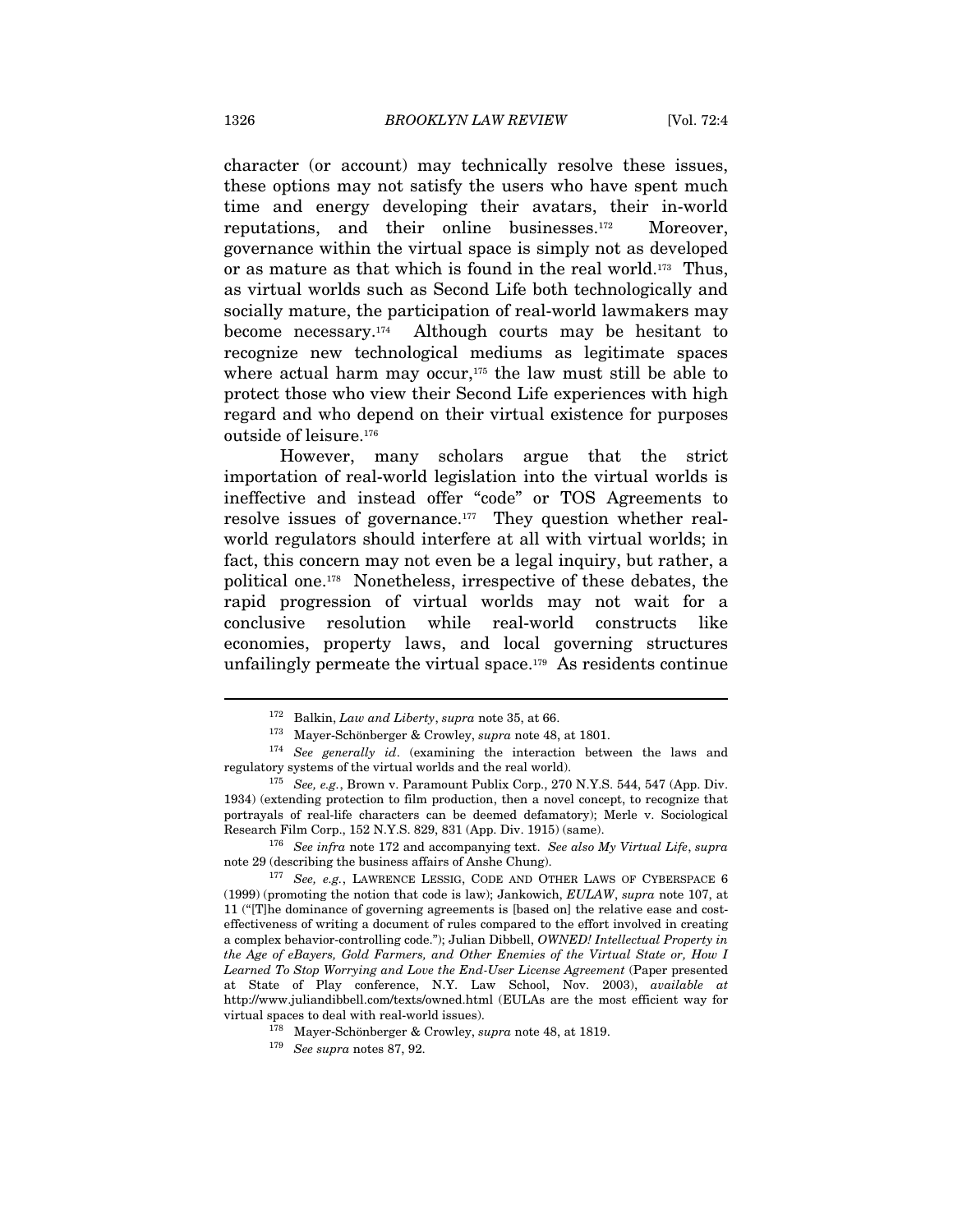character (or account) may technically resolve these issues, these options may not satisfy the users who have spent much time and energy developing their avatars, their in-world reputations, and their online businesses.[172] Moreover, governance within the virtual space is simply not as developed or as mature as that which is found in the real world.[173] Thus, as virtual worlds such as Second Life both technologically and socially mature, the participation of real-world lawmakers may become necessary.[174] Although courts may be hesitant to recognize new technological mediums as legitimate spaces where actual harm may occur,[175] the law must still be able to protect those who view their Second Life experiences with high regard and who depend on their virtual existence for purposes outside of leisure.[176]

However, many scholars argue that the strict importation of real-world legislation into the virtual worlds is ineffective and instead offer "code" or TOS Agreements to resolve issues of governance.[177] They question whether real-world regulators should interfere at all with virtual worlds; in fact, this concern may not even be a legal inquiry, but rather, a political one.[178] Nonetheless, irrespective of these debates, the rapid progression of virtual worlds may not wait for a conclusive resolution while real-world constructs like economies, property laws, and local governing structures unfailingly permeate the virtual space.[179] As residents continue

---

[172] Balkin, *Law and Liberty*, *supra* note 35, at 66.

[173] Mayer-Schönberger & Crowley, *supra* note 48, at 1801.

[174] *See generally id*. (examining the interaction between the laws and regulatory systems of the virtual worlds and the real world).

[175] *See, e.g.*, Brown v. Paramount Publix Corp., 270 N.Y.S. 544, 547 (App. Div. 1934) (extending protection to film production, then a novel concept, to recognize that portrayals of real-life characters can be deemed defamatory); Merle v. Sociological Research Film Corp., 152 N.Y.S. 829, 831 (App. Div. 1915) (same).

[176] *See infra* note 172 and accompanying text. *See also My Virtual Life*, *supra* note 29 (describing the business affairs of Anshe Chung).

[177] *See, e.g.*, LAWRENCE LESSIG, CODE AND OTHER LAWS OF CYBERSPACE 6 (1999) (promoting the notion that code is law); Jankowich, *EULAW*, *supra* note 107, at 11 ("[T]he dominance of governing agreements is [based on] the relative ease and cost-effectiveness of writing a document of rules compared to the effort involved in creating a complex behavior-controlling code."); Julian Dibbell, *OWNED! Intellectual Property in the Age of eBayers, Gold Farmers, and Other Enemies of the Virtual State or, How I Learned To Stop Worrying and Love the End-User License Agreement* (Paper presented at State of Play conference, N.Y. Law School, Nov. 2003), *available at* http://www.juliandibbell.com/texts/owned.html (EULAs are the most efficient way for virtual spaces to deal with real-world issues).

[178] Mayer-Schönberger & Crowley, *supra* note 48, at 1819.

[179] *See supra* notes 87, 92.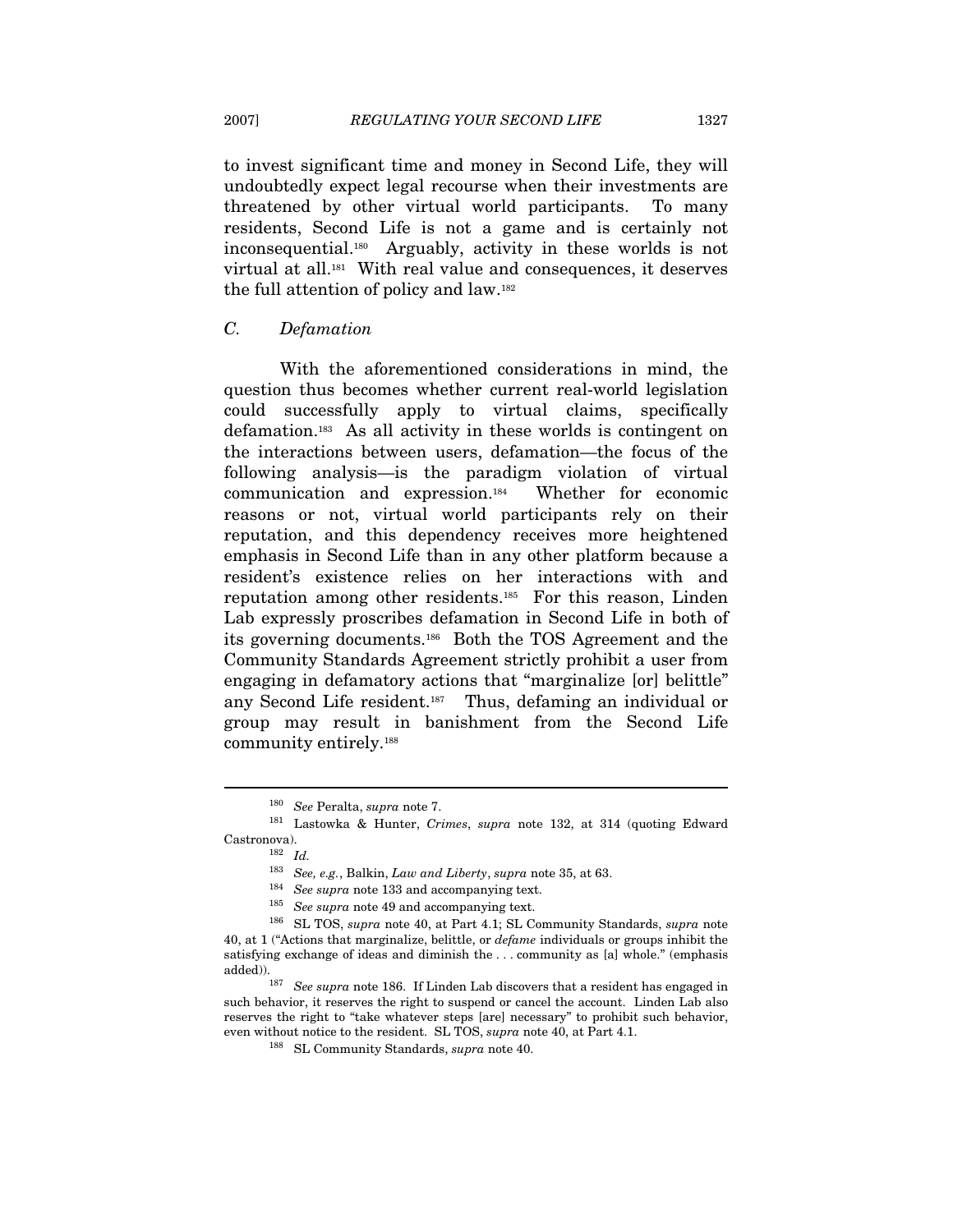to invest significant time and money in Second Life, they will undoubtedly expect legal recourse when their investments are threatened by other virtual world participants. To many residents, Second Life is not a game and is certainly not inconsequential.[180] Arguably, activity in these worlds is not virtual at all.[181] With real value and consequences, it deserves the full attention of policy and law.[182]

### C. Defamation

With the aforementioned considerations in mind, the question thus becomes whether current real-world legislation could successfully apply to virtual claims, specifically defamation.[183] As all activity in these worlds is contingent on the interactions between users, defamation—the focus of the following analysis—is the paradigm violation of virtual communication and expression.[184] Whether for economic reasons or not, virtual world participants rely on their reputation, and this dependency receives more heightened emphasis in Second Life than in any other platform because a resident's existence relies on her interactions with and reputation among other residents.[185] For this reason, Linden Lab expressly proscribes defamation in Second Life in both of its governing documents.[186] Both the TOS Agreement and the Community Standards Agreement strictly prohibit a user from engaging in defamatory actions that "marginalize [or] belittle" any Second Life resident.[187] Thus, defaming an individual or group may result in banishment from the Second Life community entirely.[188]

---

[180] *See* Peralta, *supra* note 7.

[181] Lastowka & Hunter, *Crimes*, *supra* note 132, at 314 (quoting Edward Castronova).

[182] *Id.*

[183] *See, e.g.*, Balkin, *Law and Liberty*, *supra* note 35, at 63.

[184] *See supra* note 133 and accompanying text.

[185] *See supra* note 49 and accompanying text.

[186] SL TOS, *supra* note 40, at Part 4.1; SL Community Standards, *supra* note 40, at 1 ("Actions that marginalize, belittle, or *defame* individuals or groups inhibit the satisfying exchange of ideas and diminish the . . . community as [a] whole." (emphasis added)).

[187] *See supra* note 186. If Linden Lab discovers that a resident has engaged in such behavior, it reserves the right to suspend or cancel the account. Linden Lab also reserves the right to "take whatever steps [are] necessary" to prohibit such behavior, even without notice to the resident. SL TOS, *supra* note 40, at Part 4.1.

[188] SL Community Standards, *supra* note 40.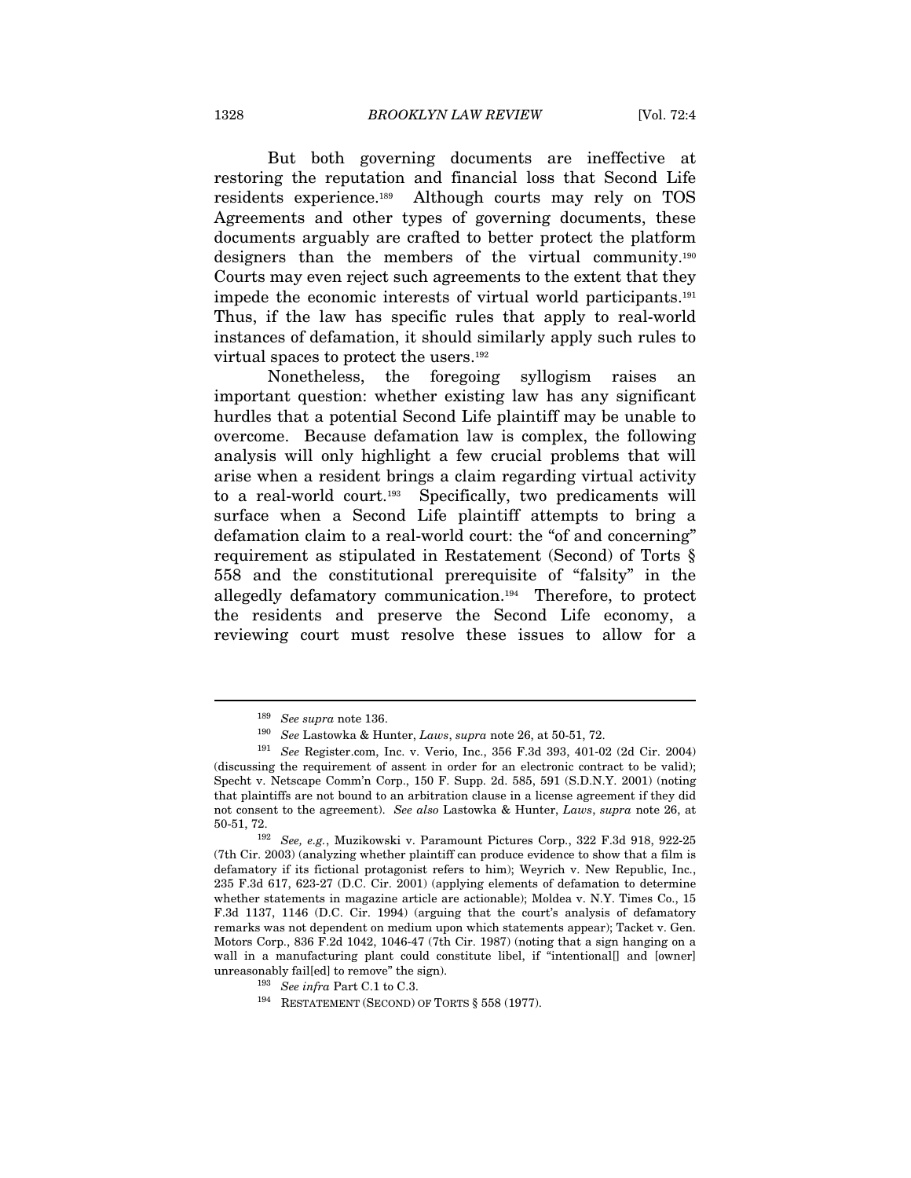But both governing documents are ineffective at restoring the reputation and financial loss that Second Life residents experience.[189] Although courts may rely on TOS Agreements and other types of governing documents, these documents arguably are crafted to better protect the platform designers than the members of the virtual community.[190] Courts may even reject such agreements to the extent that they impede the economic interests of virtual world participants.[191] Thus, if the law has specific rules that apply to real-world instances of defamation, it should similarly apply such rules to virtual spaces to protect the users.[192]

Nonetheless, the foregoing syllogism raises an important question: whether existing law has any significant hurdles that a potential Second Life plaintiff may be unable to overcome. Because defamation law is complex, the following analysis will only highlight a few crucial problems that will arise when a resident brings a claim regarding virtual activity to a real-world court.[193] Specifically, two predicaments will surface when a Second Life plaintiff attempts to bring a defamation claim to a real-world court: the "of and concerning" requirement as stipulated in Restatement (Second) of Torts § 558 and the constitutional prerequisite of "falsity" in the allegedly defamatory communication.[194] Therefore, to protect the residents and preserve the Second Life economy, a reviewing court must resolve these issues to allow for a

---

[189] *See supra* note 136.

[190] *See* Lastowka & Hunter, *Laws*, *supra* note 26, at 50-51, 72.

[191] *See* Register.com, Inc. v. Verio, Inc., 356 F.3d 393, 401-02 (2d Cir. 2004) (discussing the requirement of assent in order for an electronic contract to be valid); Specht v. Netscape Comm'n Corp., 150 F. Supp. 2d. 585, 591 (S.D.N.Y. 2001) (noting that plaintiffs are not bound to an arbitration clause in a license agreement if they did not consent to the agreement). *See also* Lastowka & Hunter, *Laws*, *supra* note 26, at 50-51, 72.

[192] *See, e.g.*, Muzikowski v. Paramount Pictures Corp., 322 F.3d 918, 922-25 (7th Cir. 2003) (analyzing whether plaintiff can produce evidence to show that a film is defamatory if its fictional protagonist refers to him); Weyrich v. New Republic, Inc., 235 F.3d 617, 623-27 (D.C. Cir. 2001) (applying elements of defamation to determine whether statements in magazine article are actionable); Moldea v. N.Y. Times Co., 15 F.3d 1137, 1146 (D.C. Cir. 1994) (arguing that the court's analysis of defamatory remarks was not dependent on medium upon which statements appear); Tacket v. Gen. Motors Corp., 836 F.2d 1042, 1046-47 (7th Cir. 1987) (noting that a sign hanging on a wall in a manufacturing plant could constitute libel, if "intentional[] and [owner] unreasonably fail[ed] to remove" the sign).

[193] *See infra* Part C.1 to C.3.

[194] RESTATEMENT (SECOND) OF TORTS § 558 (1977).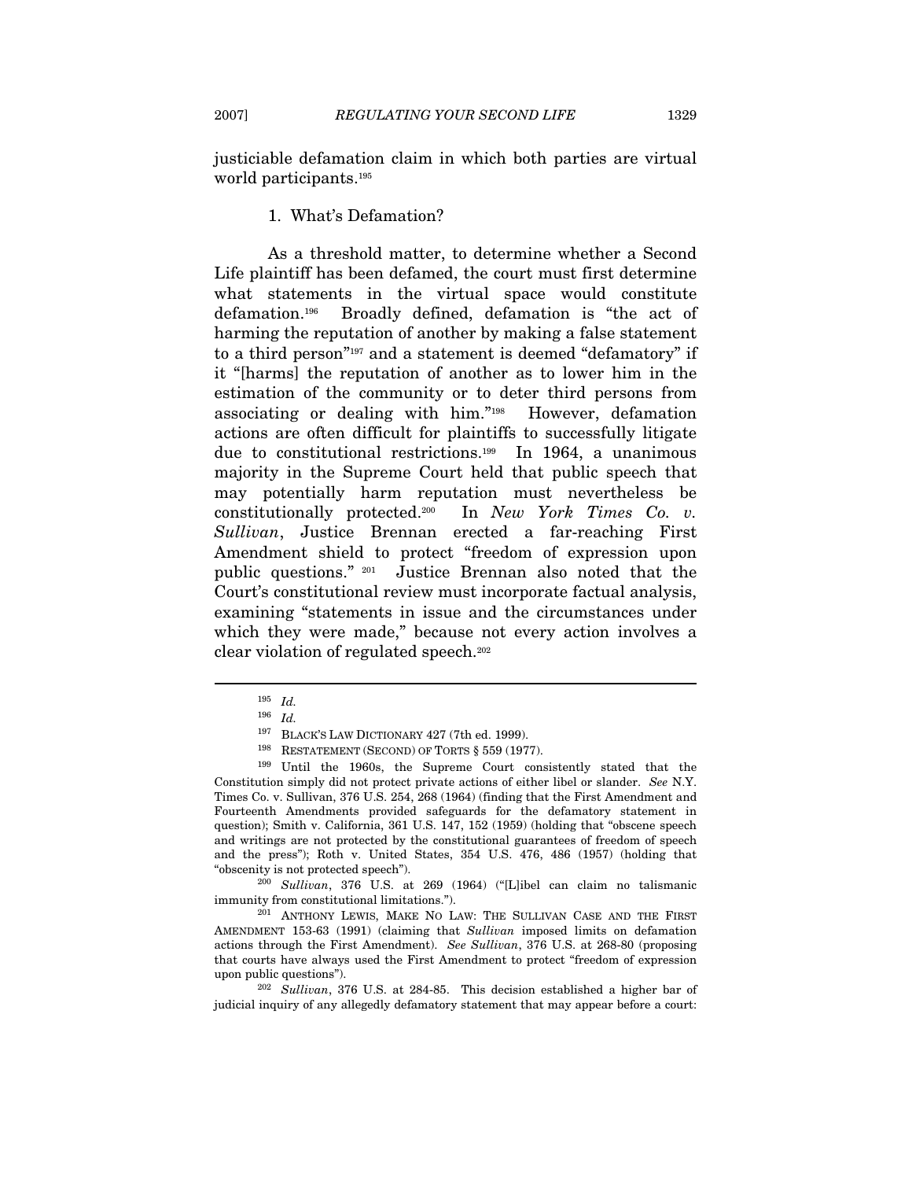justiciable defamation claim in which both parties are virtual world participants.[195]

### 1. What's Defamation?

As a threshold matter, to determine whether a Second Life plaintiff has been defamed, the court must first determine what statements in the virtual space would constitute defamation.[196] Broadly defined, defamation is "the act of harming the reputation of another by making a false statement to a third person"[197] and a statement is deemed "defamatory" if it "[harms] the reputation of another as to lower him in the estimation of the community or to deter third persons from associating or dealing with him."[198] However, defamation actions are often difficult for plaintiffs to successfully litigate due to constitutional restrictions.[199] In 1964, a unanimous majority in the Supreme Court held that public speech that may potentially harm reputation must nevertheless be constitutionally protected.[200] In *New York Times Co. v. Sullivan*, Justice Brennan erected a far-reaching First Amendment shield to protect "freedom of expression upon public questions." [201] Justice Brennan also noted that the Court's constitutional review must incorporate factual analysis, examining "statements in issue and the circumstances under which they were made," because not every action involves a clear violation of regulated speech.[202]

---

[195] *Id.*

[196] *Id.*

[197] BLACK'S LAW DICTIONARY 427 (7th ed. 1999).

[198] RESTATEMENT (SECOND) OF TORTS § 559 (1977).

[199] Until the 1960s, the Supreme Court consistently stated that the Constitution simply did not protect private actions of either libel or slander. *See* N.Y. Times Co. v. Sullivan, 376 U.S. 254, 268 (1964) (finding that the First Amendment and Fourteenth Amendments provided safeguards for the defamatory statement in question); Smith v. California, 361 U.S. 147, 152 (1959) (holding that "obscene speech and writings are not protected by the constitutional guarantees of freedom of speech and the press"); Roth v. United States, 354 U.S. 476, 486 (1957) (holding that "obscenity is not protected speech").

[200] *Sullivan*, 376 U.S. at 269 (1964) ("[L]ibel can claim no talismanic immunity from constitutional limitations.").

[201] ANTHONY LEWIS, MAKE NO LAW: THE SULLIVAN CASE AND THE FIRST AMENDMENT 153-63 (1991) (claiming that *Sullivan* imposed limits on defamation actions through the First Amendment). *See Sullivan*, 376 U.S. at 268-80 (proposing that courts have always used the First Amendment to protect "freedom of expression upon public questions").

[202] *Sullivan*, 376 U.S. at 284-85. This decision established a higher bar of judicial inquiry of any allegedly defamatory statement that may appear before a court: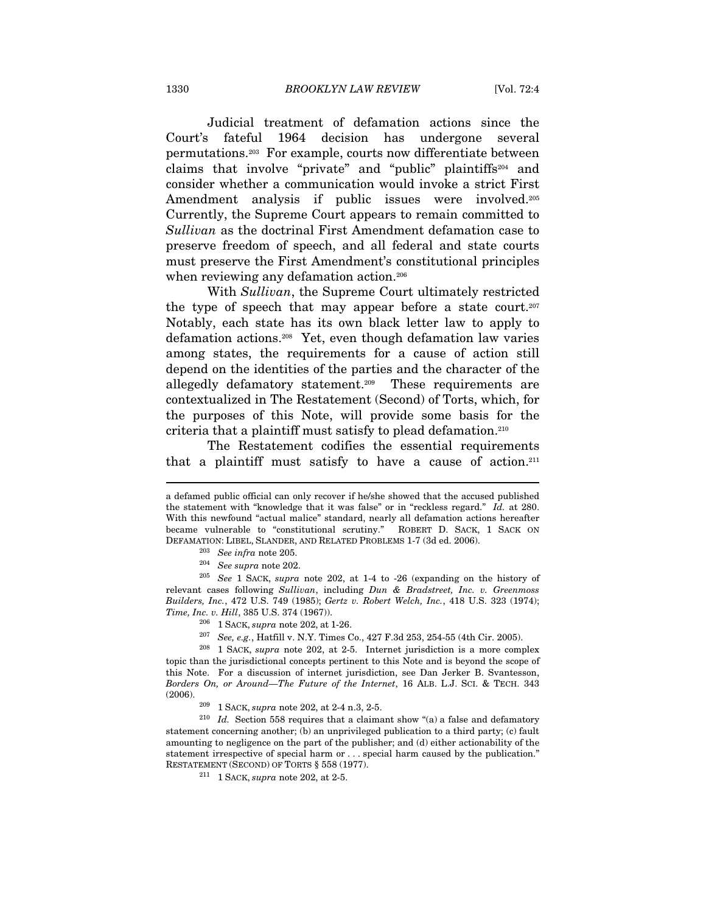Judicial treatment of defamation actions since the Court's fateful 1964 decision has undergone several permutations.[203] For example, courts now differentiate between claims that involve "private" and "public" plaintiffs[204] and consider whether a communication would invoke a strict First Amendment analysis if public issues were involved.[205] Currently, the Supreme Court appears to remain committed to *Sullivan* as the doctrinal First Amendment defamation case to preserve freedom of speech, and all federal and state courts must preserve the First Amendment's constitutional principles when reviewing any defamation action.[206]

With *Sullivan*, the Supreme Court ultimately restricted the type of speech that may appear before a state court.[207] Notably, each state has its own black letter law to apply to defamation actions.[208] Yet, even though defamation law varies among states, the requirements for a cause of action still depend on the identities of the parties and the character of the allegedly defamatory statement.[209] These requirements are contextualized in The Restatement (Second) of Torts, which, for the purposes of this Note, will provide some basis for the criteria that a plaintiff must satisfy to plead defamation.[210]

The Restatement codifies the essential requirements that a plaintiff must satisfy to have a cause of action.[211]

---

a defamed public official can only recover if he/she showed that the accused published the statement with "knowledge that it was false" or in "reckless regard." *Id.* at 280. With this newfound "actual malice" standard, nearly all defamation actions hereafter became vulnerable to "constitutional scrutiny." ROBERT D. SACK, 1 SACK ON DEFAMATION: LIBEL, SLANDER, AND RELATED PROBLEMS 1-7 (3d ed. 2006).

[203] *See infra* note 205.

[204] *See supra* note 202.

[205] *See* 1 SACK, *supra* note 202, at 1-4 to -26 (expanding on the history of relevant cases following *Sullivan*, including *Dun & Bradstreet, Inc. v. Greenmoss Builders, Inc.*, 472 U.S. 749 (1985); *Gertz v. Robert Welch, Inc.*, 418 U.S. 323 (1974); *Time, Inc. v. Hill*, 385 U.S. 374 (1967)).

[206] 1 SACK, *supra* note 202, at 1-26.

[207] *See, e.g.*, Hatfill v. N.Y. Times Co., 427 F.3d 253, 254-55 (4th Cir. 2005).

[208] 1 SACK, *supra* note 202, at 2-5. Internet jurisdiction is a more complex topic than the jurisdictional concepts pertinent to this Note and is beyond the scope of this Note. For a discussion of internet jurisdiction, see Dan Jerker B. Svantesson, *Borders On, or Around—The Future of the Internet*, 16 ALB. L.J. SCI. & TECH. 343 (2006).

[209] 1 SACK, *supra* note 202, at 2-4 n.3, 2-5.

[210] *Id.* Section 558 requires that a claimant show "(a) a false and defamatory statement concerning another; (b) an unprivileged publication to a third party; (c) fault amounting to negligence on the part of the publisher; and (d) either actionability of the statement irrespective of special harm or . . . special harm caused by the publication." RESTATEMENT (SECOND) OF TORTS § 558 (1977).

[211] 1 SACK, *supra* note 202, at 2-5.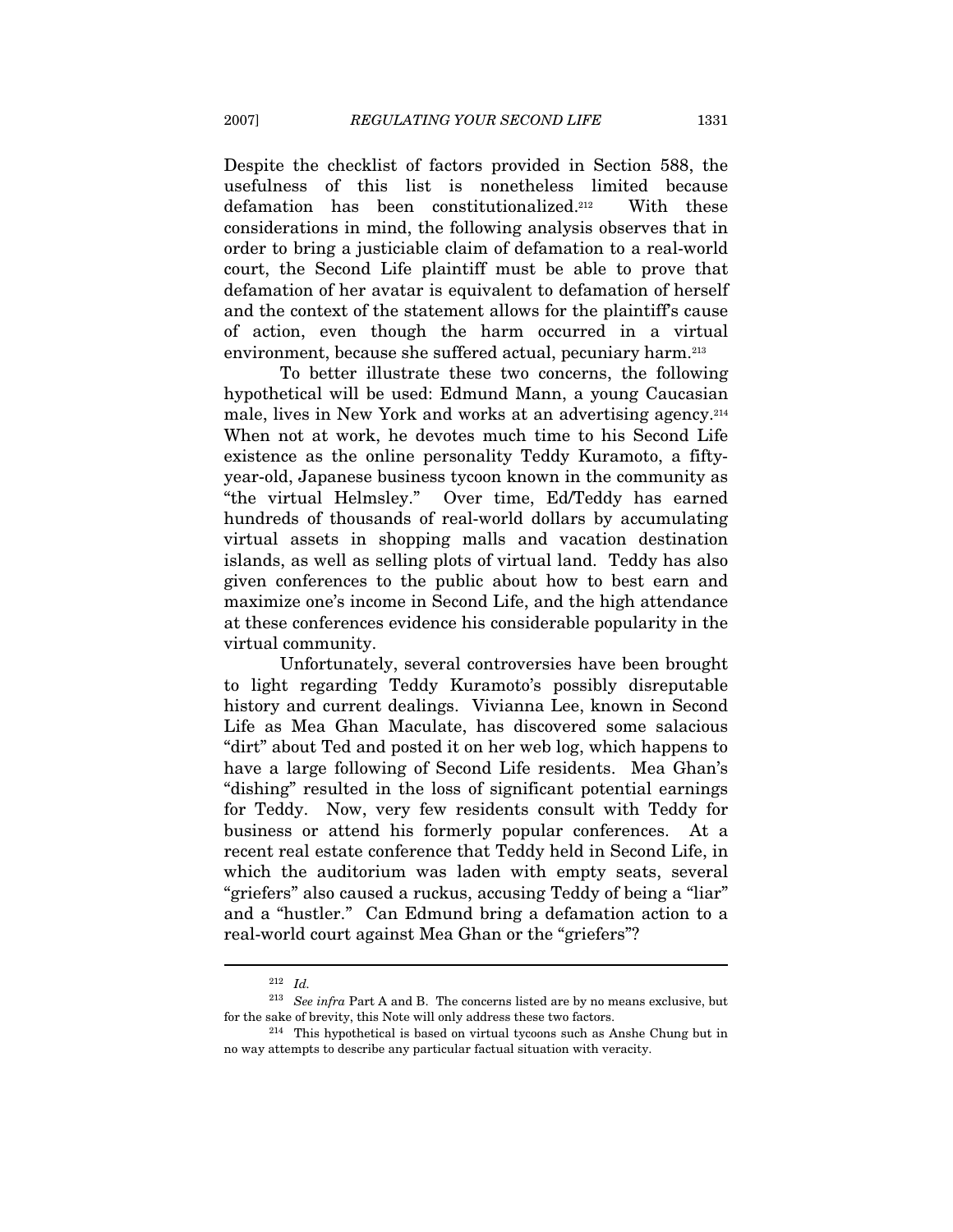Despite the checklist of factors provided in Section 588, the usefulness of this list is nonetheless limited because defamation has been constitutionalized.[212] With these considerations in mind, the following analysis observes that in order to bring a justiciable claim of defamation to a real-world court, the Second Life plaintiff must be able to prove that defamation of her avatar is equivalent to defamation of herself and the context of the statement allows for the plaintiff's cause of action, even though the harm occurred in a virtual environment, because she suffered actual, pecuniary harm.[213]

To better illustrate these two concerns, the following hypothetical will be used: Edmund Mann, a young Caucasian male, lives in New York and works at an advertising agency.[214] When not at work, he devotes much time to his Second Life existence as the online personality Teddy Kuramoto, a fifty-year-old, Japanese business tycoon known in the community as "the virtual Helmsley." Over time, Ed/Teddy has earned hundreds of thousands of real-world dollars by accumulating virtual assets in shopping malls and vacation destination islands, as well as selling plots of virtual land. Teddy has also given conferences to the public about how to best earn and maximize one's income in Second Life, and the high attendance at these conferences evidence his considerable popularity in the virtual community.

Unfortunately, several controversies have been brought to light regarding Teddy Kuramoto's possibly disreputable history and current dealings. Vivianna Lee, known in Second Life as Mea Ghan Maculate, has discovered some salacious "dirt" about Ted and posted it on her web log, which happens to have a large following of Second Life residents. Mea Ghan's "dishing" resulted in the loss of significant potential earnings for Teddy. Now, very few residents consult with Teddy for business or attend his formerly popular conferences. At a recent real estate conference that Teddy held in Second Life, in which the auditorium was laden with empty seats, several "griefers" also caused a ruckus, accusing Teddy of being a "liar" and a "hustler." Can Edmund bring a defamation action to a real-world court against Mea Ghan or the "griefers"?

---

[212] *Id.*

[213] *See infra* Part A and B. The concerns listed are by no means exclusive, but for the sake of brevity, this Note will only address these two factors.

[214] This hypothetical is based on virtual tycoons such as Anshe Chung but in no way attempts to describe any particular factual situation with veracity.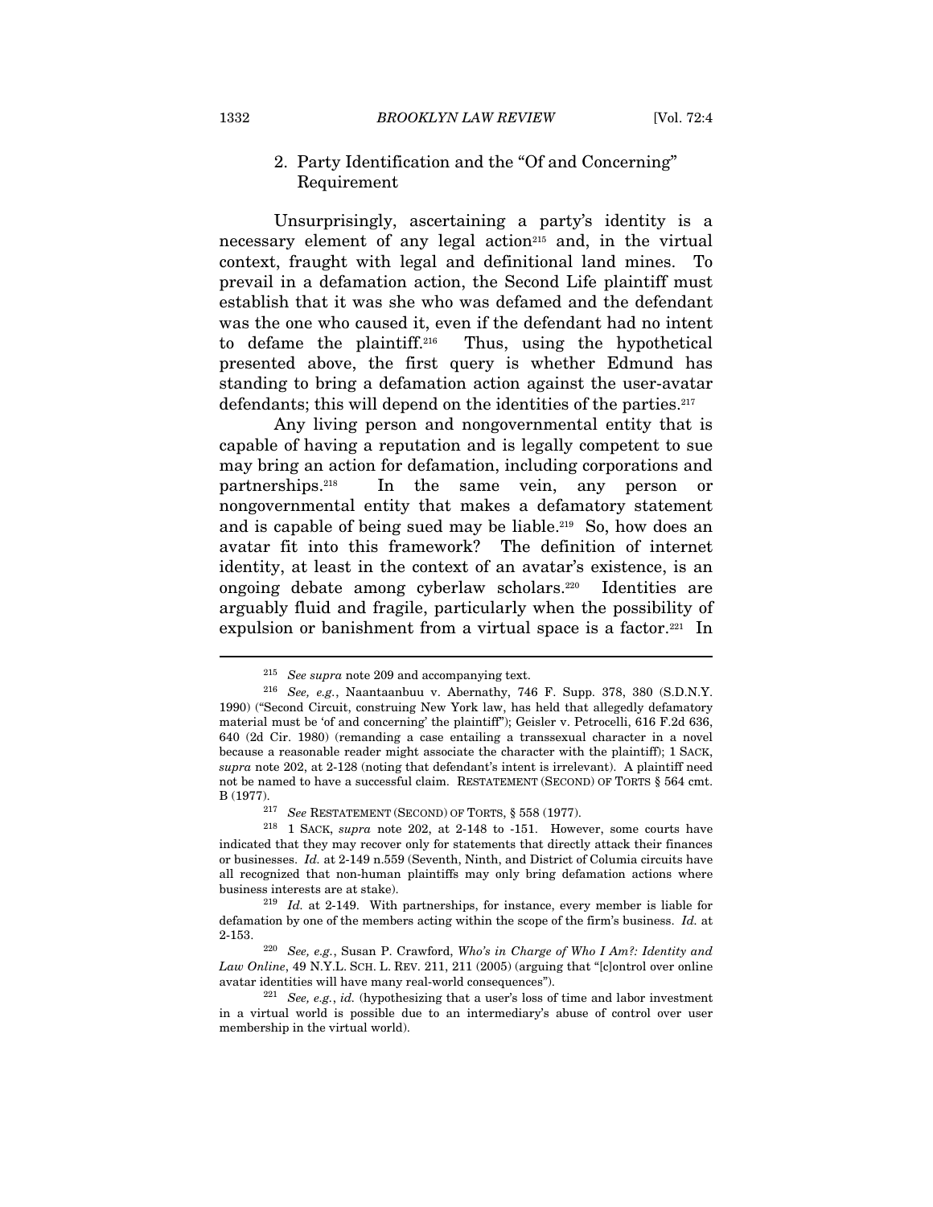### 2. Party Identification and the "Of and Concerning" Requirement

Unsurprisingly, ascertaining a party's identity is a necessary element of any legal action[215] and, in the virtual context, fraught with legal and definitional land mines. To prevail in a defamation action, the Second Life plaintiff must establish that it was she who was defamed and the defendant was the one who caused it, even if the defendant had no intent to defame the plaintiff.[216] Thus, using the hypothetical presented above, the first query is whether Edmund has standing to bring a defamation action against the user-avatar defendants; this will depend on the identities of the parties.[217]

Any living person and nongovernmental entity that is capable of having a reputation and is legally competent to sue may bring an action for defamation, including corporations and partnerships.[218] In the same vein, any person or nongovernmental entity that makes a defamatory statement and is capable of being sued may be liable.[219] So, how does an avatar fit into this framework? The definition of internet identity, at least in the context of an avatar's existence, is an ongoing debate among cyberlaw scholars.[220] Identities are arguably fluid and fragile, particularly when the possibility of expulsion or banishment from a virtual space is a factor.[221] In

---

[215] *See supra* note 209 and accompanying text.

[216] *See, e.g.*, Naantaanbuu v. Abernathy, 746 F. Supp. 378, 380 (S.D.N.Y. 1990) ("Second Circuit, construing New York law, has held that allegedly defamatory material must be 'of and concerning' the plaintiff"); Geisler v. Petrocelli, 616 F.2d 636, 640 (2d Cir. 1980) (remanding a case entailing a transsexual character in a novel because a reasonable reader might associate the character with the plaintiff); 1 SACK, *supra* note 202, at 2-128 (noting that defendant's intent is irrelevant). A plaintiff need not be named to have a successful claim. RESTATEMENT (SECOND) OF TORTS § 564 cmt. B (1977).

[217] *See* RESTATEMENT (SECOND) OF TORTS, § 558 (1977).

[218] 1 SACK, *supra* note 202, at 2-148 to -151. However, some courts have indicated that they may recover only for statements that directly attack their finances or businesses. *Id.* at 2-149 n.559 (Seventh, Ninth, and District of Columia circuits have all recognized that non-human plaintiffs may only bring defamation actions where business interests are at stake).

[219] *Id.* at 2-149. With partnerships, for instance, every member is liable for defamation by one of the members acting within the scope of the firm's business. *Id.* at 2-153.

[220] *See, e.g.*, Susan P. Crawford, *Who's in Charge of Who I Am?: Identity and Law Online*, 49 N.Y.L. SCH. L. REV. 211, 211 (2005) (arguing that "[c]ontrol over online avatar identities will have many real-world consequences").

[221] *See, e.g.*, *id.* (hypothesizing that a user's loss of time and labor investment in a virtual world is possible due to an intermediary's abuse of control over user membership in the virtual world).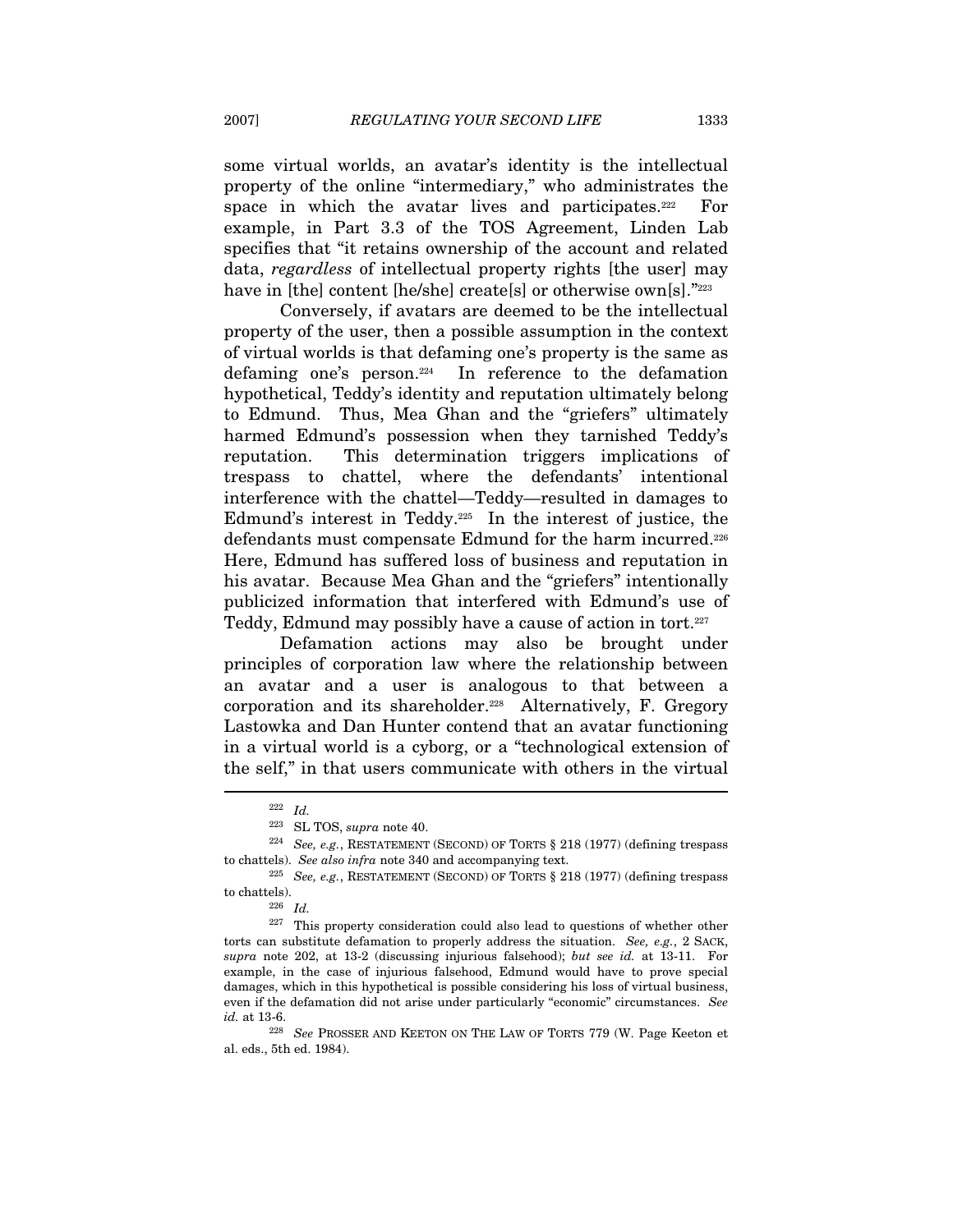some virtual worlds, an avatar's identity is the intellectual property of the online "intermediary," who administrates the space in which the avatar lives and participates.[222] For example, in Part 3.3 of the TOS Agreement, Linden Lab specifies that "it retains ownership of the account and related data, *regardless* of intellectual property rights [the user] may have in [the] content [he/she] create[s] or otherwise own[s]."[223]

Conversely, if avatars are deemed to be the intellectual property of the user, then a possible assumption in the context of virtual worlds is that defaming one's property is the same as defaming one's person.[224] In reference to the defamation hypothetical, Teddy's identity and reputation ultimately belong to Edmund. Thus, Mea Ghan and the "griefers" ultimately harmed Edmund's possession when they tarnished Teddy's reputation. This determination triggers implications of trespass to chattel, where the defendants' intentional interference with the chattel—Teddy—resulted in damages to Edmund's interest in Teddy.[225] In the interest of justice, the defendants must compensate Edmund for the harm incurred.[226] Here, Edmund has suffered loss of business and reputation in his avatar. Because Mea Ghan and the "griefers" intentionally publicized information that interfered with Edmund's use of Teddy, Edmund may possibly have a cause of action in tort.[227]

Defamation actions may also be brought under principles of corporation law where the relationship between an avatar and a user is analogous to that between a corporation and its shareholder.[228] Alternatively, F. Gregory Lastowka and Dan Hunter contend that an avatar functioning in a virtual world is a cyborg, or a "technological extension of the self," in that users communicate with others in the virtual

---

[222] *Id.*

[223] SL TOS, *supra* note 40.

[224] *See, e.g.*, RESTATEMENT (SECOND) OF TORTS § 218 (1977) (defining trespass to chattels). *See also infra* note 340 and accompanying text.

[225] *See, e.g.*, RESTATEMENT (SECOND) OF TORTS § 218 (1977) (defining trespass to chattels).

[226] *Id.*

[227] This property consideration could also lead to questions of whether other torts can substitute defamation to properly address the situation. *See, e.g.*, 2 SACK, *supra* note 202, at 13-2 (discussing injurious falsehood); *but see id.* at 13-11. For example, in the case of injurious falsehood, Edmund would have to prove special damages, which in this hypothetical is possible considering his loss of virtual business, even if the defamation did not arise under particularly "economic" circumstances. *See id.* at 13-6.

[228] *See* PROSSER AND KEETON ON THE LAW OF TORTS 779 (W. Page Keeton et al. eds., 5th ed. 1984).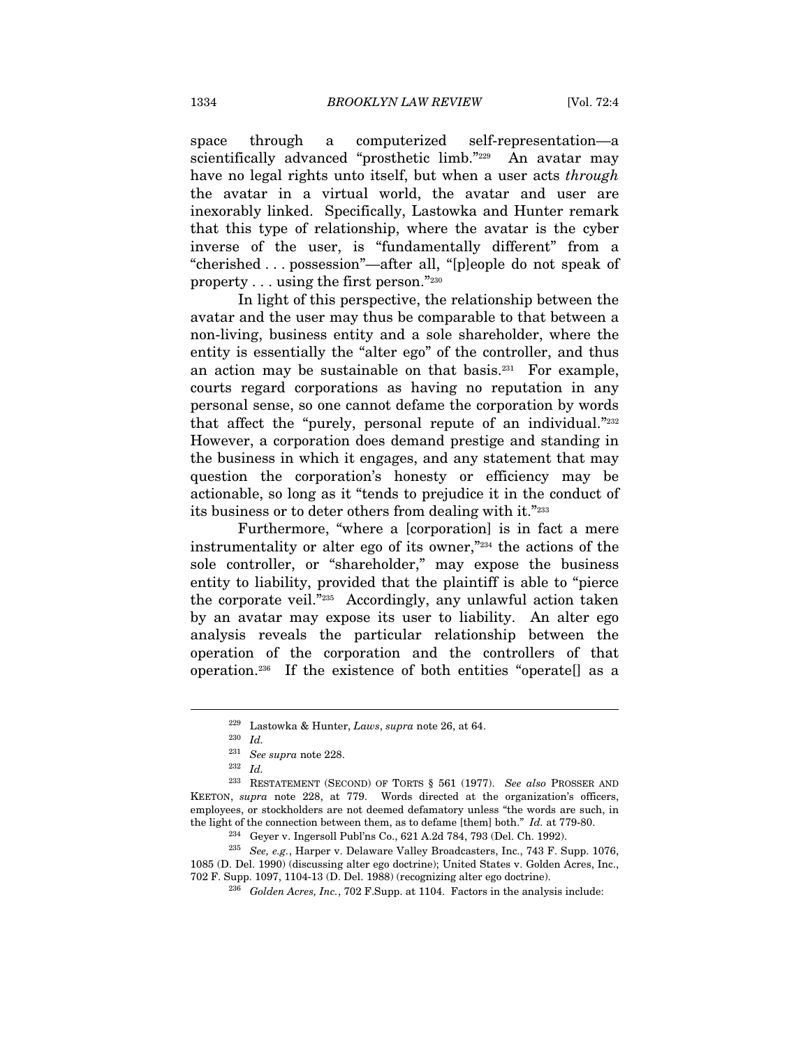space through a computerized self-representation—a scientifically advanced "prosthetic limb."[229] An avatar may have no legal rights unto itself, but when a user acts *through* the avatar in a virtual world, the avatar and user are inexorably linked. Specifically, Lastowka and Hunter remark that this type of relationship, where the avatar is the cyber inverse of the user, is "fundamentally different" from a "cherished . . . possession"—after all, "[p]eople do not speak of property . . . using the first person."[230]

In light of this perspective, the relationship between the avatar and the user may thus be comparable to that between a non-living, business entity and a sole shareholder, where the entity is essentially the "alter ego" of the controller, and thus an action may be sustainable on that basis.[231] For example, courts regard corporations as having no reputation in any personal sense, so one cannot defame the corporation by words that affect the "purely, personal repute of an individual."[232] However, a corporation does demand prestige and standing in the business in which it engages, and any statement that may question the corporation's honesty or efficiency may be actionable, so long as it "tends to prejudice it in the conduct of its business or to deter others from dealing with it."[233]

Furthermore, "where a [corporation] is in fact a mere instrumentality or alter ego of its owner,"[234] the actions of the sole controller, or "shareholder," may expose the business entity to liability, provided that the plaintiff is able to "pierce the corporate veil."[235] Accordingly, any unlawful action taken by an avatar may expose its user to liability. An alter ego analysis reveals the particular relationship between the operation of the corporation and the controllers of that operation.[236] If the existence of both entities "operate[] as a

---

[229] Lastowka & Hunter, *Laws*, *supra* note 26, at 64.

[230] *Id.*

[231] *See supra* note 228.

[232] *Id.*

[233] RESTATEMENT (SECOND) OF TORTS § 561 (1977). *See also* PROSSER AND KEETON, *supra* note 228, at 779. Words directed at the organization's officers, employees, or stockholders are not deemed defamatory unless "the words are such, in the light of the connection between them, as to defame [them] both." *Id.* at 779-80.

[234] Geyer v. Ingersoll Publ'ns Co., 621 A.2d 784, 793 (Del. Ch. 1992).

[235] *See, e.g.*, Harper v. Delaware Valley Broadcasters, Inc., 743 F. Supp. 1076, 1085 (D. Del. 1990) (discussing alter ego doctrine); United States v. Golden Acres, Inc., 702 F. Supp. 1097, 1104-13 (D. Del. 1988) (recognizing alter ego doctrine).

[236] *Golden Acres, Inc.*, 702 F.Supp. at 1104. Factors in the analysis include: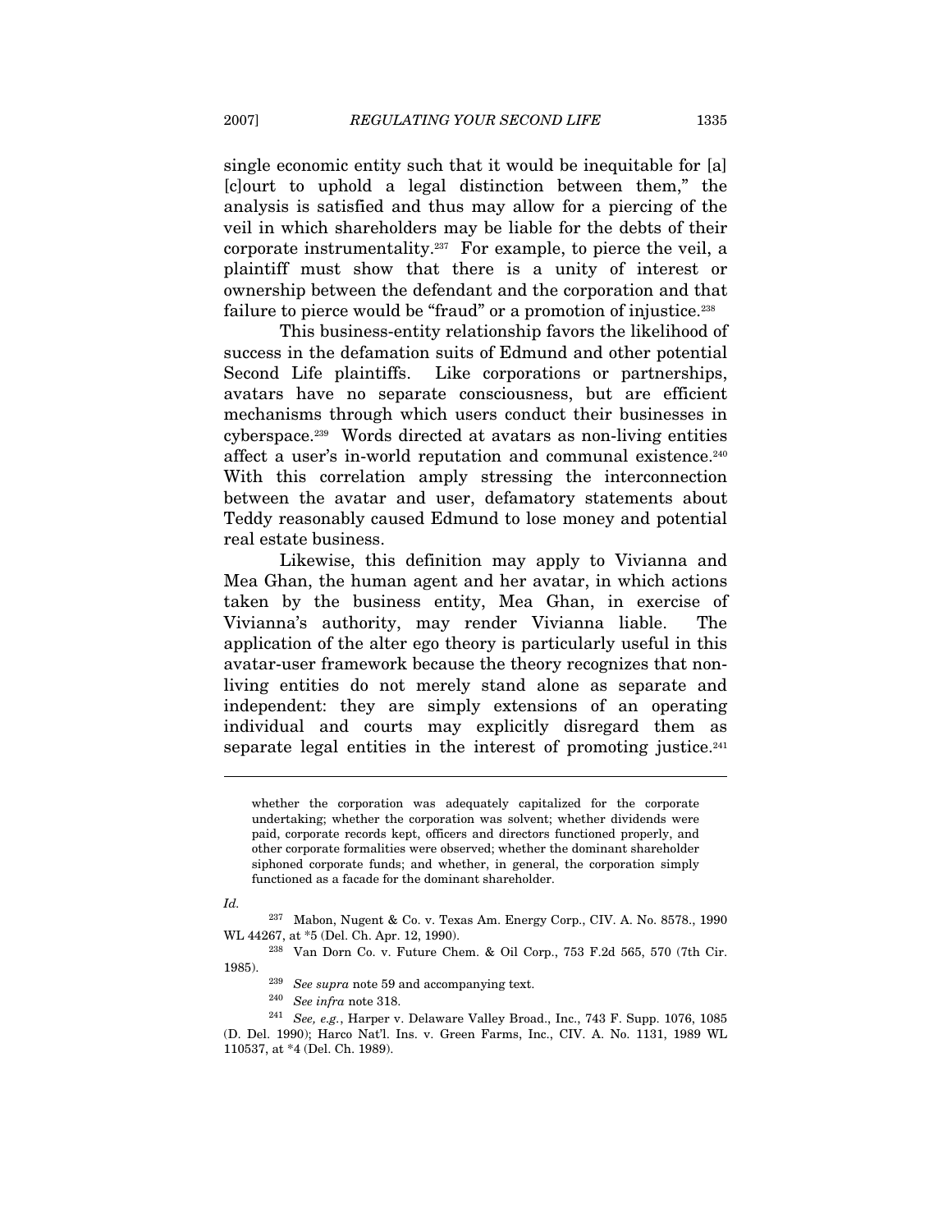single economic entity such that it would be inequitable for [a] [c]ourt to uphold a legal distinction between them," the analysis is satisfied and thus may allow for a piercing of the veil in which shareholders may be liable for the debts of their corporate instrumentality.[237] For example, to pierce the veil, a plaintiff must show that there is a unity of interest or ownership between the defendant and the corporation and that failure to pierce would be "fraud" or a promotion of injustice.[238]

This business-entity relationship favors the likelihood of success in the defamation suits of Edmund and other potential Second Life plaintiffs. Like corporations or partnerships, avatars have no separate consciousness, but are efficient mechanisms through which users conduct their businesses in cyberspace.[239] Words directed at avatars as non-living entities affect a user's in-world reputation and communal existence.[240] With this correlation amply stressing the interconnection between the avatar and user, defamatory statements about Teddy reasonably caused Edmund to lose money and potential real estate business.

Likewise, this definition may apply to Vivianna and Mea Ghan, the human agent and her avatar, in which actions taken by the business entity, Mea Ghan, in exercise of Vivianna's authority, may render Vivianna liable. The application of the alter ego theory is particularly useful in this avatar-user framework because the theory recognizes that non-living entities do not merely stand alone as separate and independent: they are simply extensions of an operating individual and courts may explicitly disregard them as separate legal entities in the interest of promoting justice.[241]

---

> whether the corporation was adequately capitalized for the corporate undertaking; whether the corporation was solvent; whether dividends were paid, corporate records kept, officers and directors functioned properly, and other corporate formalities were observed; whether the dominant shareholder siphoned corporate funds; and whether, in general, the corporation simply functioned as a facade for the dominant shareholder.

*Id.*

[237] Mabon, Nugent & Co. v. Texas Am. Energy Corp., CIV. A. No. 8578., 1990 WL 44267, at *5 (Del. Ch. Apr. 12, 1990).

[238] Van Dorn Co. v. Future Chem. & Oil Corp., 753 F.2d 565, 570 (7th Cir. 1985).

[239] *See supra* note 59 and accompanying text.

[240] *See infra* note 318.

[241] *See, e.g.*, Harper v. Delaware Valley Broad., Inc., 743 F. Supp. 1076, 1085 (D. Del. 1990); Harco Nat'l. Ins. v. Green Farms, Inc., CIV. A. No. 1131, 1989 WL 110537, at *4 (Del. Ch. 1989).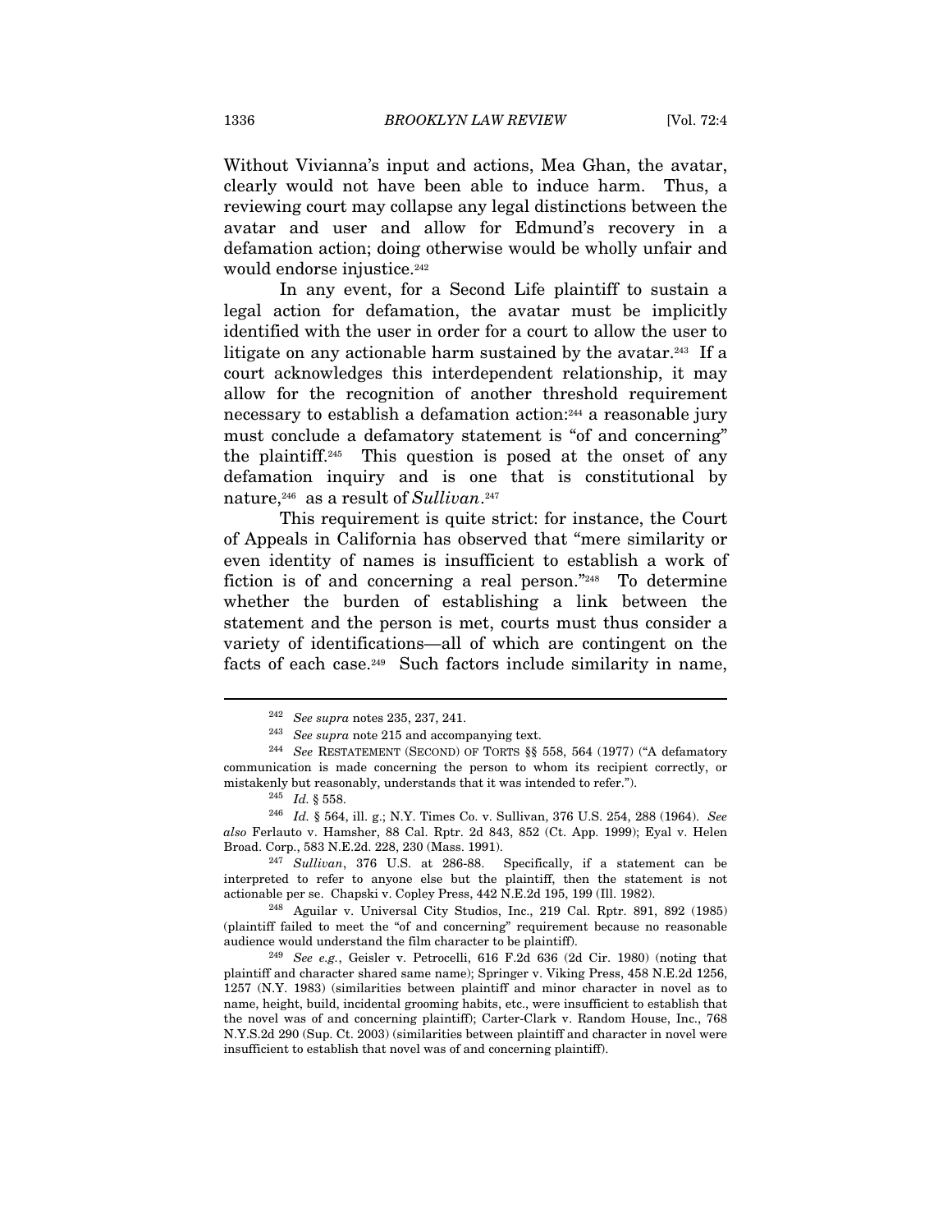Without Vivianna's input and actions, Mea Ghan, the avatar, clearly would not have been able to induce harm. Thus, a reviewing court may collapse any legal distinctions between the avatar and user and allow for Edmund's recovery in a defamation action; doing otherwise would be wholly unfair and would endorse injustice.[242]

In any event, for a Second Life plaintiff to sustain a legal action for defamation, the avatar must be implicitly identified with the user in order for a court to allow the user to litigate on any actionable harm sustained by the avatar.[243] If a court acknowledges this interdependent relationship, it may allow for the recognition of another threshold requirement necessary to establish a defamation action:[244] a reasonable jury must conclude a defamatory statement is "of and concerning" the plaintiff.[245] This question is posed at the onset of any defamation inquiry and is one that is constitutional by nature,[246] as a result of *Sullivan*.[247]

This requirement is quite strict: for instance, the Court of Appeals in California has observed that "mere similarity or even identity of names is insufficient to establish a work of fiction is of and concerning a real person."[248] To determine whether the burden of establishing a link between the statement and the person is met, courts must thus consider a variety of identifications—all of which are contingent on the facts of each case.[249] Such factors include similarity in name,

---

[242] *See supra* notes 235, 237, 241.

[243] *See supra* note 215 and accompanying text.

[244] *See* RESTATEMENT (SECOND) OF TORTS §§ 558, 564 (1977) ("A defamatory communication is made concerning the person to whom its recipient correctly, or mistakenly but reasonably, understands that it was intended to refer.").

[245] *Id.* § 558.

[246] *Id.* § 564, ill. g.; N.Y. Times Co. v. Sullivan, 376 U.S. 254, 288 (1964). *See also* Ferlauto v. Hamsher, 88 Cal. Rptr. 2d 843, 852 (Ct. App. 1999); Eyal v. Helen Broad. Corp., 583 N.E.2d. 228, 230 (Mass. 1991).

[247] *Sullivan*, 376 U.S. at 286-88. Specifically, if a statement can be interpreted to refer to anyone else but the plaintiff, then the statement is not actionable per se. Chapski v. Copley Press, 442 N.E.2d 195, 199 (Ill. 1982).

[248] Aguilar v. Universal City Studios, Inc., 219 Cal. Rptr. 891, 892 (1985) (plaintiff failed to meet the "of and concerning" requirement because no reasonable audience would understand the film character to be plaintiff).

[249] *See e.g.*, Geisler v. Petrocelli, 616 F.2d 636 (2d Cir. 1980) (noting that plaintiff and character shared same name); Springer v. Viking Press, 458 N.E.2d 1256, 1257 (N.Y. 1983) (similarities between plaintiff and minor character in novel as to name, height, build, incidental grooming habits, etc., were insufficient to establish that the novel was of and concerning plaintiff); Carter-Clark v. Random House, Inc., 768 N.Y.S.2d 290 (Sup. Ct. 2003) (similarities between plaintiff and character in novel were insufficient to establish that novel was of and concerning plaintiff).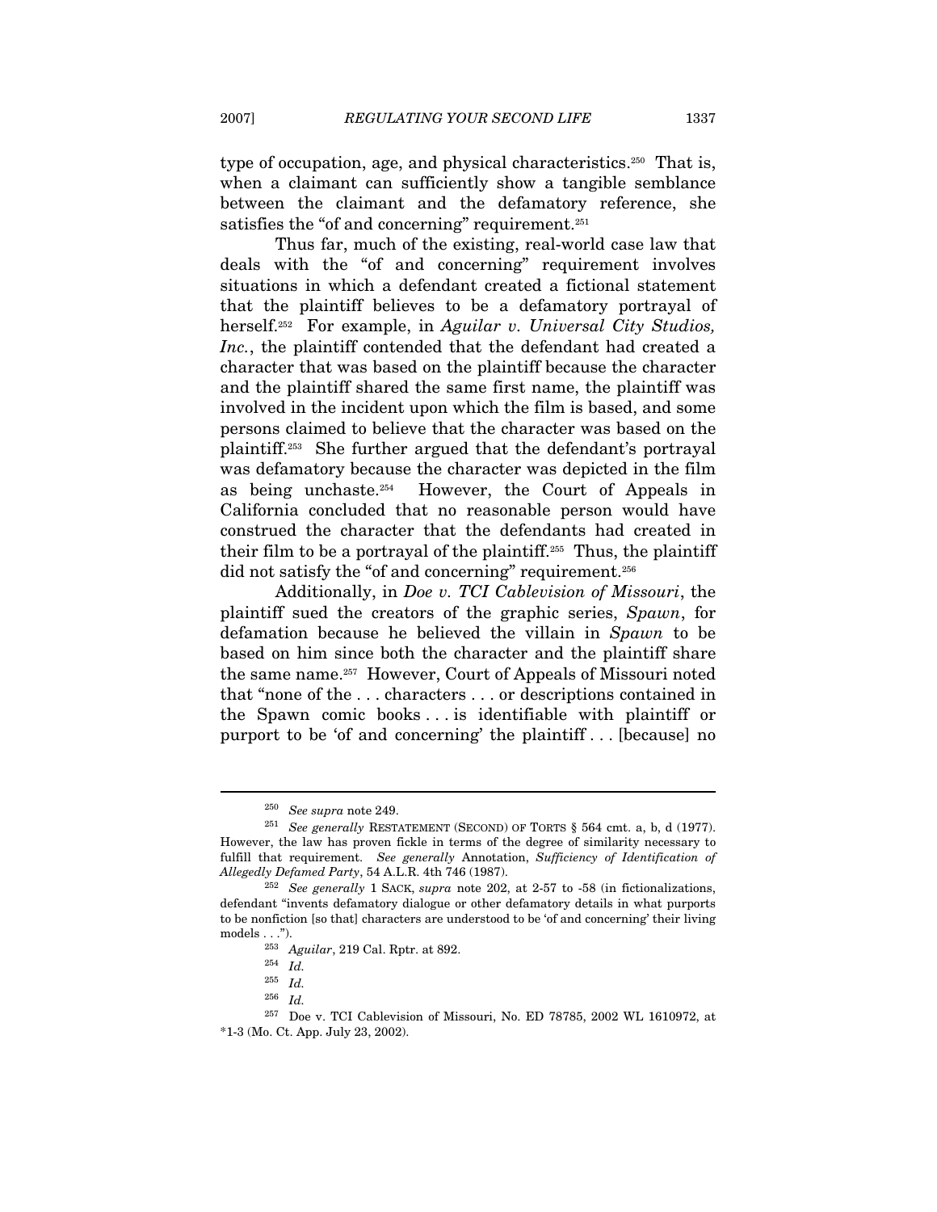type of occupation, age, and physical characteristics.[250] That is, when a claimant can sufficiently show a tangible semblance between the claimant and the defamatory reference, she satisfies the "of and concerning" requirement.[251]

Thus far, much of the existing, real-world case law that deals with the "of and concerning" requirement involves situations in which a defendant created a fictional statement that the plaintiff believes to be a defamatory portrayal of herself.[252] For example, in *Aguilar v. Universal City Studios, Inc.*, the plaintiff contended that the defendant had created a character that was based on the plaintiff because the character and the plaintiff shared the same first name, the plaintiff was involved in the incident upon which the film is based, and some persons claimed to believe that the character was based on the plaintiff.[253] She further argued that the defendant's portrayal was defamatory because the character was depicted in the film as being unchaste.[254] However, the Court of Appeals in California concluded that no reasonable person would have construed the character that the defendants had created in their film to be a portrayal of the plaintiff.[255] Thus, the plaintiff did not satisfy the "of and concerning" requirement.[256]

Additionally, in *Doe v. TCI Cablevision of Missouri*, the plaintiff sued the creators of the graphic series, *Spawn*, for defamation because he believed the villain in *Spawn* to be based on him since both the character and the plaintiff share the same name.[257] However, Court of Appeals of Missouri noted that "none of the . . . characters . . . or descriptions contained in the Spawn comic books . . . is identifiable with plaintiff or purport to be 'of and concerning' the plaintiff . . . [because] no

---

[250] *See supra* note 249.

[251] *See generally* RESTATEMENT (SECOND) OF TORTS § 564 cmt. a, b, d (1977). However, the law has proven fickle in terms of the degree of similarity necessary to fulfill that requirement. *See generally* Annotation, *Sufficiency of Identification of Allegedly Defamed Party*, 54 A.L.R. 4th 746 (1987).

[252] *See generally* 1 SACK, *supra* note 202, at 2-57 to -58 (in fictionalizations, defendant "invents defamatory dialogue or other defamatory details in what purports to be nonfiction [so that] characters are understood to be 'of and concerning' their living models . . .").

[253] *Aguilar*, 219 Cal. Rptr. at 892.

[254] *Id.*

[255] *Id.*

[256] *Id.*

[257] Doe v. TCI Cablevision of Missouri, No. ED 78785, 2002 WL 1610972, at *1-3 (Mo. Ct. App. July 23, 2002).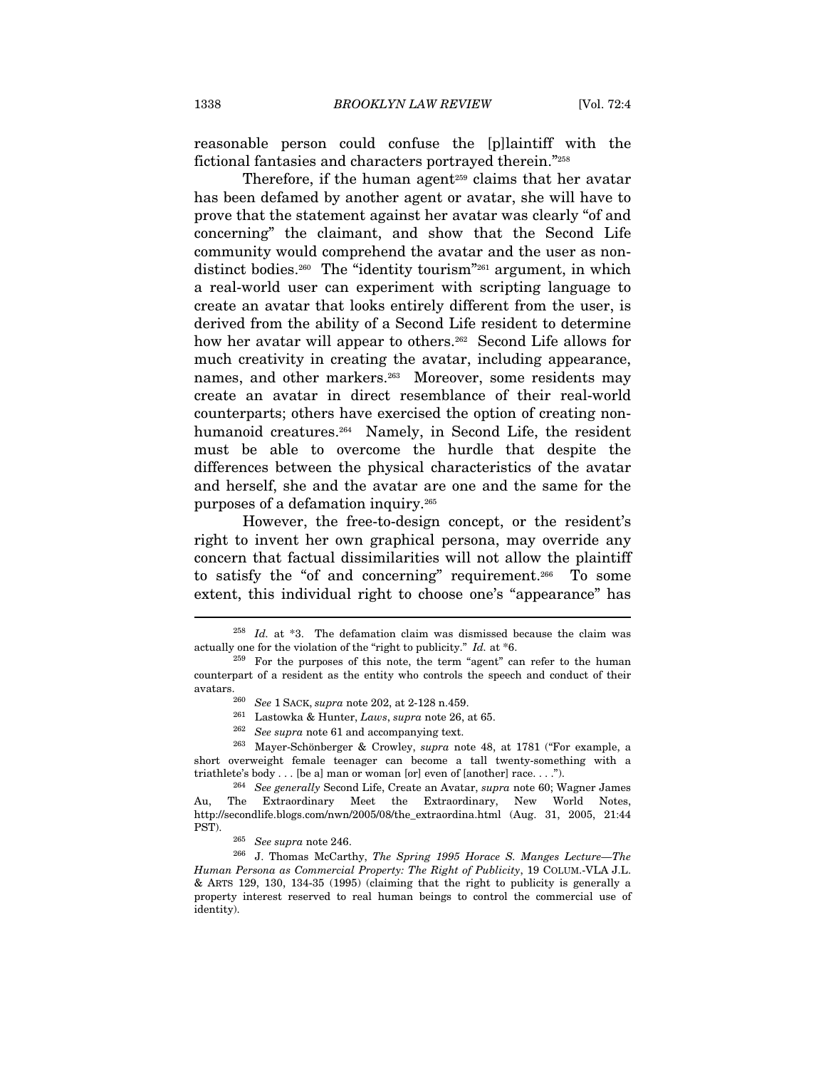reasonable person could confuse the [p]laintiff with the fictional fantasies and characters portrayed therein."[258]

Therefore, if the human agent[259] claims that her avatar has been defamed by another agent or avatar, she will have to prove that the statement against her avatar was clearly "of and concerning" the claimant, and show that the Second Life community would comprehend the avatar and the user as non-distinct bodies.[260] The "identity tourism"[261] argument, in which a real-world user can experiment with scripting language to create an avatar that looks entirely different from the user, is derived from the ability of a Second Life resident to determine how her avatar will appear to others.[262] Second Life allows for much creativity in creating the avatar, including appearance, names, and other markers.[263] Moreover, some residents may create an avatar in direct resemblance of their real-world counterparts; others have exercised the option of creating non-humanoid creatures.[264] Namely, in Second Life, the resident must be able to overcome the hurdle that despite the differences between the physical characteristics of the avatar and herself, she and the avatar are one and the same for the purposes of a defamation inquiry.[265]

However, the free-to-design concept, or the resident's right to invent her own graphical persona, may override any concern that factual dissimilarities will not allow the plaintiff to satisfy the "of and concerning" requirement.[266] To some extent, this individual right to choose one's "appearance" has

---

[258] *Id.* at \*3. The defamation claim was dismissed because the claim was actually one for the violation of the "right to publicity." *Id.* at \*6.

[259] For the purposes of this note, the term "agent" can refer to the human counterpart of a resident as the entity who controls the speech and conduct of their avatars.

[260] *See* 1 SACK, *supra* note 202, at 2-128 n.459.

[261] Lastowka & Hunter, *Laws*, *supra* note 26, at 65.

[262] *See supra* note 61 and accompanying text.

[263] Mayer-Schönberger & Crowley, *supra* note 48, at 1781 ("For example, a short overweight female teenager can become a tall twenty-something with a triathlete's body . . . [be a] man or woman [or] even of [another] race. . . .").

[264] *See generally* Second Life, Create an Avatar, *supra* note 60; Wagner James Au, The Extraordinary Meet the Extraordinary, New World Notes, http://secondlife.blogs.com/nwn/2005/08/the_extraordina.html (Aug. 31, 2005, 21:44 PST).

[265] *See supra* note 246.

[266] J. Thomas McCarthy, *The Spring 1995 Horace S. Manges Lecture—The Human Persona as Commercial Property: The Right of Publicity*, 19 COLUM.-VLA J.L. & ARTS 129, 130, 134-35 (1995) (claiming that the right to publicity is generally a property interest reserved to real human beings to control the commercial use of identity).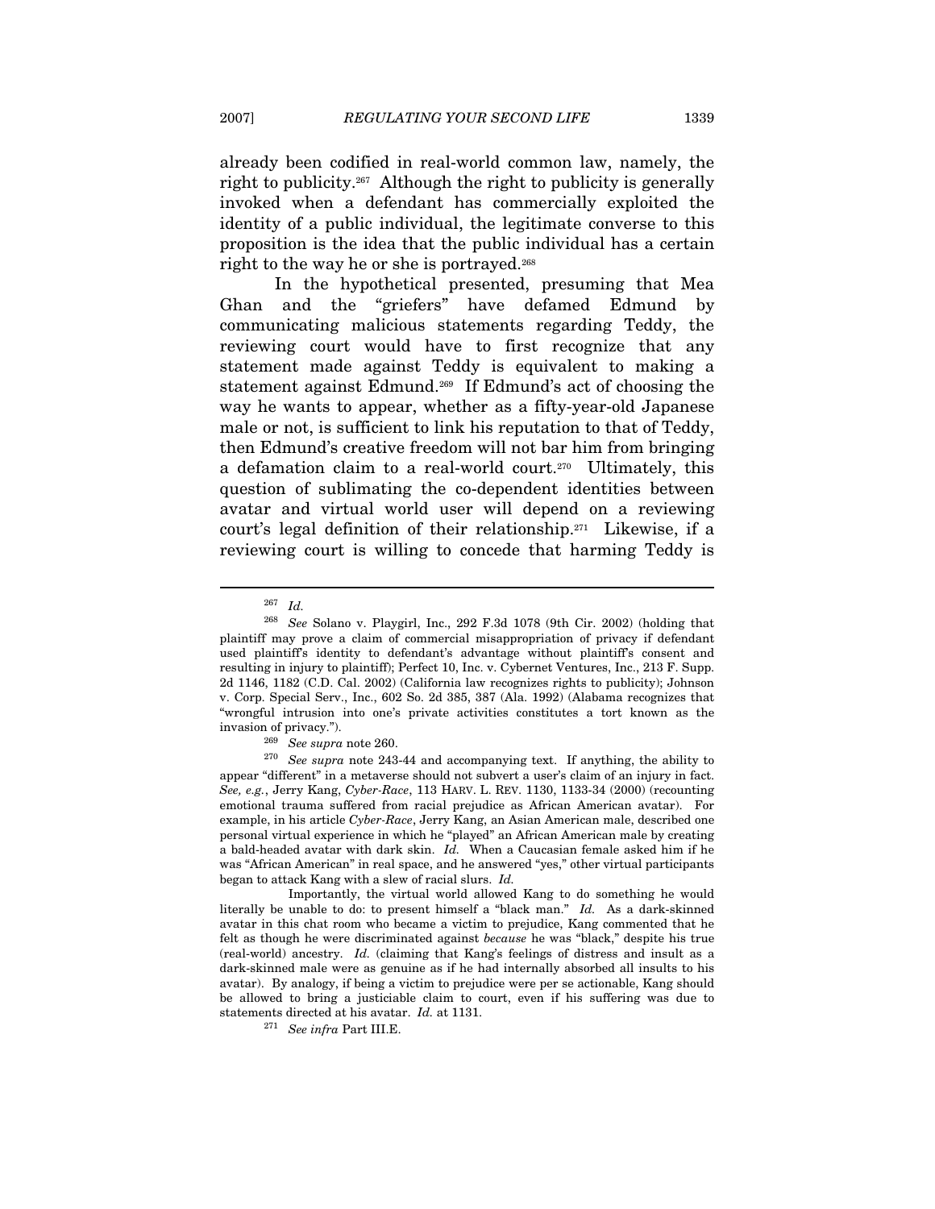already been codified in real-world common law, namely, the right to publicity.[267] Although the right to publicity is generally invoked when a defendant has commercially exploited the identity of a public individual, the legitimate converse to this proposition is the idea that the public individual has a certain right to the way he or she is portrayed.[268]

In the hypothetical presented, presuming that Mea Ghan and the "griefers" have defamed Edmund by communicating malicious statements regarding Teddy, the reviewing court would have to first recognize that any statement made against Teddy is equivalent to making a statement against Edmund.[269] If Edmund's act of choosing the way he wants to appear, whether as a fifty-year-old Japanese male or not, is sufficient to link his reputation to that of Teddy, then Edmund's creative freedom will not bar him from bringing a defamation claim to a real-world court.[270] Ultimately, this question of sublimating the co-dependent identities between avatar and virtual world user will depend on a reviewing court's legal definition of their relationship.[271] Likewise, if a reviewing court is willing to concede that harming Teddy is

---

[267] *Id.*

[268] *See* Solano v. Playgirl, Inc., 292 F.3d 1078 (9th Cir. 2002) (holding that plaintiff may prove a claim of commercial misappropriation of privacy if defendant used plaintiff's identity to defendant's advantage without plaintiff's consent and resulting in injury to plaintiff); Perfect 10, Inc. v. Cybernet Ventures, Inc., 213 F. Supp. 2d 1146, 1182 (C.D. Cal. 2002) (California law recognizes rights to publicity); Johnson v. Corp. Special Serv., Inc., 602 So. 2d 385, 387 (Ala. 1992) (Alabama recognizes that "wrongful intrusion into one's private activities constitutes a tort known as the invasion of privacy.").

[269] *See supra* note 260.

[270] *See supra* note 243-44 and accompanying text. If anything, the ability to appear "different" in a metaverse should not subvert a user's claim of an injury in fact. *See, e.g.*, Jerry Kang, *Cyber-Race*, 113 HARV. L. REV. 1130, 1133-34 (2000) (recounting emotional trauma suffered from racial prejudice as African American avatar). For example, in his article *Cyber-Race*, Jerry Kang, an Asian American male, described one personal virtual experience in which he "played" an African American male by creating a bald-headed avatar with dark skin. *Id.* When a Caucasian female asked him if he was "African American" in real space, and he answered "yes," other virtual participants began to attack Kang with a slew of racial slurs. *Id.*

Importantly, the virtual world allowed Kang to do something he would literally be unable to do: to present himself a "black man." *Id.* As a dark-skinned avatar in this chat room who became a victim to prejudice, Kang commented that he felt as though he were discriminated against *because* he was "black," despite his true (real-world) ancestry. *Id.* (claiming that Kang's feelings of distress and insult as a dark-skinned male were as genuine as if he had internally absorbed all insults to his avatar). By analogy, if being a victim to prejudice were per se actionable, Kang should be allowed to bring a justiciable claim to court, even if his suffering was due to statements directed at his avatar. *Id.* at 1131.

[271] *See infra* Part III.E.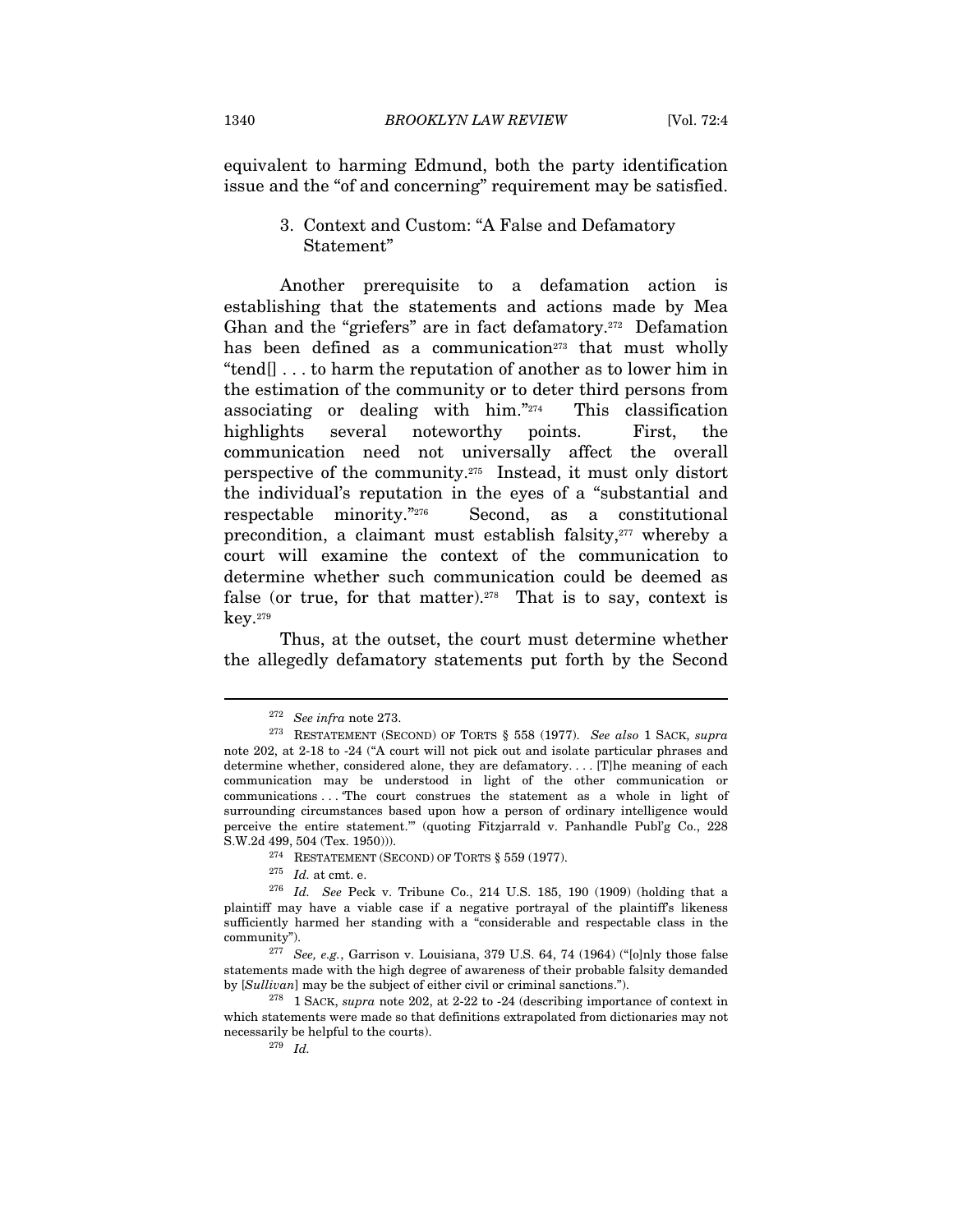equivalent to harming Edmund, both the party identification issue and the "of and concerning" requirement may be satisfied.

### 3. Context and Custom: "A False and Defamatory Statement"

Another prerequisite to a defamation action is establishing that the statements and actions made by Mea Ghan and the "griefers" are in fact defamatory.[272] Defamation has been defined as a communication[273] that must wholly "tend[] . . . to harm the reputation of another as to lower him in the estimation of the community or to deter third persons from associating or dealing with him."[274] This classification highlights several noteworthy points. First, the communication need not universally affect the overall perspective of the community.[275] Instead, it must only distort the individual's reputation in the eyes of a "substantial and respectable minority."[276] Second, as a constitutional precondition, a claimant must establish falsity,[277] whereby a court will examine the context of the communication to determine whether such communication could be deemed as false (or true, for that matter).[278] That is to say, context is key.[279]

Thus, at the outset, the court must determine whether the allegedly defamatory statements put forth by the Second

---

[272] *See infra* note 273.

[273] RESTATEMENT (SECOND) OF TORTS § 558 (1977). *See also* 1 SACK, *supra* note 202, at 2-18 to -24 ("A court will not pick out and isolate particular phrases and determine whether, considered alone, they are defamatory. . . . [T]he meaning of each communication may be understood in light of the other communication or communications . . . 'The court construes the statement as a whole in light of surrounding circumstances based upon how a person of ordinary intelligence would perceive the entire statement.'" (quoting Fitzjarrald v. Panhandle Publ'g Co., 228 S.W.2d 499, 504 (Tex. 1950))).

[274] RESTATEMENT (SECOND) OF TORTS § 559 (1977).

[275] *Id.* at cmt. e.

[276] *Id. See* Peck v. Tribune Co., 214 U.S. 185, 190 (1909) (holding that a plaintiff may have a viable case if a negative portrayal of the plaintiff's likeness sufficiently harmed her standing with a "considerable and respectable class in the community").

[277] *See, e.g.*, Garrison v. Louisiana, 379 U.S. 64, 74 (1964) ("[o]nly those false statements made with the high degree of awareness of their probable falsity demanded by [*Sullivan*] may be the subject of either civil or criminal sanctions.").

[278] 1 SACK, *supra* note 202, at 2-22 to -24 (describing importance of context in which statements were made so that definitions extrapolated from dictionaries may not necessarily be helpful to the courts).

[279] *Id.*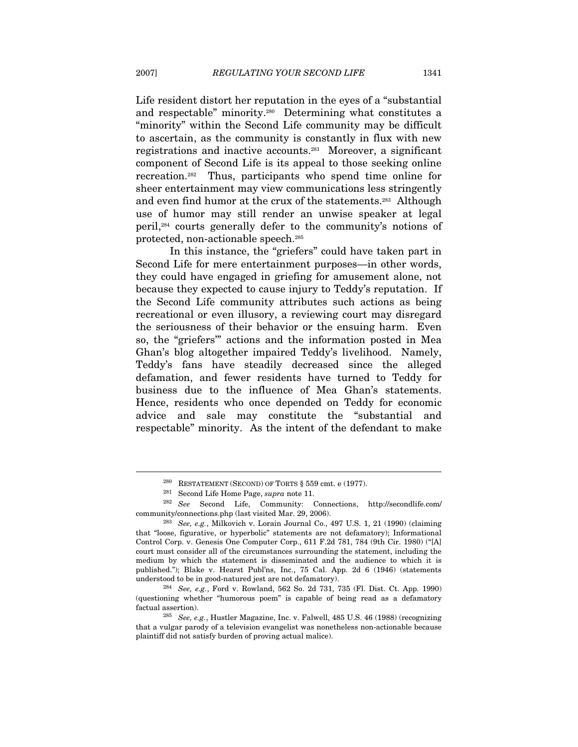Life resident distort her reputation in the eyes of a "substantial and respectable" minority.[280] Determining what constitutes a "minority" within the Second Life community may be difficult to ascertain, as the community is constantly in flux with new registrations and inactive accounts.[281] Moreover, a significant component of Second Life is its appeal to those seeking online recreation.[282] Thus, participants who spend time online for sheer entertainment may view communications less stringently and even find humor at the crux of the statements.[283] Although use of humor may still render an unwise speaker at legal peril,[284] courts generally defer to the community's notions of protected, non-actionable speech.[285]

In this instance, the "griefers" could have taken part in Second Life for mere entertainment purposes—in other words, they could have engaged in griefing for amusement alone, not because they expected to cause injury to Teddy's reputation. If the Second Life community attributes such actions as being recreational or even illusory, a reviewing court may disregard the seriousness of their behavior or the ensuing harm. Even so, the "griefers'" actions and the information posted in Mea Ghan's blog altogether impaired Teddy's livelihood. Namely, Teddy's fans have steadily decreased since the alleged defamation, and fewer residents have turned to Teddy for business due to the influence of Mea Ghan's statements. Hence, residents who once depended on Teddy for economic advice and sale may constitute the "substantial and respectable" minority. As the intent of the defendant to make

---

[280] RESTATEMENT (SECOND) OF TORTS § 559 cmt. e (1977).

[281] Second Life Home Page, *supra* note 11.

[282] *See* Second Life, Community: Connections, http://secondlife.com/community/connections.php (last visited Mar. 29, 2006).

[283] *See, e.g.*, Milkovich v. Lorain Journal Co., 497 U.S. 1, 21 (1990) (claiming that "loose, figurative, or hyperbolic" statements are not defamatory); Informational Control Corp. v. Genesis One Computer Corp., 611 F.2d 781, 784 (9th Cir. 1980) ("[A] court must consider all of the circumstances surrounding the statement, including the medium by which the statement is disseminated and the audience to which it is published."); Blake v. Hearst Publ'ns, Inc., 75 Cal. App. 2d 6 (1946) (statements understood to be in good-natured jest are not defamatory).

[284] *See, e.g.*, Ford v. Rowland, 562 So. 2d 731, 735 (Fl. Dist. Ct. App. 1990) (questioning whether "humorous poem" is capable of being read as a defamatory factual assertion).

[285] *See, e.g.*, Hustler Magazine, Inc. v. Falwell, 485 U.S. 46 (1988) (recognizing that a vulgar parody of a television evangelist was nonetheless non-actionable because plaintiff did not satisfy burden of proving actual malice).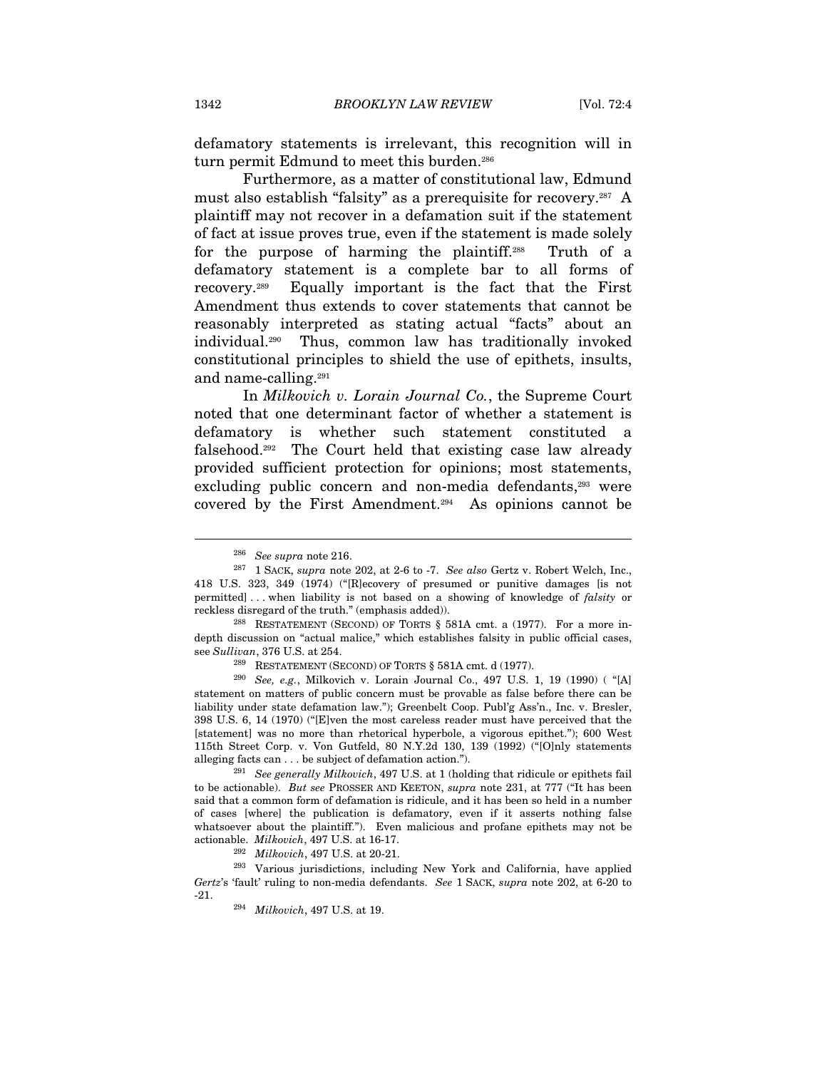defamatory statements is irrelevant, this recognition will in turn permit Edmund to meet this burden.[286]

Furthermore, as a matter of constitutional law, Edmund must also establish "falsity" as a prerequisite for recovery.[287] A plaintiff may not recover in a defamation suit if the statement of fact at issue proves true, even if the statement is made solely for the purpose of harming the plaintiff.[288] Truth of a defamatory statement is a complete bar to all forms of recovery.[289] Equally important is the fact that the First Amendment thus extends to cover statements that cannot be reasonably interpreted as stating actual "facts" about an individual.[290] Thus, common law has traditionally invoked constitutional principles to shield the use of epithets, insults, and name-calling.[291]

In *Milkovich v. Lorain Journal Co.*, the Supreme Court noted that one determinant factor of whether a statement is defamatory is whether such statement constituted a falsehood.[292] The Court held that existing case law already provided sufficient protection for opinions; most statements, excluding public concern and non-media defendants,[293] were covered by the First Amendment.[294] As opinions cannot be

---

[286] *See supra* note 216.

[287] 1 SACK, *supra* note 202, at 2-6 to -7. *See also* Gertz v. Robert Welch, Inc., 418 U.S. 323, 349 (1974) ("[R]ecovery of presumed or punitive damages [is not permitted] . . . when liability is not based on a showing of knowledge of *falsity* or reckless disregard of the truth." (emphasis added)).

[288] RESTATEMENT (SECOND) OF TORTS § 581A cmt. a (1977). For a more in-depth discussion on "actual malice," which establishes falsity in public official cases, see *Sullivan*, 376 U.S. at 254.

[289] RESTATEMENT (SECOND) OF TORTS § 581A cmt. d (1977).

[290] *See, e.g.*, Milkovich v. Lorain Journal Co., 497 U.S. 1, 19 (1990) ( "[A] statement on matters of public concern must be provable as false before there can be liability under state defamation law."); Greenbelt Coop. Publ'g Ass'n., Inc. v. Bresler, 398 U.S. 6, 14 (1970) ("[E]ven the most careless reader must have perceived that the [statement] was no more than rhetorical hyperbole, a vigorous epithet."); 600 West 115th Street Corp. v. Von Gutfeld, 80 N.Y.2d 130, 139 (1992) ("[O]nly statements alleging facts can . . . be subject of defamation action.").

[291] *See generally Milkovich*, 497 U.S. at 1 (holding that ridicule or epithets fail to be actionable). *But see* PROSSER AND KEETON, *supra* note 231, at 777 ("It has been said that a common form of defamation is ridicule, and it has been so held in a number of cases [where] the publication is defamatory, even if it asserts nothing false whatsoever about the plaintiff."). Even malicious and profane epithets may not be actionable. *Milkovich*, 497 U.S. at 16-17.

[292] *Milkovich*, 497 U.S. at 20-21.

[293] Various jurisdictions, including New York and California, have applied *Gertz*'s 'fault' ruling to non-media defendants. *See* 1 SACK, *supra* note 202, at 6-20 to -21.

[294] *Milkovich*, 497 U.S. at 19.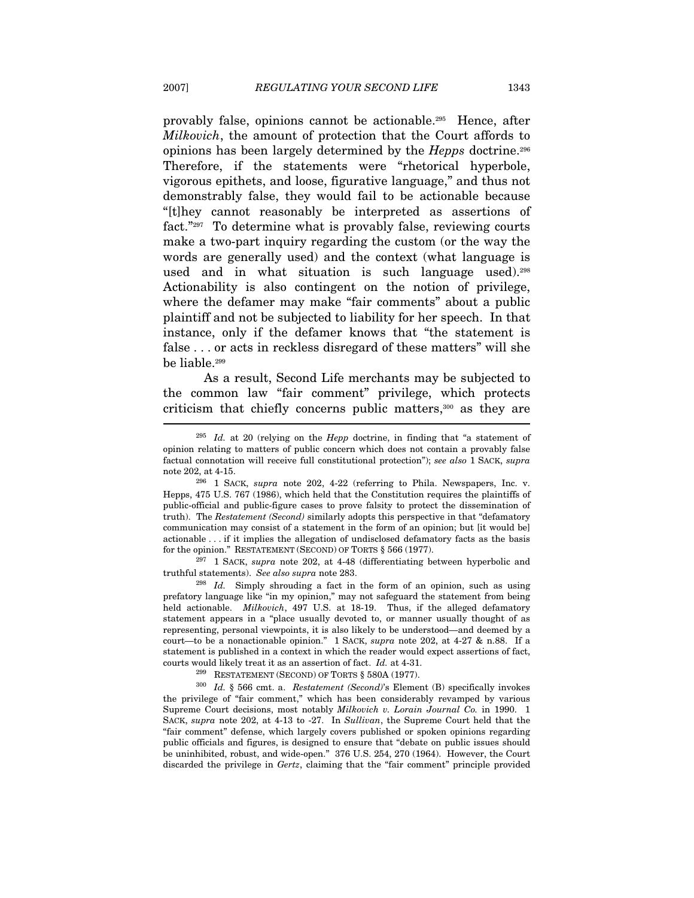provably false, opinions cannot be actionable.[295] Hence, after *Milkovich*, the amount of protection that the Court affords to opinions has been largely determined by the *Hepps* doctrine.[296] Therefore, if the statements were "rhetorical hyperbole, vigorous epithets, and loose, figurative language," and thus not demonstrably false, they would fail to be actionable because "[t]hey cannot reasonably be interpreted as assertions of fact."[297] To determine what is provably false, reviewing courts make a two-part inquiry regarding the custom (or the way the words are generally used) and the context (what language is used and in what situation is such language used).[298] Actionability is also contingent on the notion of privilege, where the defamer may make "fair comments" about a public plaintiff and not be subjected to liability for her speech. In that instance, only if the defamer knows that "the statement is false . . . or acts in reckless disregard of these matters" will she be liable.[299]

As a result, Second Life merchants may be subjected to the common law "fair comment" privilege, which protects criticism that chiefly concerns public matters,[300] as they are

---

[295] *Id.* at 20 (relying on the *Hepp* doctrine, in finding that "a statement of opinion relating to matters of public concern which does not contain a provably false factual connotation will receive full constitutional protection"); *see also* 1 SACK, *supra* note 202, at 4-15.

[296] 1 SACK, *supra* note 202, 4-22 (referring to Phila. Newspapers, Inc. v. Hepps, 475 U.S. 767 (1986), which held that the Constitution requires the plaintiffs of public-official and public-figure cases to prove falsity to protect the dissemination of truth). The *Restatement (Second)* similarly adopts this perspective in that "defamatory communication may consist of a statement in the form of an opinion; but [it would be] actionable . . . if it implies the allegation of undisclosed defamatory facts as the basis for the opinion." RESTATEMENT (SECOND) OF TORTS § 566 (1977).

[297] 1 SACK, *supra* note 202, at 4-48 (differentiating between hyperbolic and truthful statements). *See also supra* note 283.

[298] *Id.* Simply shrouding a fact in the form of an opinion, such as using prefatory language like "in my opinion," may not safeguard the statement from being held actionable. *Milkovich*, 497 U.S. at 18-19. Thus, if the alleged defamatory statement appears in a "place usually devoted to, or manner usually thought of as representing, personal viewpoints, it is also likely to be understood—and deemed by a court—to be a nonactionable opinion." 1 SACK, *supra* note 202, at 4-27 & n.88. If a statement is published in a context in which the reader would expect assertions of fact, courts would likely treat it as an assertion of fact. *Id.* at 4-31.

[299] RESTATEMENT (SECOND) OF TORTS § 580A (1977).

[300] *Id.* § 566 cmt. a. *Restatement (Second)*'s Element (B) specifically invokes the privilege of "fair comment," which has been considerably revamped by various Supreme Court decisions, most notably *Milkovich v. Lorain Journal Co.* in 1990. 1 SACK, *supra* note 202, at 4-13 to -27. In *Sullivan*, the Supreme Court held that the "fair comment" defense, which largely covers published or spoken opinions regarding public officials and figures, is designed to ensure that "debate on public issues should be uninhibited, robust, and wide-open." 376 U.S. 254, 270 (1964). However, the Court discarded the privilege in *Gertz*, claiming that the "fair comment" principle provided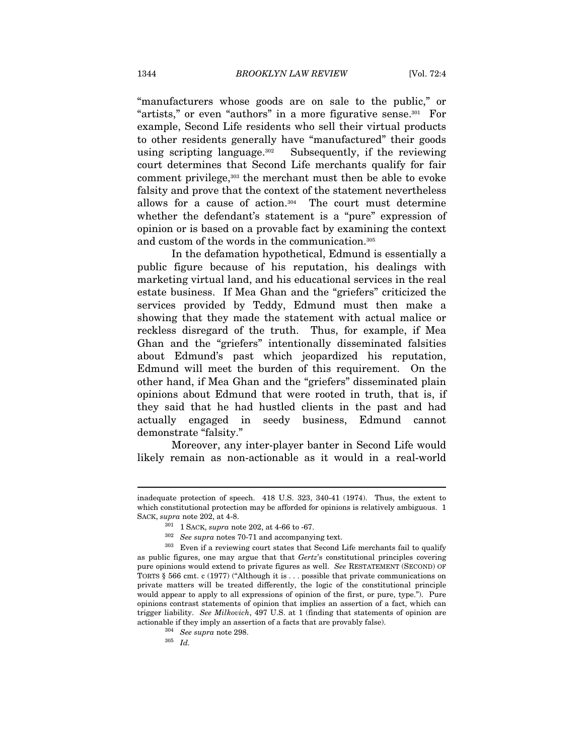"manufacturers whose goods are on sale to the public," or "artists," or even "authors" in a more figurative sense.[301] For example, Second Life residents who sell their virtual products to other residents generally have "manufactured" their goods using scripting language.[302] Subsequently, if the reviewing court determines that Second Life merchants qualify for fair comment privilege,[303] the merchant must then be able to evoke falsity and prove that the context of the statement nevertheless allows for a cause of action.[304] The court must determine whether the defendant's statement is a "pure" expression of opinion or is based on a provable fact by examining the context and custom of the words in the communication.[305]

In the defamation hypothetical, Edmund is essentially a public figure because of his reputation, his dealings with marketing virtual land, and his educational services in the real estate business. If Mea Ghan and the "griefers" criticized the services provided by Teddy, Edmund must then make a showing that they made the statement with actual malice or reckless disregard of the truth. Thus, for example, if Mea Ghan and the "griefers" intentionally disseminated falsities about Edmund's past which jeopardized his reputation, Edmund will meet the burden of this requirement. On the other hand, if Mea Ghan and the "griefers" disseminated plain opinions about Edmund that were rooted in truth, that is, if they said that he had hustled clients in the past and had actually engaged in seedy business, Edmund cannot demonstrate "falsity."

Moreover, any inter-player banter in Second Life would likely remain as non-actionable as it would in a real-world

---

inadequate protection of speech. 418 U.S. 323, 340-41 (1974). Thus, the extent to which constitutional protection may be afforded for opinions is relatively ambiguous. 1 SACK, *supra* note 202, at 4-8.

[301] 1 SACK, *supra* note 202, at 4-66 to -67.

[302] *See supra* notes 70-71 and accompanying text.

[303] Even if a reviewing court states that Second Life merchants fail to qualify as public figures, one may argue that that *Gertz*'s constitutional principles covering pure opinions would extend to private figures as well. *See* RESTATEMENT (SECOND) OF TORTS § 566 cmt. c (1977) ("Although it is . . . possible that private communications on private matters will be treated differently, the logic of the constitutional principle would appear to apply to all expressions of opinion of the first, or pure, type."). Pure opinions contrast statements of opinion that implies an assertion of a fact, which can trigger liability. *See Milkovich*, 497 U.S. at 1 (finding that statements of opinion are actionable if they imply an assertion of a facts that are provably false).

[304] *See supra* note 298.

[305] *Id.*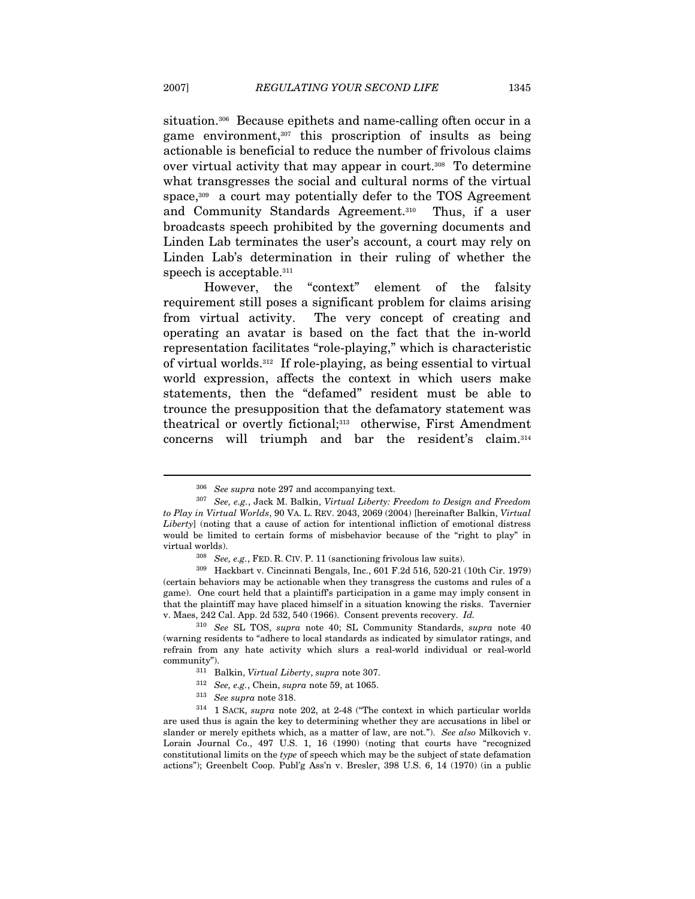situation.[306] Because epithets and name-calling often occur in a game environment,[307] this proscription of insults as being actionable is beneficial to reduce the number of frivolous claims over virtual activity that may appear in court.[308] To determine what transgresses the social and cultural norms of the virtual space,[309] a court may potentially defer to the TOS Agreement and Community Standards Agreement.[310] Thus, if a user broadcasts speech prohibited by the governing documents and Linden Lab terminates the user's account, a court may rely on Linden Lab's determination in their ruling of whether the speech is acceptable.[311]

However, the "context" element of the falsity requirement still poses a significant problem for claims arising from virtual activity. The very concept of creating and operating an avatar is based on the fact that the in-world representation facilitates "role-playing," which is characteristic of virtual worlds.[312] If role-playing, as being essential to virtual world expression, affects the context in which users make statements, then the "defamed" resident must be able to trounce the presupposition that the defamatory statement was theatrical or overtly fictional;[313] otherwise, First Amendment concerns will triumph and bar the resident's claim.[314]

---

[306] *See supra* note 297 and accompanying text.

[307] *See, e.g.*, Jack M. Balkin, *Virtual Liberty: Freedom to Design and Freedom to Play in Virtual Worlds*, 90 VA. L. REV. 2043, 2069 (2004) [hereinafter Balkin, *Virtual Liberty*] (noting that a cause of action for intentional infliction of emotional distress would be limited to certain forms of misbehavior because of the "right to play" in virtual worlds).

[308] *See, e.g.*, FED. R. CIV. P. 11 (sanctioning frivolous law suits).

[309] Hackbart v. Cincinnati Bengals, Inc., 601 F.2d 516, 520-21 (10th Cir. 1979) (certain behaviors may be actionable when they transgress the customs and rules of a game). One court held that a plaintiff's participation in a game may imply consent in that the plaintiff may have placed himself in a situation knowing the risks. Tavernier v. Maes, 242 Cal. App. 2d 532, 540 (1966). Consent prevents recovery. *Id.*

[310] *See* SL TOS, *supra* note 40; SL Community Standards, *supra* note 40 (warning residents to "adhere to local standards as indicated by simulator ratings, and refrain from any hate activity which slurs a real-world individual or real-world community").

[311] Balkin, *Virtual Liberty*, *supra* note 307.

[312] *See, e.g.*, Chein, *supra* note 59, at 1065.

[313] *See supra* note 318.

[314] 1 SACK, *supra* note 202, at 2-48 ("The context in which particular worlds are used thus is again the key to determining whether they are accusations in libel or slander or merely epithets which, as a matter of law, are not."). *See also* Milkovich v. Lorain Journal Co., 497 U.S. 1, 16 (1990) (noting that courts have "recognized constitutional limits on the *type* of speech which may be the subject of state defamation actions"); Greenbelt Coop. Publ'g Ass'n v. Bresler, 398 U.S. 6, 14 (1970) (in a public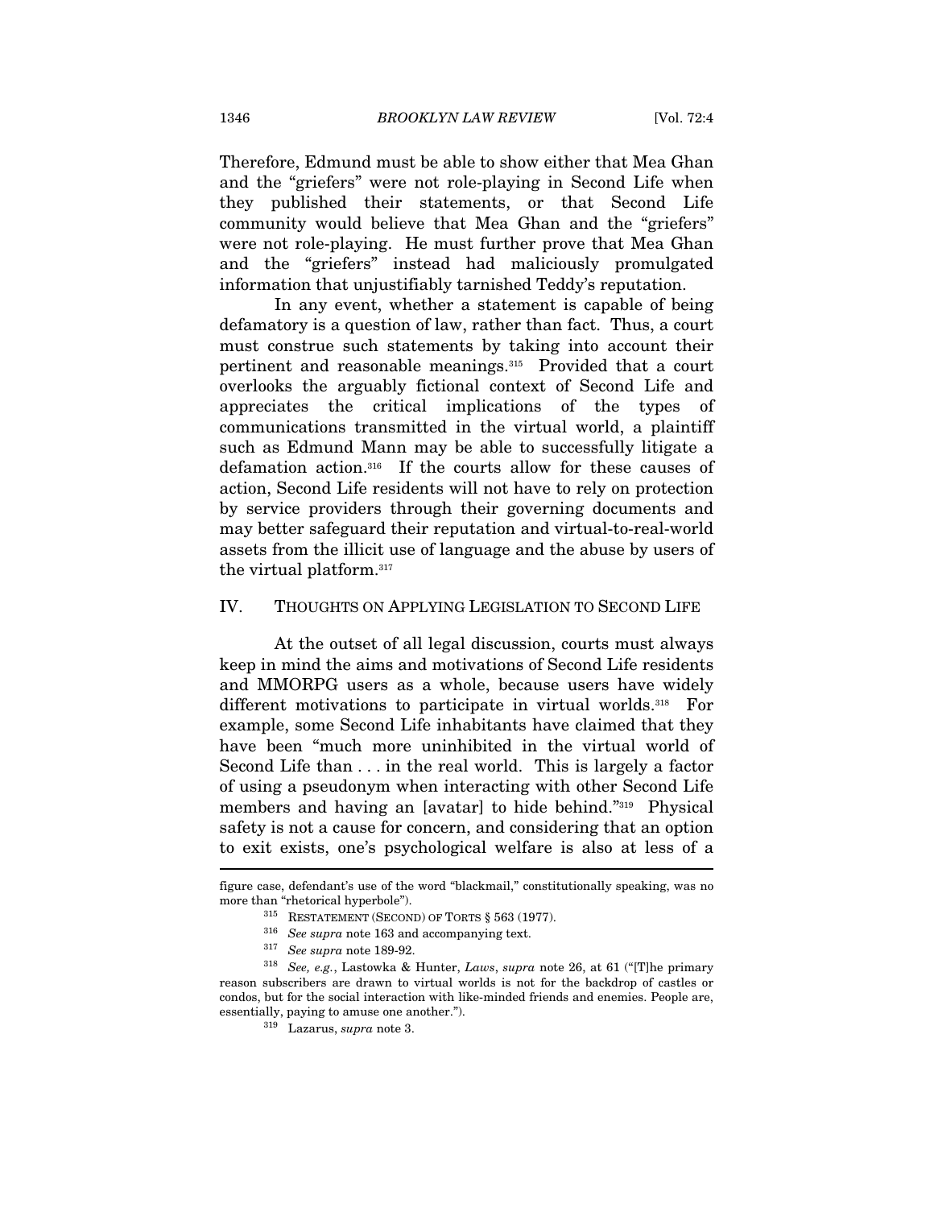Therefore, Edmund must be able to show either that Mea Ghan and the "griefers" were not role-playing in Second Life when they published their statements, or that Second Life community would believe that Mea Ghan and the "griefers" were not role-playing. He must further prove that Mea Ghan and the "griefers" instead had maliciously promulgated information that unjustifiably tarnished Teddy's reputation.

In any event, whether a statement is capable of being defamatory is a question of law, rather than fact. Thus, a court must construe such statements by taking into account their pertinent and reasonable meanings.[315] Provided that a court overlooks the arguably fictional context of Second Life and appreciates the critical implications of the types of communications transmitted in the virtual world, a plaintiff such as Edmund Mann may be able to successfully litigate a defamation action.[316] If the courts allow for these causes of action, Second Life residents will not have to rely on protection by service providers through their governing documents and may better safeguard their reputation and virtual-to-real-world assets from the illicit use of language and the abuse by users of the virtual platform.[317]

## IV. THOUGHTS ON APPLYING LEGISLATION TO SECOND LIFE

At the outset of all legal discussion, courts must always keep in mind the aims and motivations of Second Life residents and MMORPG users as a whole, because users have widely different motivations to participate in virtual worlds.[318] For example, some Second Life inhabitants have claimed that they have been "much more uninhibited in the virtual world of Second Life than . . . in the real world. This is largely a factor of using a pseudonym when interacting with other Second Life members and having an [avatar] to hide behind."[319] Physical safety is not a cause for concern, and considering that an option to exit exists, one's psychological welfare is also at less of a

---

figure case, defendant's use of the word "blackmail," constitutionally speaking, was no more than "rhetorical hyperbole").

[315] RESTATEMENT (SECOND) OF TORTS § 563 (1977).

[316] *See supra* note 163 and accompanying text.

[317] *See supra* note 189-92.

[318] *See, e.g.*, Lastowka & Hunter, *Laws*, *supra* note 26, at 61 ("[T]he primary reason subscribers are drawn to virtual worlds is not for the backdrop of castles or condos, but for the social interaction with like-minded friends and enemies. People are, essentially, paying to amuse one another.").

[319] Lazarus, *supra* note 3.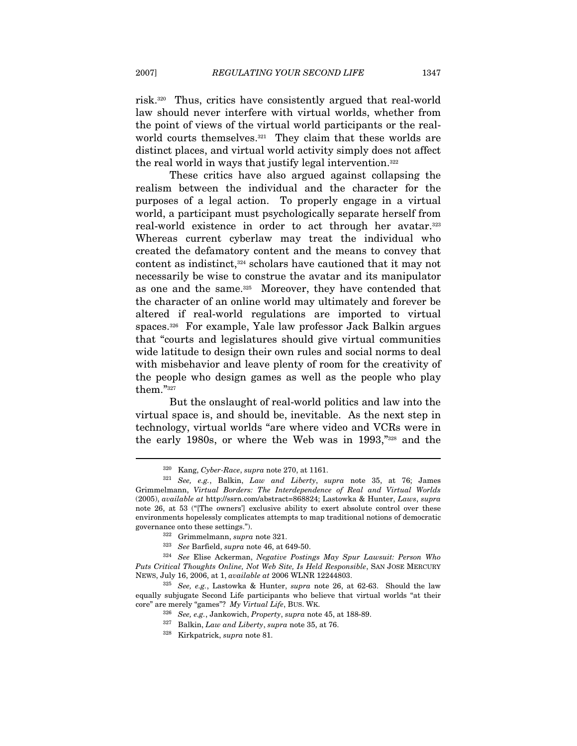risk.[320] Thus, critics have consistently argued that real-world law should never interfere with virtual worlds, whether from the point of views of the virtual world participants or the real-world courts themselves.[321] They claim that these worlds are distinct places, and virtual world activity simply does not affect the real world in ways that justify legal intervention.[322]

These critics have also argued against collapsing the realism between the individual and the character for the purposes of a legal action. To properly engage in a virtual world, a participant must psychologically separate herself from real-world existence in order to act through her avatar.[323] Whereas current cyberlaw may treat the individual who created the defamatory content and the means to convey that content as indistinct,[324] scholars have cautioned that it may not necessarily be wise to construe the avatar and its manipulator as one and the same.[325] Moreover, they have contended that the character of an online world may ultimately and forever be altered if real-world regulations are imported to virtual spaces.[326] For example, Yale law professor Jack Balkin argues that "courts and legislatures should give virtual communities wide latitude to design their own rules and social norms to deal with misbehavior and leave plenty of room for the creativity of the people who design games as well as the people who play them."[327]

But the onslaught of real-world politics and law into the virtual space is, and should be, inevitable. As the next step in technology, virtual worlds "are where video and VCRs were in the early 1980s, or where the Web was in 1993,"[328] and the

---

[320] Kang, *Cyber-Race*, *supra* note 270, at 1161.

[321] *See, e.g.*, Balkin, *Law and Liberty*, *supra* note 35, at 76; James Grimmelmann, *Virtual Borders: The Interdependence of Real and Virtual Worlds* (2005), *available at* http://ssrn.com/abstract=868824; Lastowka & Hunter, *Laws*, *supra* note 26, at 53 ("[The owners'] exclusive ability to exert absolute control over these environments hopelessly complicates attempts to map traditional notions of democratic governance onto these settings.").

[322] Grimmelmann, *supra* note 321.

[323] *See* Barfield, *supra* note 46, at 649-50.

[324] *See* Elise Ackerman, *Negative Postings May Spur Lawsuit: Person Who Puts Critical Thoughts Online, Not Web Site, Is Held Responsible*, SAN JOSE MERCURY NEWS, July 16, 2006, at 1, *available at* 2006 WLNR 12244803.

[325] *See, e.g.*, Lastowka & Hunter, *supra* note 26, at 62-63. Should the law equally subjugate Second Life participants who believe that virtual worlds "at their core" are merely "games"? *My Virtual Life*, BUS. WK.

[326] *See, e.g.*, Jankowich, *Property*, *supra* note 45, at 188-89.

[327] Balkin, *Law and Liberty*, *supra* note 35, at 76.

[328] Kirkpatrick, *supra* note 81.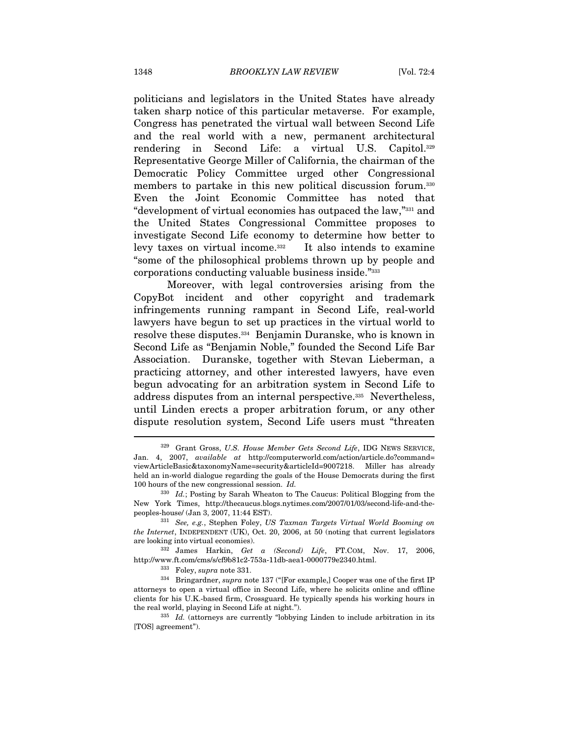politicians and legislators in the United States have already taken sharp notice of this particular metaverse. For example, Congress has penetrated the virtual wall between Second Life and the real world with a new, permanent architectural rendering in Second Life: a virtual U.S. Capitol.[329] Representative George Miller of California, the chairman of the Democratic Policy Committee urged other Congressional members to partake in this new political discussion forum.[330] Even the Joint Economic Committee has noted that "development of virtual economies has outpaced the law,"[331] and the United States Congressional Committee proposes to investigate Second Life economy to determine how better to levy taxes on virtual income.[332] It also intends to examine "some of the philosophical problems thrown up by people and corporations conducting valuable business inside."[333]

Moreover, with legal controversies arising from the CopyBot incident and other copyright and trademark infringements running rampant in Second Life, real-world lawyers have begun to set up practices in the virtual world to resolve these disputes.[334] Benjamin Duranske, who is known in Second Life as "Benjamin Noble," founded the Second Life Bar Association. Duranske, together with Stevan Lieberman, a practicing attorney, and other interested lawyers, have even begun advocating for an arbitration system in Second Life to address disputes from an internal perspective.[335] Nevertheless, until Linden erects a proper arbitration forum, or any other dispute resolution system, Second Life users must "threaten

---

[329] Grant Gross, *U.S. House Member Gets Second Life*, IDG NEWS SERVICE, Jan. 4, 2007, *available at* http://computerworld.com/action/article.do?command=viewArticleBasic&taxonomyName=security&articleId=9007218. Miller has already held an in-world dialogue regarding the goals of the House Democrats during the first 100 hours of the new congressional session. *Id.*

[330] *Id.*; Posting by Sarah Wheaton to The Caucus: Political Blogging from the New York Times, http://thecaucus.blogs.nytimes.com/2007/01/03/second-life-and-the-peoples-house/ (Jan 3, 2007, 11:44 EST).

[331] *See, e.g.*, Stephen Foley, *US Taxman Targets Virtual World Booming on the Internet*, INDEPENDENT (UK), Oct. 20, 2006, at 50 (noting that current legislators are looking into virtual economies).

[332] James Harkin, *Get a (Second) Life*, FT.COM, Nov. 17, 2006, http://www.ft.com/cms/s/cf9b81c2-753a-11db-aea1-0000779e2340.html.

[333] Foley, *supra* note 331.

[334] Bringardner, *supra* note 137 ("[For example,] Cooper was one of the first IP attorneys to open a virtual office in Second Life, where he solicits online and offline clients for his U.K.-based firm, Crossguard. He typically spends his working hours in the real world, playing in Second Life at night.").

[335] *Id.* (attorneys are currently "lobbying Linden to include arbitration in its [TOS] agreement").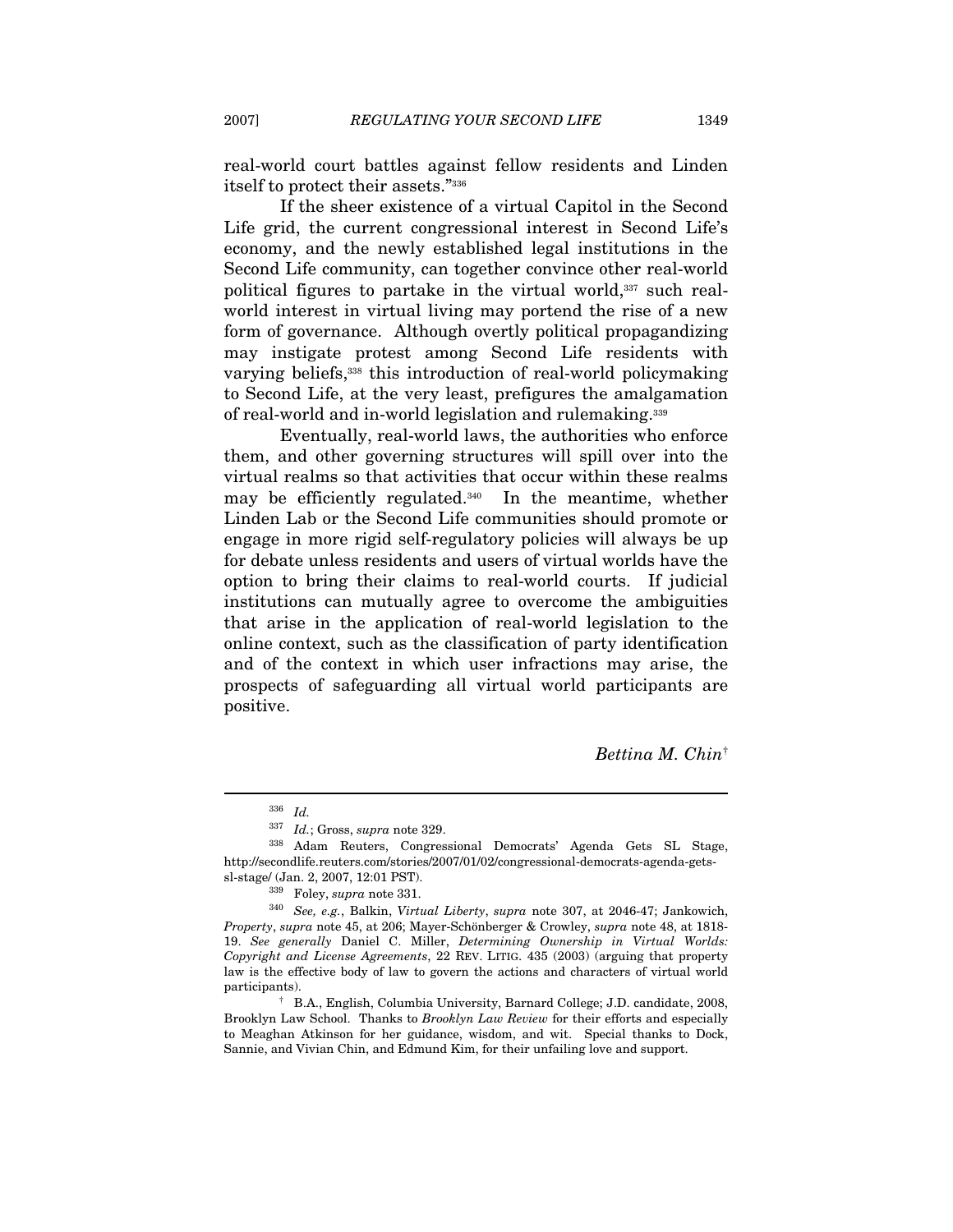real-world court battles against fellow residents and Linden itself to protect their assets."[336]

If the sheer existence of a virtual Capitol in the Second Life grid, the current congressional interest in Second Life's economy, and the newly established legal institutions in the Second Life community, can together convince other real-world political figures to partake in the virtual world,[337] such real-world interest in virtual living may portend the rise of a new form of governance. Although overtly political propagandizing may instigate protest among Second Life residents with varying beliefs,[338] this introduction of real-world policymaking to Second Life, at the very least, prefigures the amalgamation of real-world and in-world legislation and rulemaking.[339]

Eventually, real-world laws, the authorities who enforce them, and other governing structures will spill over into the virtual realms so that activities that occur within these realms may be efficiently regulated.[340] In the meantime, whether Linden Lab or the Second Life communities should promote or engage in more rigid self-regulatory policies will always be up for debate unless residents and users of virtual worlds have the option to bring their claims to real-world courts. If judicial institutions can mutually agree to overcome the ambiguities that arise in the application of real-world legislation to the online context, such as the classification of party identification and of the context in which user infractions may arise, the prospects of safeguarding all virtual world participants are positive.

*Bettina M. Chin*[†]

---

[336] *Id.*

[337] *Id.*; Gross, *supra* note 329.

[338] Adam Reuters, Congressional Democrats' Agenda Gets SL Stage, http://secondlife.reuters.com/stories/2007/01/02/congressional-democrats-agenda-gets-sl-stage/ (Jan. 2, 2007, 12:01 PST).

[339] Foley, *supra* note 331.

[340] *See, e.g.*, Balkin, *Virtual Liberty*, *supra* note 307, at 2046-47; Jankowich, *Property*, *supra* note 45, at 206; Mayer-Schönberger & Crowley, *supra* note 48, at 1818-19. *See generally* Daniel C. Miller, *Determining Ownership in Virtual Worlds: Copyright and License Agreements*, 22 REV. LITIG. 435 (2003) (arguing that property law is the effective body of law to govern the actions and characters of virtual world participants).

[†] B.A., English, Columbia University, Barnard College; J.D. candidate, 2008, Brooklyn Law School. Thanks to *Brooklyn Law Review* for their efforts and especially to Meaghan Atkinson for her guidance, wisdom, and wit. Special thanks to Dock, Sannie, and Vivian Chin, and Edmund Kim, for their unfailing love and support.